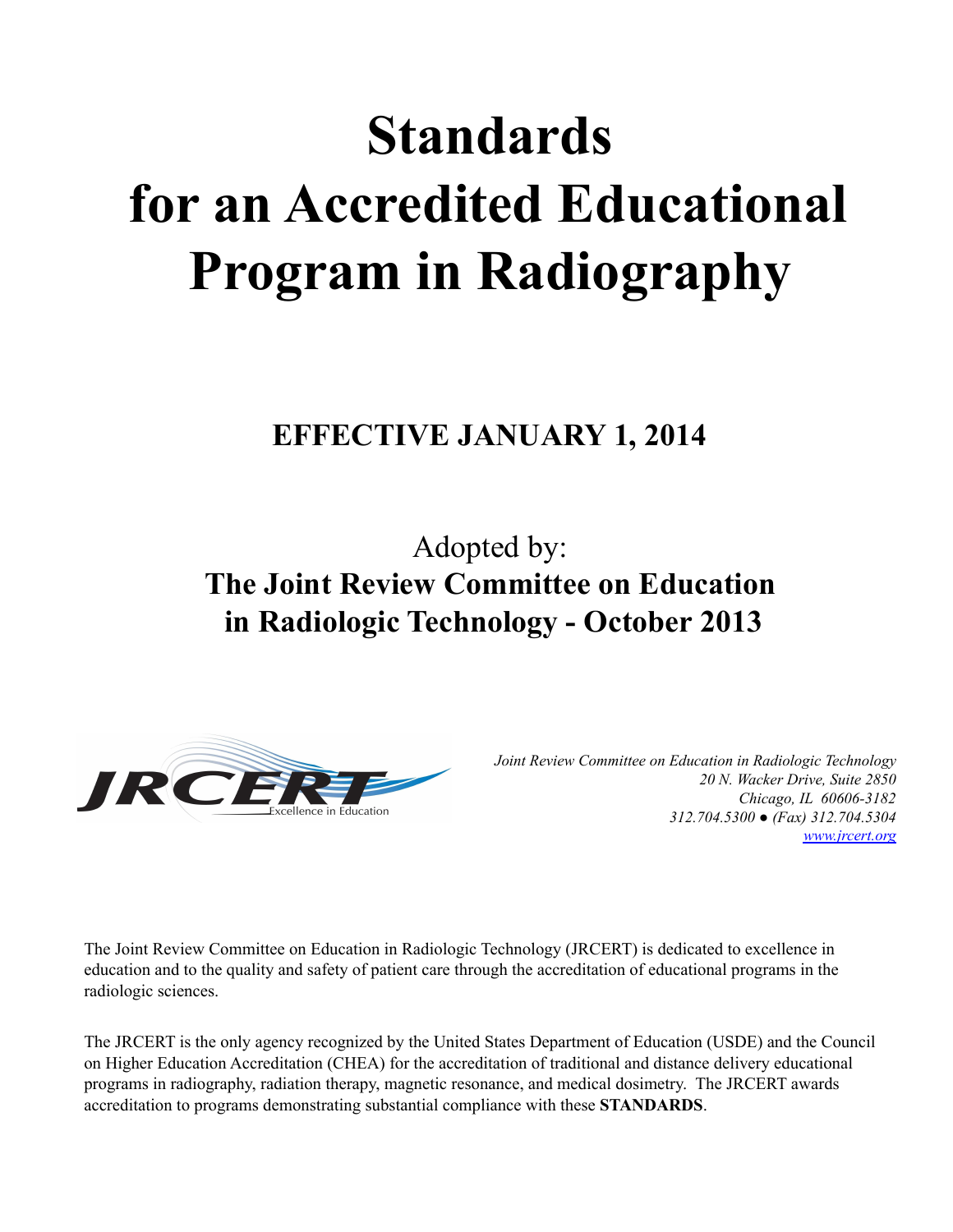# Standards for an Accredited Educational Program in Radiography

## EFFECTIVE JANUARY 1, 2014

Adopted by:

**The Joint Review Committee on Education in Radiologic Technology - October 2013**

JRCERT Excellence in Education

*Joint Review Committee on Education in Radiologic Technology*
*20 N. Wacker Drive, Suite 2850*
*Chicago, IL 60606-3182*
*312.704.5300 ● (Fax) 312.704.5304*
*www.jrcert.org*

The Joint Review Committee on Education in Radiologic Technology (JRCERT) is dedicated to excellence in education and to the quality and safety of patient care through the accreditation of educational programs in the radiologic sciences.

The JRCERT is the only agency recognized by the United States Department of Education (USDE) and the Council on Higher Education Accreditation (CHEA) for the accreditation of traditional and distance delivery educational programs in radiography, radiation therapy, magnetic resonance, and medical dosimetry. The JRCERT awards accreditation to programs demonstrating substantial compliance with these **STANDARDS**.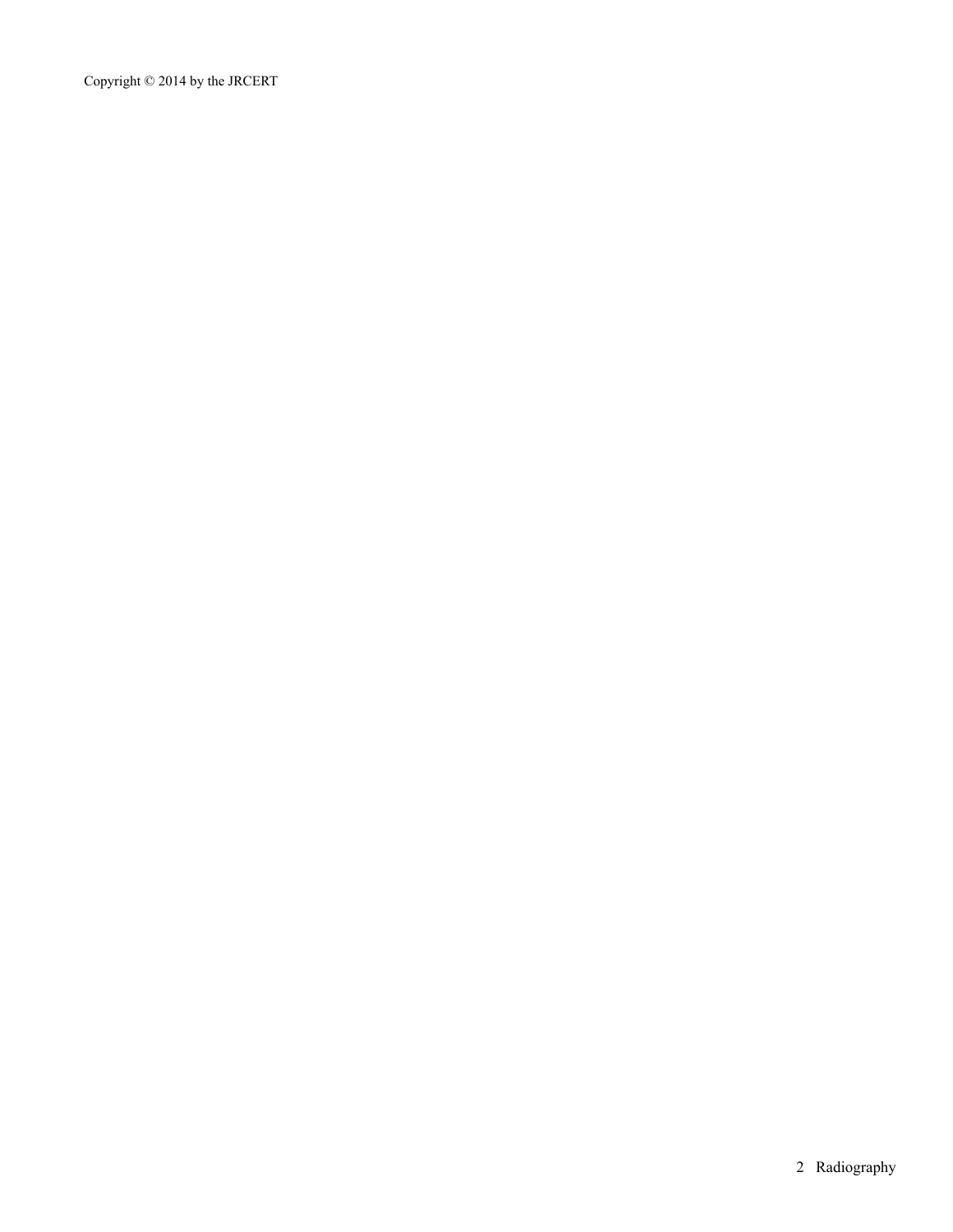Copyright © 2014 by the JRCERT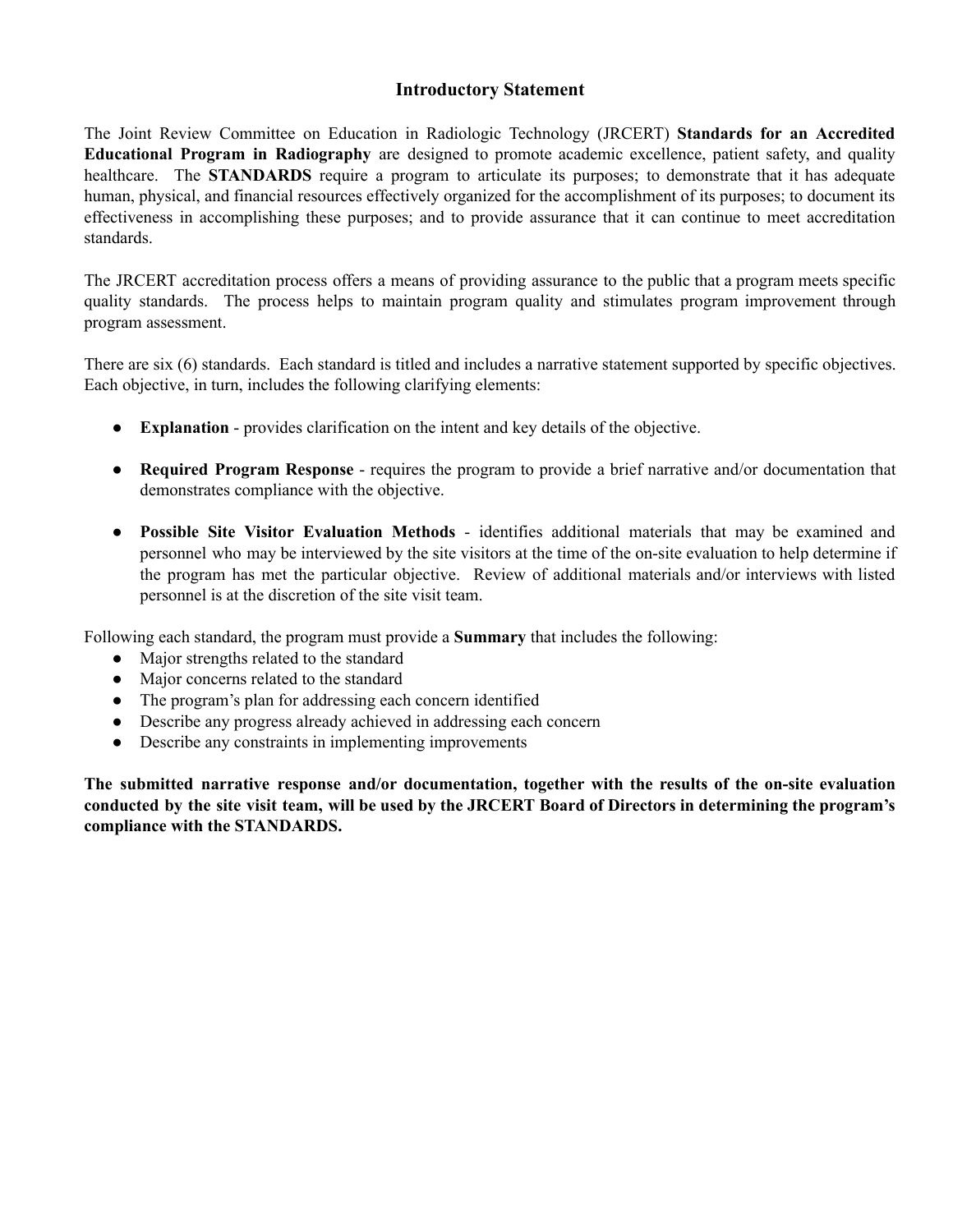# Introductory Statement

The Joint Review Committee on Education in Radiologic Technology (JRCERT) **Standards for an Accredited Educational Program in Radiography** are designed to promote academic excellence, patient safety, and quality healthcare. The **STANDARDS** require a program to articulate its purposes; to demonstrate that it has adequate human, physical, and financial resources effectively organized for the accomplishment of its purposes; to document its effectiveness in accomplishing these purposes; and to provide assurance that it can continue to meet accreditation standards.

The JRCERT accreditation process offers a means of providing assurance to the public that a program meets specific quality standards. The process helps to maintain program quality and stimulates program improvement through program assessment.

There are six (6) standards. Each standard is titled and includes a narrative statement supported by specific objectives. Each objective, in turn, includes the following clarifying elements:

- **Explanation** - provides clarification on the intent and key details of the objective.
- **Required Program Response** - requires the program to provide a brief narrative and/or documentation that demonstrates compliance with the objective.
- **Possible Site Visitor Evaluation Methods** - identifies additional materials that may be examined and personnel who may be interviewed by the site visitors at the time of the on-site evaluation to help determine if the program has met the particular objective. Review of additional materials and/or interviews with listed personnel is at the discretion of the site visit team.

Following each standard, the program must provide a **Summary** that includes the following:

- Major strengths related to the standard
- Major concerns related to the standard
- The program's plan for addressing each concern identified
- Describe any progress already achieved in addressing each concern
- Describe any constraints in implementing improvements

**The submitted narrative response and/or documentation, together with the results of the on-site evaluation conducted by the site visit team, will be used by the JRCERT Board of Directors in determining the program's compliance with the STANDARDS.**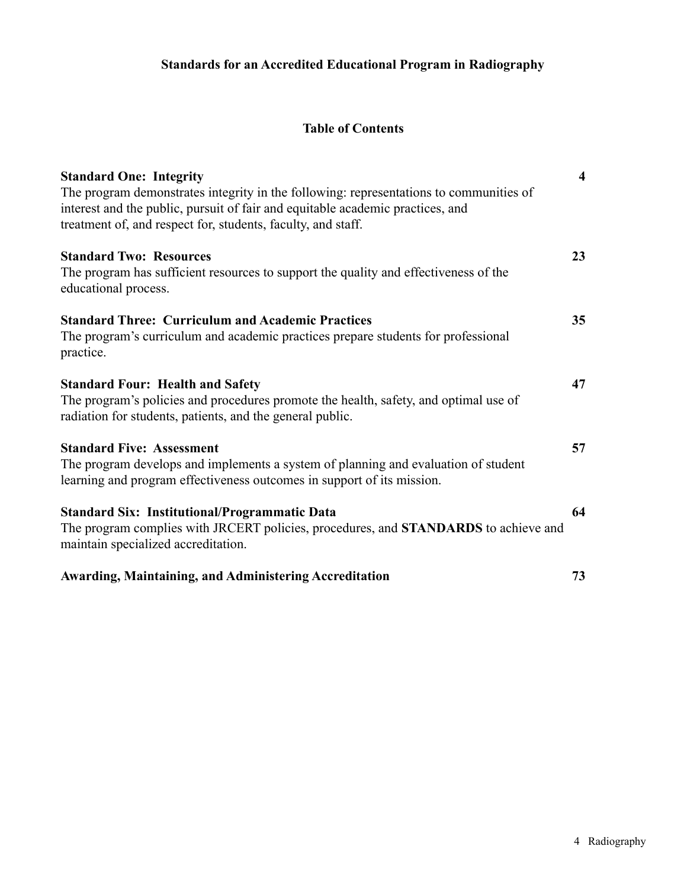# Standards for an Accredited Educational Program in Radiography

## Table of Contents

**Standard One: Integrity** — **4**
The program demonstrates integrity in the following: representations to communities of interest and the public, pursuit of fair and equitable academic practices, and treatment of, and respect for, students, faculty, and staff.

**Standard Two: Resources** — **23**
The program has sufficient resources to support the quality and effectiveness of the educational process.

**Standard Three: Curriculum and Academic Practices** — **35**
The program's curriculum and academic practices prepare students for professional practice.

**Standard Four: Health and Safety** — **47**
The program's policies and procedures promote the health, safety, and optimal use of radiation for students, patients, and the general public.

**Standard Five: Assessment** — **57**
The program develops and implements a system of planning and evaluation of student learning and program effectiveness outcomes in support of its mission.

**Standard Six: Institutional/Programmatic Data** — **64**
The program complies with JRCERT policies, procedures, and **STANDARDS** to achieve and maintain specialized accreditation.

**Awarding, Maintaining, and Administering Accreditation** — **73**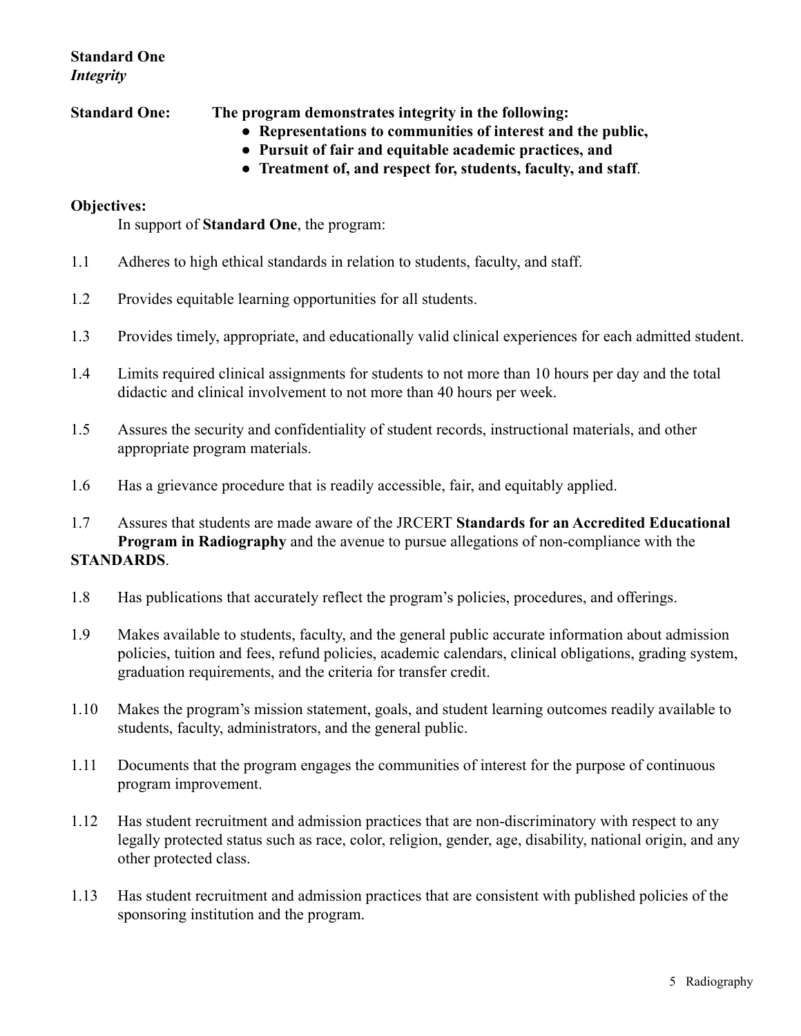## Standard One
### *Integrity*

**Standard One:** **The program demonstrates integrity in the following:**

- **Representations to communities of interest and the public,**
- **Pursuit of fair and equitable academic practices, and**
- **Treatment of, and respect for, students, faculty, and staff**.

**Objectives:**

In support of **Standard One**, the program:

1.1 Adheres to high ethical standards in relation to students, faculty, and staff.

1.2 Provides equitable learning opportunities for all students.

1.3 Provides timely, appropriate, and educationally valid clinical experiences for each admitted student.

1.4 Limits required clinical assignments for students to not more than 10 hours per day and the total didactic and clinical involvement to not more than 40 hours per week.

1.5 Assures the security and confidentiality of student records, instructional materials, and other appropriate program materials.

1.6 Has a grievance procedure that is readily accessible, fair, and equitably applied.

1.7 Assures that students are made aware of the JRCERT **Standards for an Accredited Educational Program in Radiography** and the avenue to pursue allegations of non-compliance with the **STANDARDS**.

1.8 Has publications that accurately reflect the program's policies, procedures, and offerings.

1.9 Makes available to students, faculty, and the general public accurate information about admission policies, tuition and fees, refund policies, academic calendars, clinical obligations, grading system, graduation requirements, and the criteria for transfer credit.

1.10 Makes the program's mission statement, goals, and student learning outcomes readily available to students, faculty, administrators, and the general public.

1.11 Documents that the program engages the communities of interest for the purpose of continuous program improvement.

1.12 Has student recruitment and admission practices that are non-discriminatory with respect to any legally protected status such as race, color, religion, gender, age, disability, national origin, and any other protected class.

1.13 Has student recruitment and admission practices that are consistent with published policies of the sponsoring institution and the program.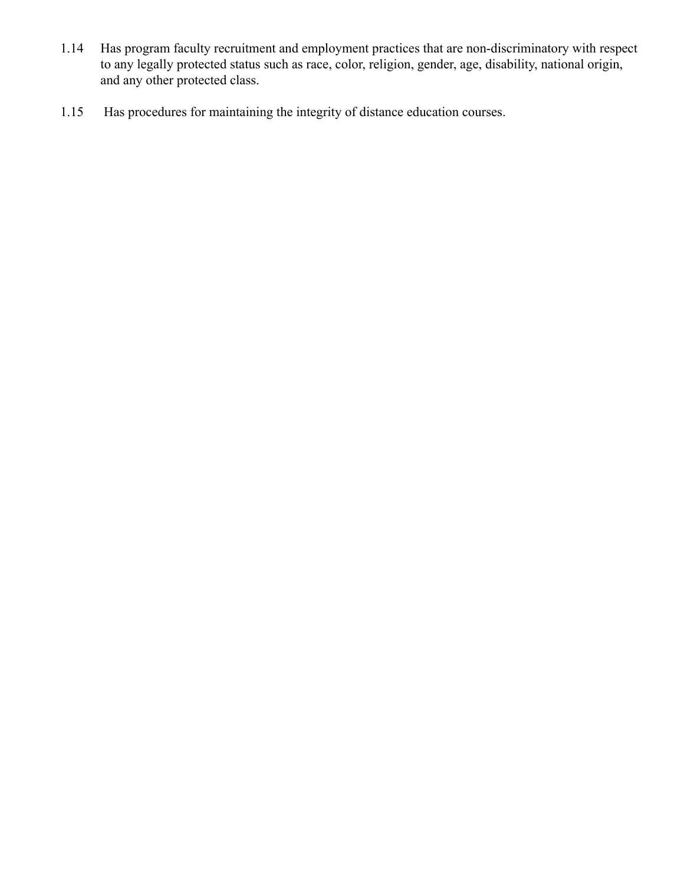1.14 Has program faculty recruitment and employment practices that are non-discriminatory with respect to any legally protected status such as race, color, religion, gender, age, disability, national origin, and any other protected class.

1.15 Has procedures for maintaining the integrity of distance education courses.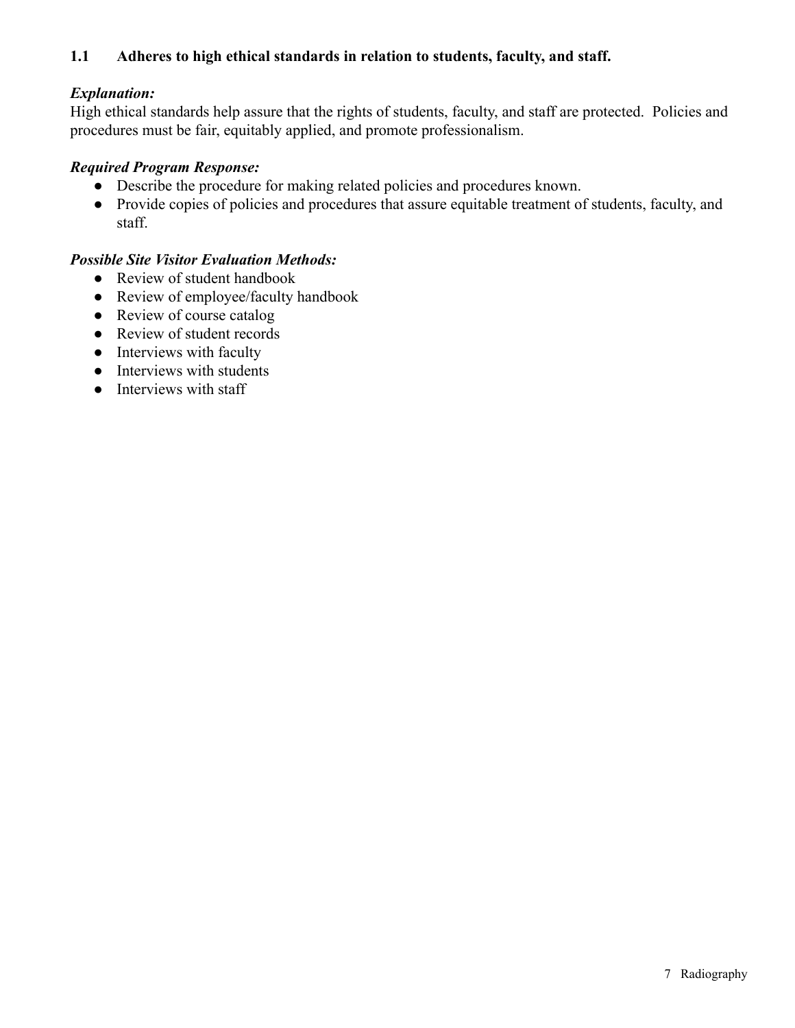### 1.1 Adheres to high ethical standards in relation to students, faculty, and staff.

***Explanation:***
High ethical standards help assure that the rights of students, faculty, and staff are protected. Policies and procedures must be fair, equitably applied, and promote professionalism.

***Required Program Response:***

- Describe the procedure for making related policies and procedures known.
- Provide copies of policies and procedures that assure equitable treatment of students, faculty, and staff.

***Possible Site Visitor Evaluation Methods:***

- Review of student handbook
- Review of employee/faculty handbook
- Review of course catalog
- Review of student records
- Interviews with faculty
- Interviews with students
- Interviews with staff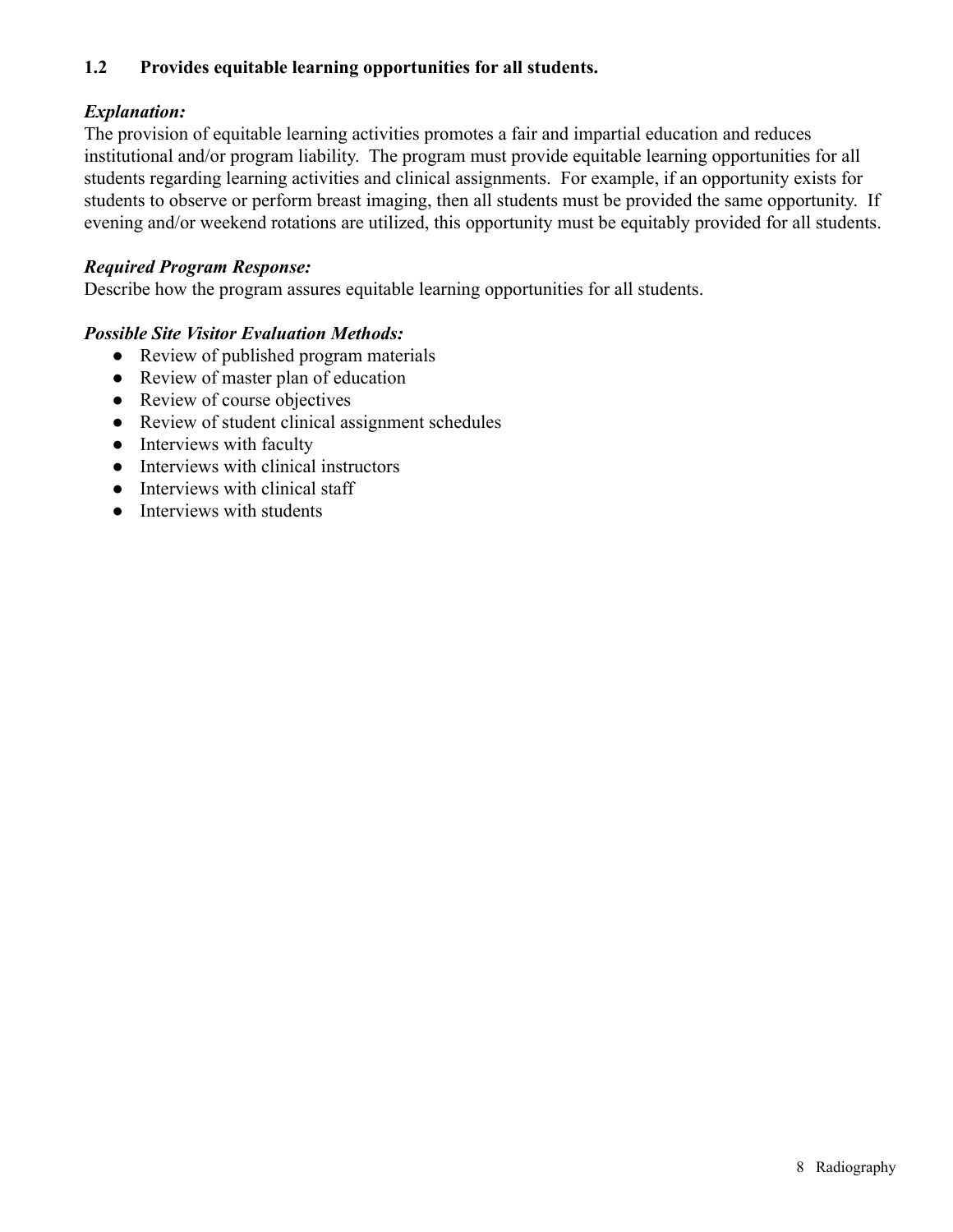### 1.2 Provides equitable learning opportunities for all students.

***Explanation:***

The provision of equitable learning activities promotes a fair and impartial education and reduces institutional and/or program liability. The program must provide equitable learning opportunities for all students regarding learning activities and clinical assignments. For example, if an opportunity exists for students to observe or perform breast imaging, then all students must be provided the same opportunity. If evening and/or weekend rotations are utilized, this opportunity must be equitably provided for all students.

***Required Program Response:***

Describe how the program assures equitable learning opportunities for all students.

***Possible Site Visitor Evaluation Methods:***

- Review of published program materials
- Review of master plan of education
- Review of course objectives
- Review of student clinical assignment schedules
- Interviews with faculty
- Interviews with clinical instructors
- Interviews with clinical staff
- Interviews with students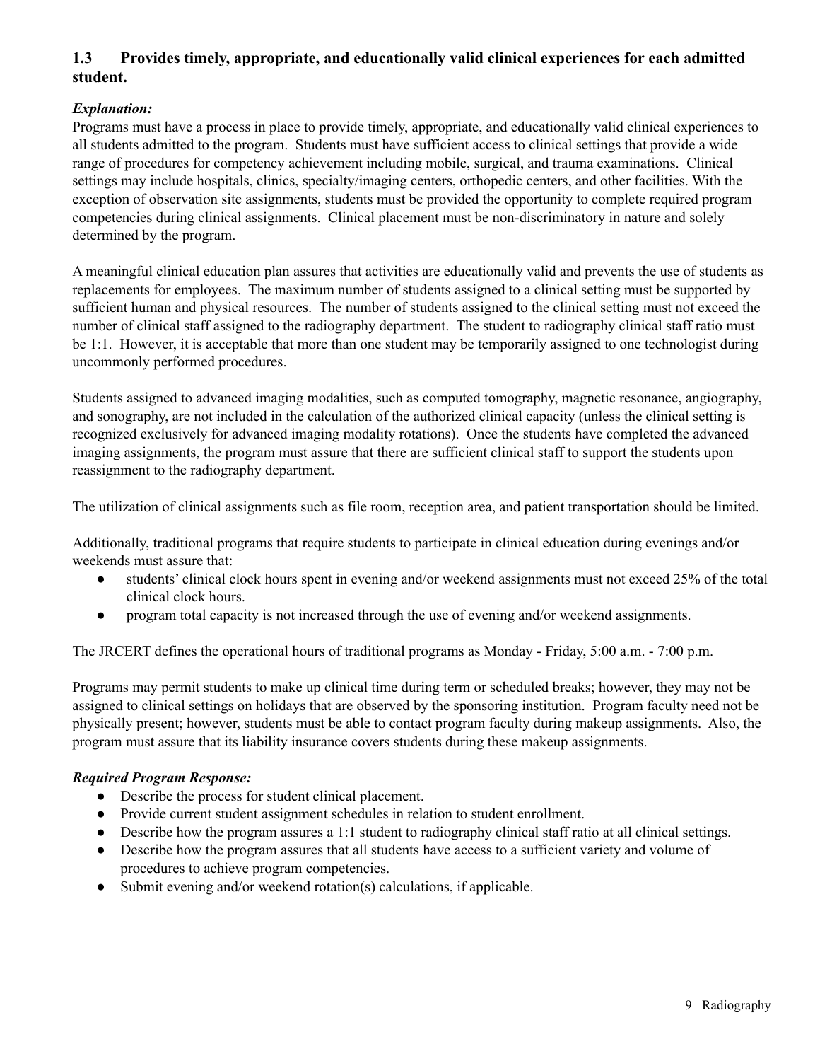### 1.3 Provides timely, appropriate, and educationally valid clinical experiences for each admitted student.

***Explanation:***

Programs must have a process in place to provide timely, appropriate, and educationally valid clinical experiences to all students admitted to the program. Students must have sufficient access to clinical settings that provide a wide range of procedures for competency achievement including mobile, surgical, and trauma examinations. Clinical settings may include hospitals, clinics, specialty/imaging centers, orthopedic centers, and other facilities. With the exception of observation site assignments, students must be provided the opportunity to complete required program competencies during clinical assignments. Clinical placement must be non-discriminatory in nature and solely determined by the program.

A meaningful clinical education plan assures that activities are educationally valid and prevents the use of students as replacements for employees. The maximum number of students assigned to a clinical setting must be supported by sufficient human and physical resources. The number of students assigned to the clinical setting must not exceed the number of clinical staff assigned to the radiography department. The student to radiography clinical staff ratio must be 1:1. However, it is acceptable that more than one student may be temporarily assigned to one technologist during uncommonly performed procedures.

Students assigned to advanced imaging modalities, such as computed tomography, magnetic resonance, angiography, and sonography, are not included in the calculation of the authorized clinical capacity (unless the clinical setting is recognized exclusively for advanced imaging modality rotations). Once the students have completed the advanced imaging assignments, the program must assure that there are sufficient clinical staff to support the students upon reassignment to the radiography department.

The utilization of clinical assignments such as file room, reception area, and patient transportation should be limited.

Additionally, traditional programs that require students to participate in clinical education during evenings and/or weekends must assure that:

- students' clinical clock hours spent in evening and/or weekend assignments must not exceed 25% of the total clinical clock hours.
- program total capacity is not increased through the use of evening and/or weekend assignments.

The JRCERT defines the operational hours of traditional programs as Monday - Friday, 5:00 a.m. - 7:00 p.m.

Programs may permit students to make up clinical time during term or scheduled breaks; however, they may not be assigned to clinical settings on holidays that are observed by the sponsoring institution. Program faculty need not be physically present; however, students must be able to contact program faculty during makeup assignments. Also, the program must assure that its liability insurance covers students during these makeup assignments.

***Required Program Response:***

- Describe the process for student clinical placement.
- Provide current student assignment schedules in relation to student enrollment.
- Describe how the program assures a 1:1 student to radiography clinical staff ratio at all clinical settings.
- Describe how the program assures that all students have access to a sufficient variety and volume of procedures to achieve program competencies.
- Submit evening and/or weekend rotation(s) calculations, if applicable.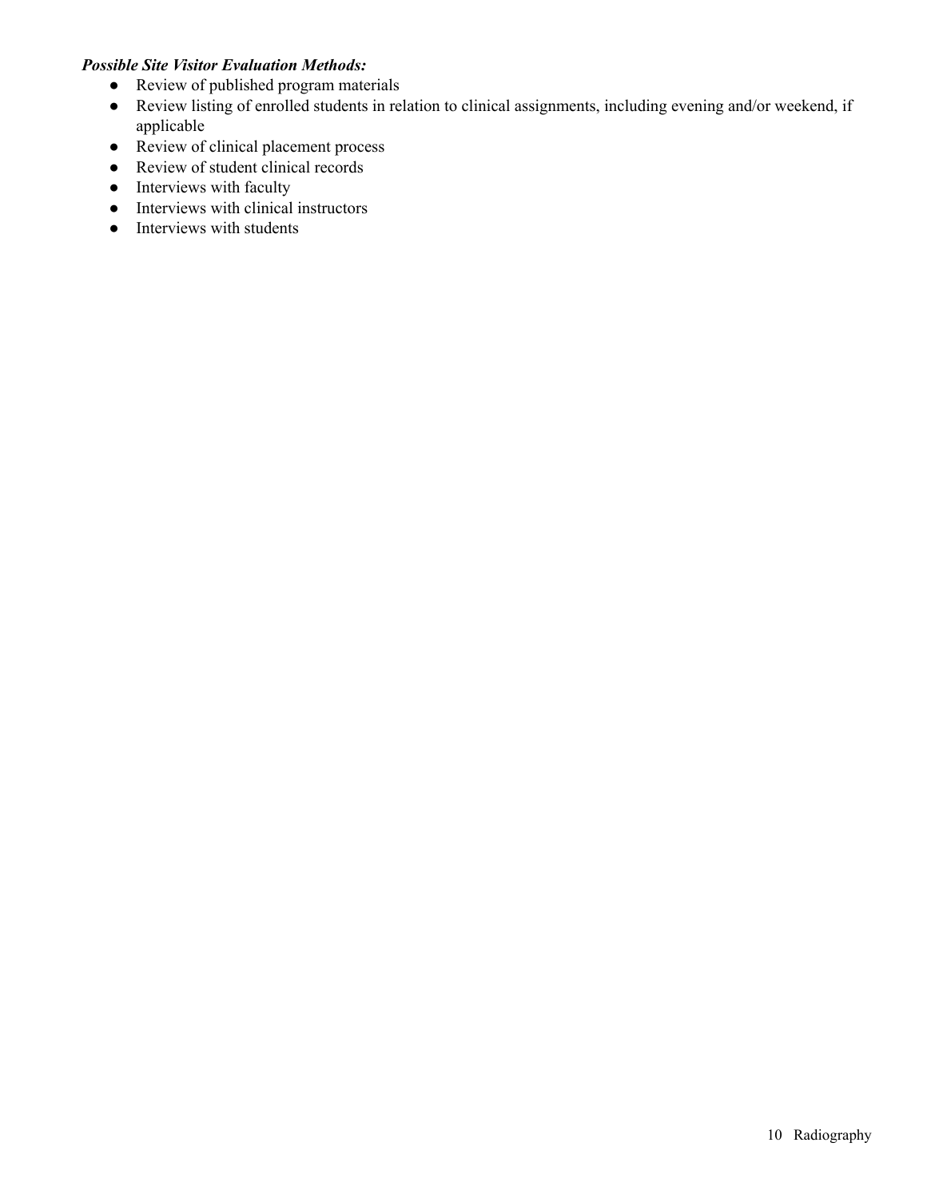***Possible Site Visitor Evaluation Methods:***

- Review of published program materials
- Review listing of enrolled students in relation to clinical assignments, including evening and/or weekend, if applicable
- Review of clinical placement process
- Review of student clinical records
- Interviews with faculty
- Interviews with clinical instructors
- Interviews with students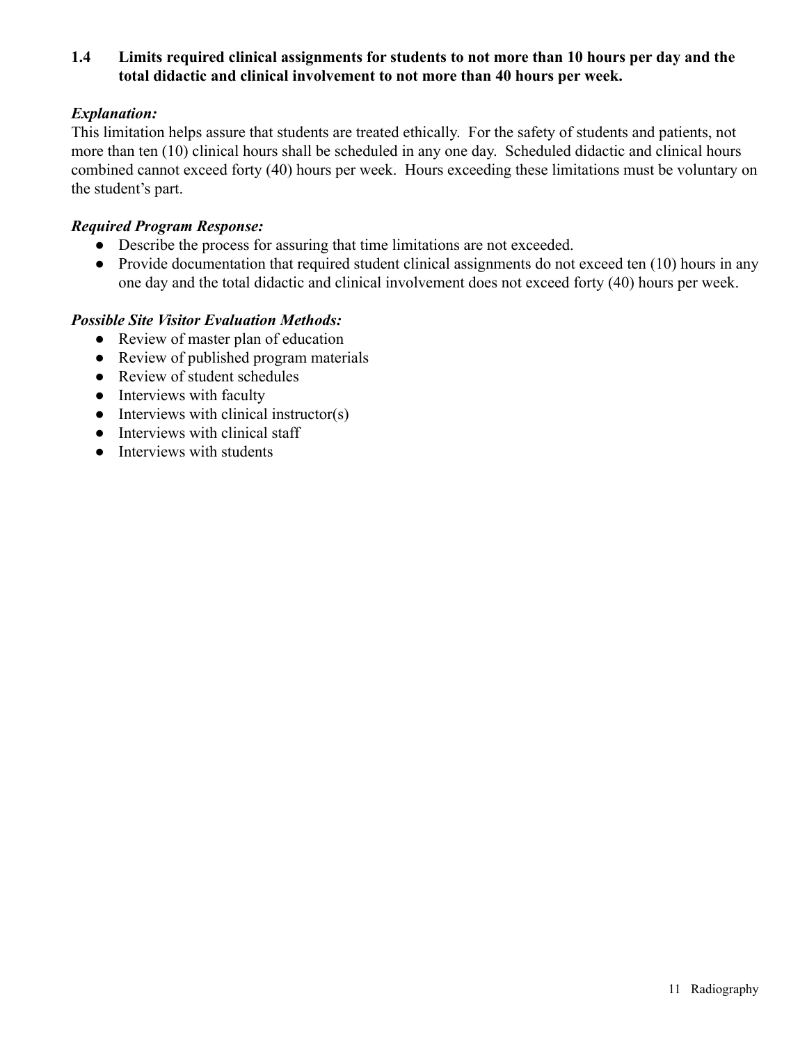**1.4 Limits required clinical assignments for students to not more than 10 hours per day and the total didactic and clinical involvement to not more than 40 hours per week.**

***Explanation:***

This limitation helps assure that students are treated ethically. For the safety of students and patients, not more than ten (10) clinical hours shall be scheduled in any one day. Scheduled didactic and clinical hours combined cannot exceed forty (40) hours per week. Hours exceeding these limitations must be voluntary on the student's part.

***Required Program Response:***

- Describe the process for assuring that time limitations are not exceeded.
- Provide documentation that required student clinical assignments do not exceed ten (10) hours in any one day and the total didactic and clinical involvement does not exceed forty (40) hours per week.

***Possible Site Visitor Evaluation Methods:***

- Review of master plan of education
- Review of published program materials
- Review of student schedules
- Interviews with faculty
- Interviews with clinical instructor(s)
- Interviews with clinical staff
- Interviews with students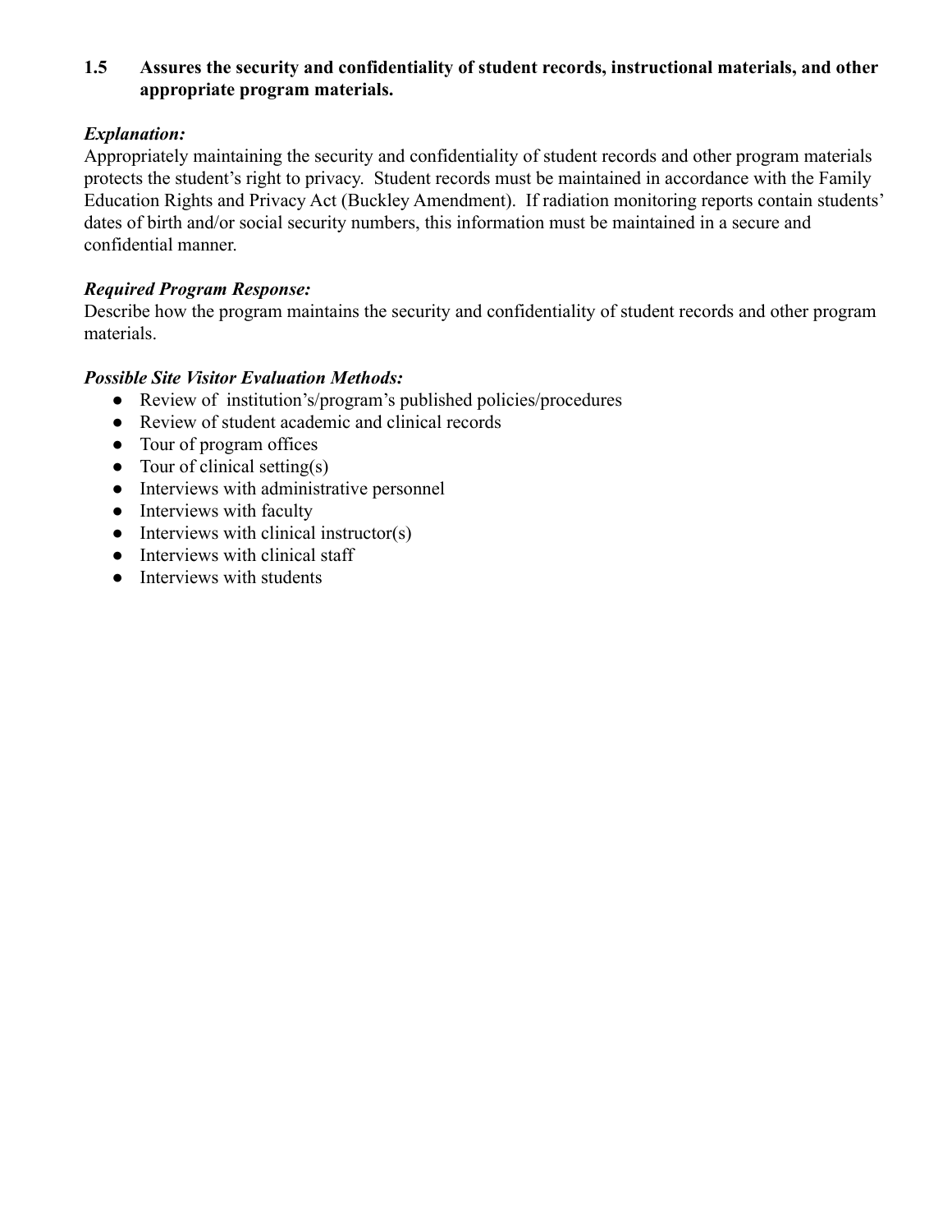**1.5 Assures the security and confidentiality of student records, instructional materials, and other appropriate program materials.**

***Explanation:***

Appropriately maintaining the security and confidentiality of student records and other program materials protects the student's right to privacy. Student records must be maintained in accordance with the Family Education Rights and Privacy Act (Buckley Amendment). If radiation monitoring reports contain students' dates of birth and/or social security numbers, this information must be maintained in a secure and confidential manner.

***Required Program Response:***

Describe how the program maintains the security and confidentiality of student records and other program materials.

***Possible Site Visitor Evaluation Methods:***

- Review of institution's/program's published policies/procedures
- Review of student academic and clinical records
- Tour of program offices
- Tour of clinical setting(s)
- Interviews with administrative personnel
- Interviews with faculty
- Interviews with clinical instructor(s)
- Interviews with clinical staff
- Interviews with students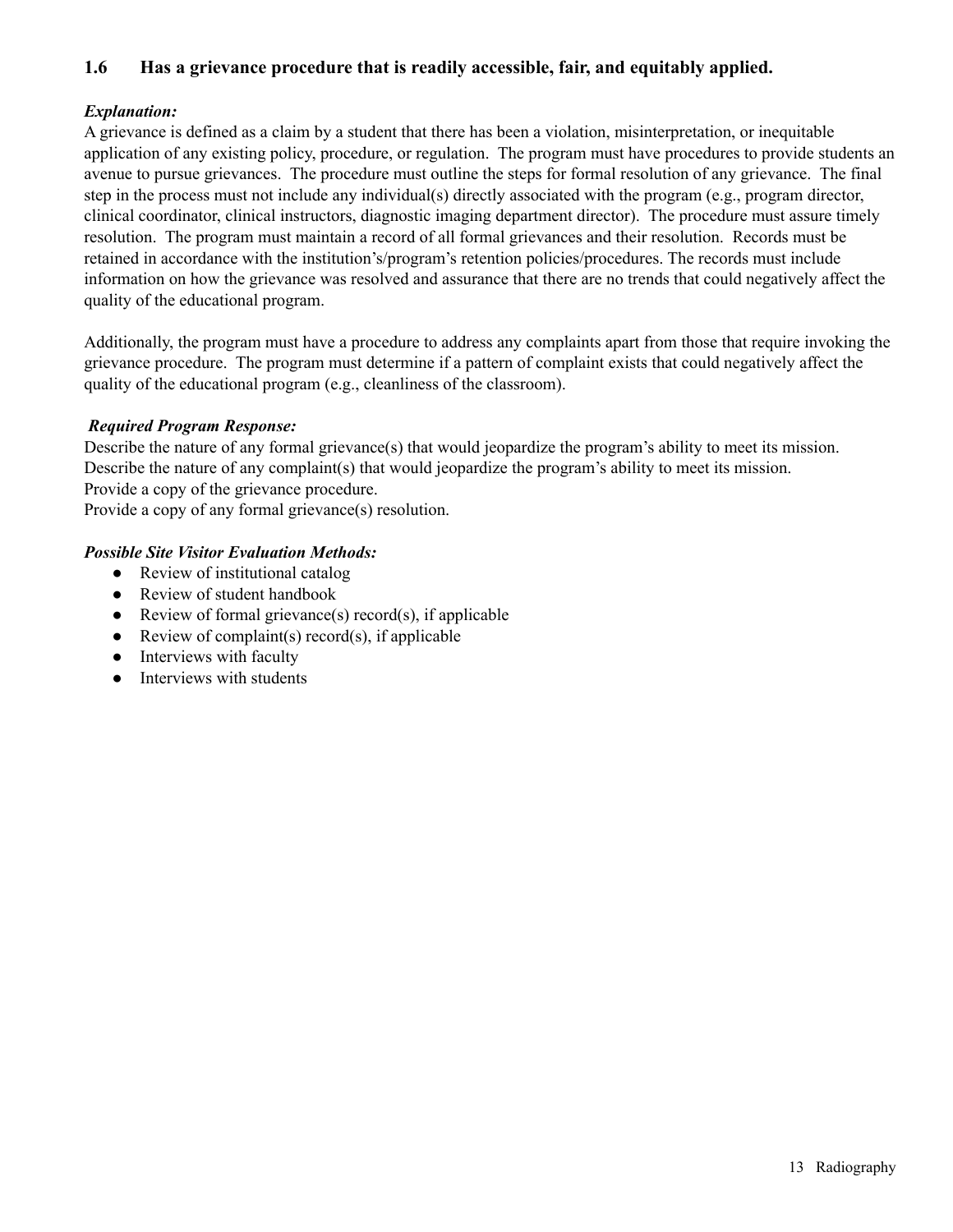### 1.6 Has a grievance procedure that is readily accessible, fair, and equitably applied.

***Explanation:***

A grievance is defined as a claim by a student that there has been a violation, misinterpretation, or inequitable application of any existing policy, procedure, or regulation. The program must have procedures to provide students an avenue to pursue grievances. The procedure must outline the steps for formal resolution of any grievance. The final step in the process must not include any individual(s) directly associated with the program (e.g., program director, clinical coordinator, clinical instructors, diagnostic imaging department director). The procedure must assure timely resolution. The program must maintain a record of all formal grievances and their resolution. Records must be retained in accordance with the institution's/program's retention policies/procedures. The records must include information on how the grievance was resolved and assurance that there are no trends that could negatively affect the quality of the educational program.

Additionally, the program must have a procedure to address any complaints apart from those that require invoking the grievance procedure. The program must determine if a pattern of complaint exists that could negatively affect the quality of the educational program (e.g., cleanliness of the classroom).

***Required Program Response:***

Describe the nature of any formal grievance(s) that would jeopardize the program's ability to meet its mission.
Describe the nature of any complaint(s) that would jeopardize the program's ability to meet its mission.
Provide a copy of the grievance procedure.
Provide a copy of any formal grievance(s) resolution.

***Possible Site Visitor Evaluation Methods:***

- Review of institutional catalog
- Review of student handbook
- Review of formal grievance(s) record(s), if applicable
- Review of complaint(s) record(s), if applicable
- Interviews with faculty
- Interviews with students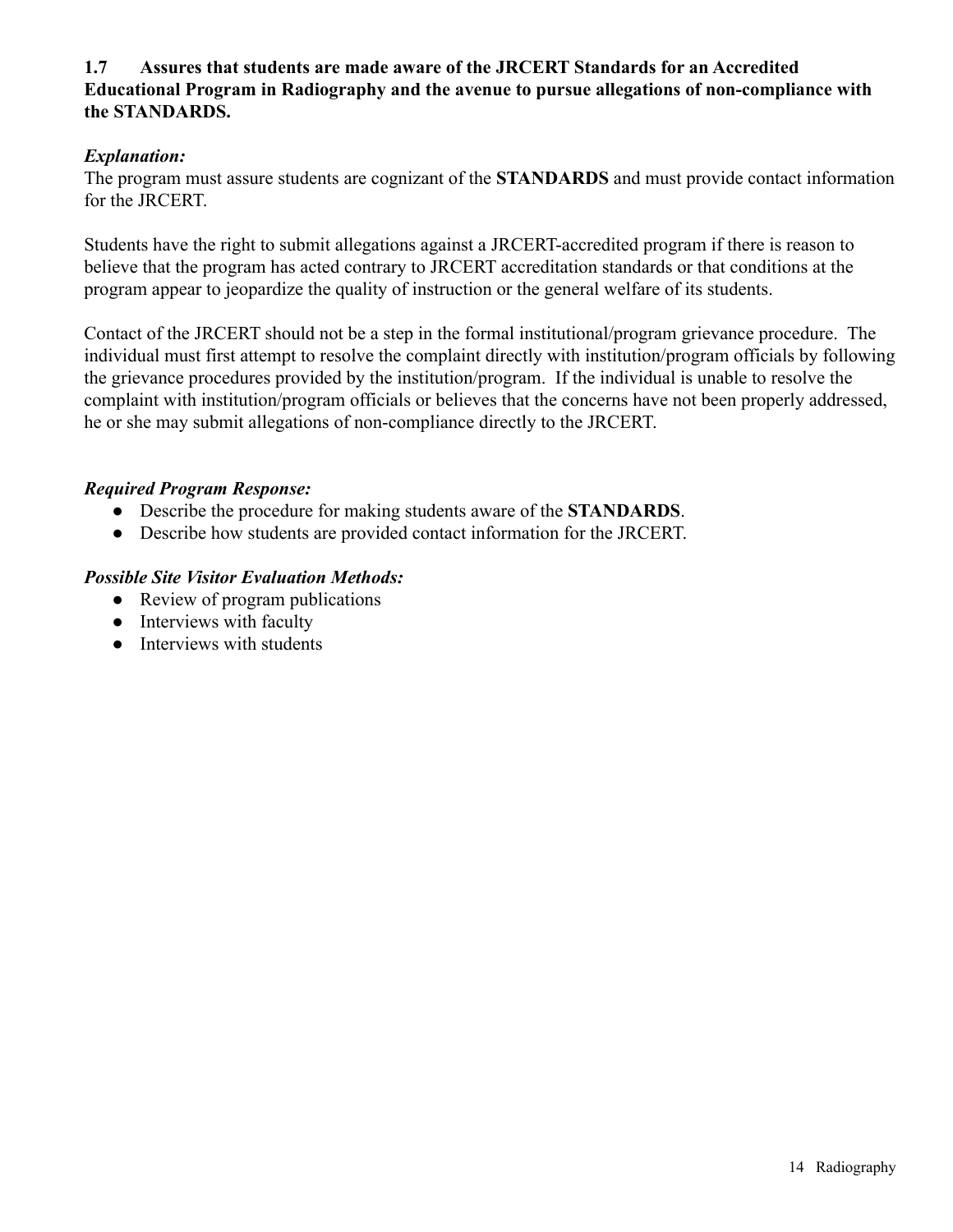**1.7 Assures that students are made aware of the JRCERT Standards for an Accredited Educational Program in Radiography and the avenue to pursue allegations of non-compliance with the STANDARDS.**

***Explanation:***

The program must assure students are cognizant of the **STANDARDS** and must provide contact information for the JRCERT.

Students have the right to submit allegations against a JRCERT-accredited program if there is reason to believe that the program has acted contrary to JRCERT accreditation standards or that conditions at the program appear to jeopardize the quality of instruction or the general welfare of its students.

Contact of the JRCERT should not be a step in the formal institutional/program grievance procedure. The individual must first attempt to resolve the complaint directly with institution/program officials by following the grievance procedures provided by the institution/program. If the individual is unable to resolve the complaint with institution/program officials or believes that the concerns have not been properly addressed, he or she may submit allegations of non-compliance directly to the JRCERT.

***Required Program Response:***

- Describe the procedure for making students aware of the **STANDARDS**.
- Describe how students are provided contact information for the JRCERT.

***Possible Site Visitor Evaluation Methods:***

- Review of program publications
- Interviews with faculty
- Interviews with students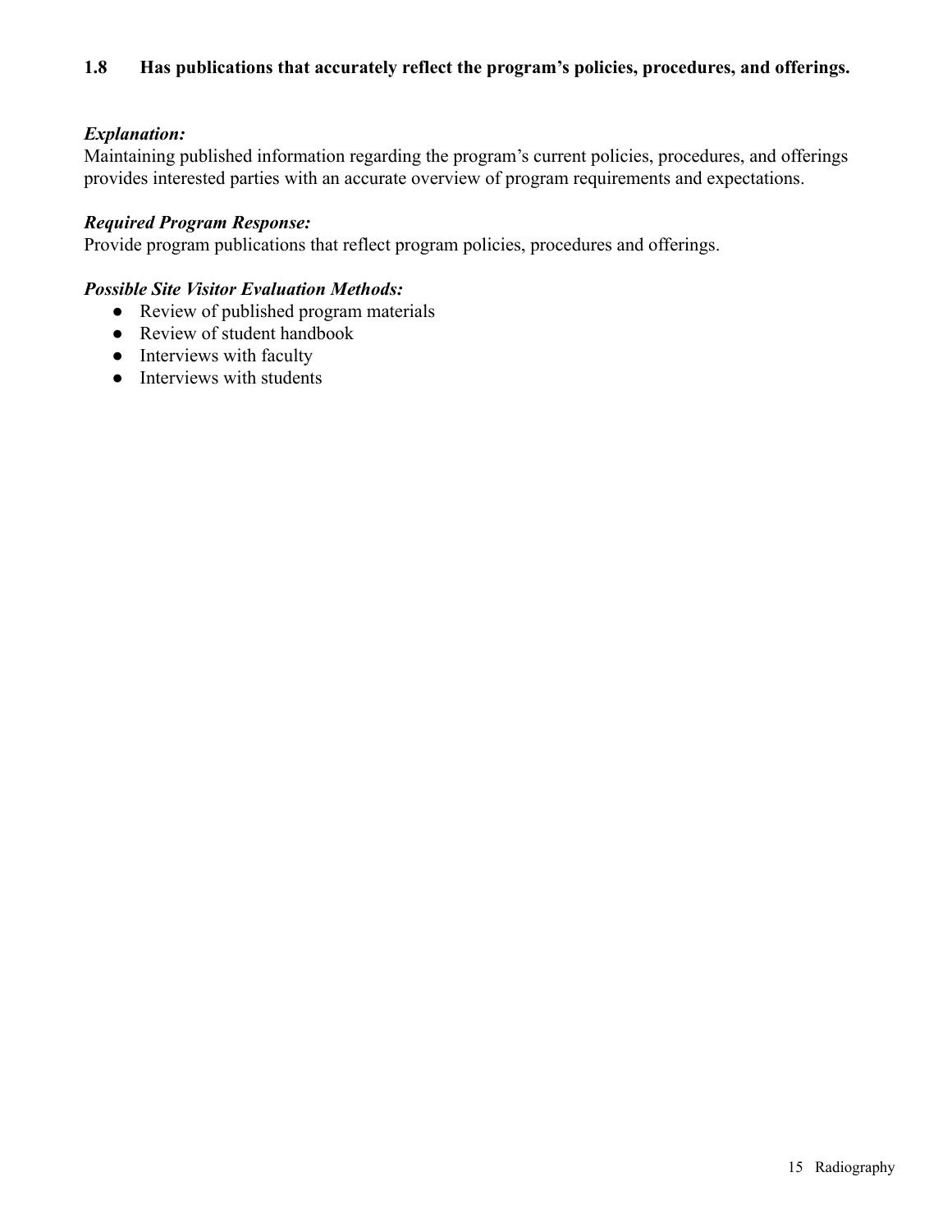### 1.8 Has publications that accurately reflect the program's policies, procedures, and offerings.

***Explanation:***
Maintaining published information regarding the program's current policies, procedures, and offerings provides interested parties with an accurate overview of program requirements and expectations.

***Required Program Response:***
Provide program publications that reflect program policies, procedures and offerings.

***Possible Site Visitor Evaluation Methods:***
- Review of published program materials
- Review of student handbook
- Interviews with faculty
- Interviews with students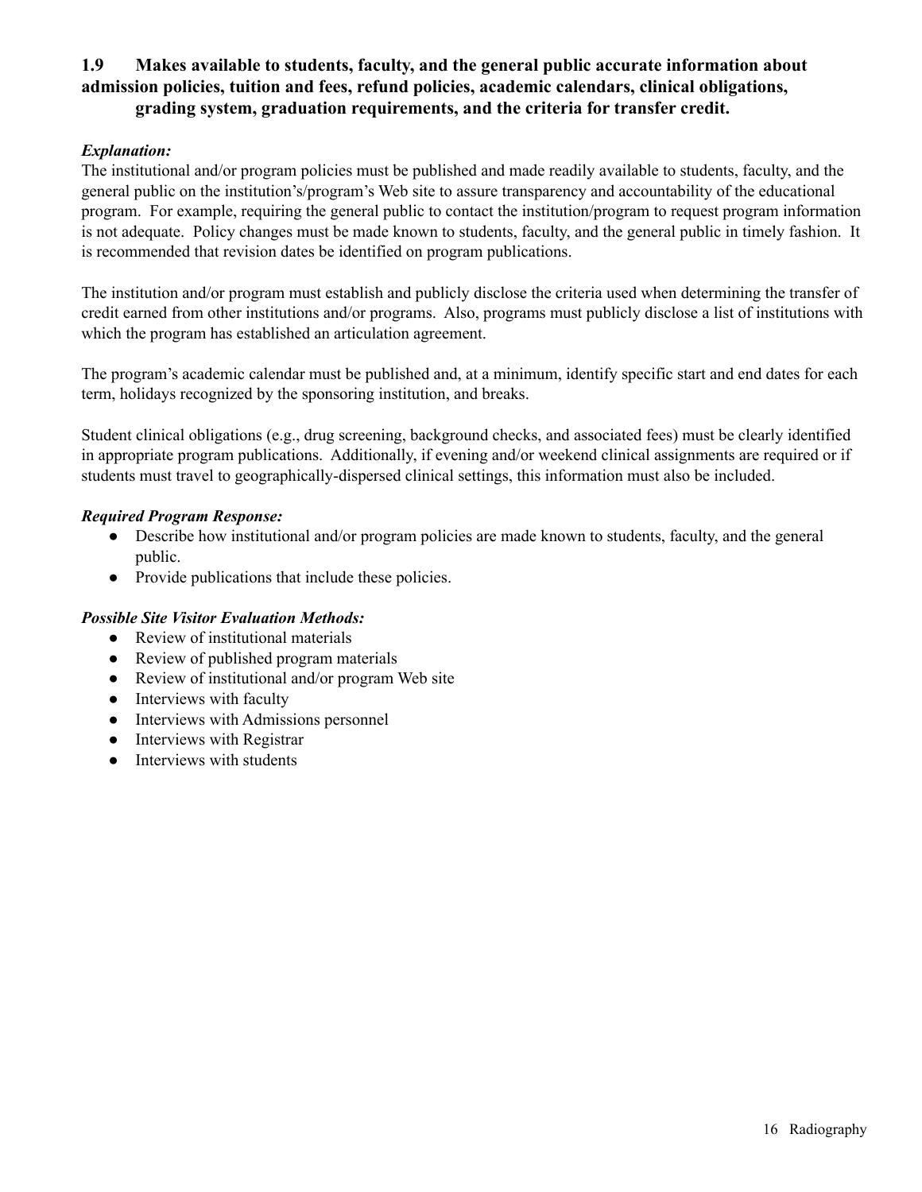### 1.9 Makes available to students, faculty, and the general public accurate information about admission policies, tuition and fees, refund policies, academic calendars, clinical obligations, grading system, graduation requirements, and the criteria for transfer credit.

***Explanation:***

The institutional and/or program policies must be published and made readily available to students, faculty, and the general public on the institution's/program's Web site to assure transparency and accountability of the educational program. For example, requiring the general public to contact the institution/program to request program information is not adequate. Policy changes must be made known to students, faculty, and the general public in timely fashion. It is recommended that revision dates be identified on program publications.

The institution and/or program must establish and publicly disclose the criteria used when determining the transfer of credit earned from other institutions and/or programs. Also, programs must publicly disclose a list of institutions with which the program has established an articulation agreement.

The program's academic calendar must be published and, at a minimum, identify specific start and end dates for each term, holidays recognized by the sponsoring institution, and breaks.

Student clinical obligations (e.g., drug screening, background checks, and associated fees) must be clearly identified in appropriate program publications. Additionally, if evening and/or weekend clinical assignments are required or if students must travel to geographically-dispersed clinical settings, this information must also be included.

***Required Program Response:***

- Describe how institutional and/or program policies are made known to students, faculty, and the general public.
- Provide publications that include these policies.

***Possible Site Visitor Evaluation Methods:***

- Review of institutional materials
- Review of published program materials
- Review of institutional and/or program Web site
- Interviews with faculty
- Interviews with Admissions personnel
- Interviews with Registrar
- Interviews with students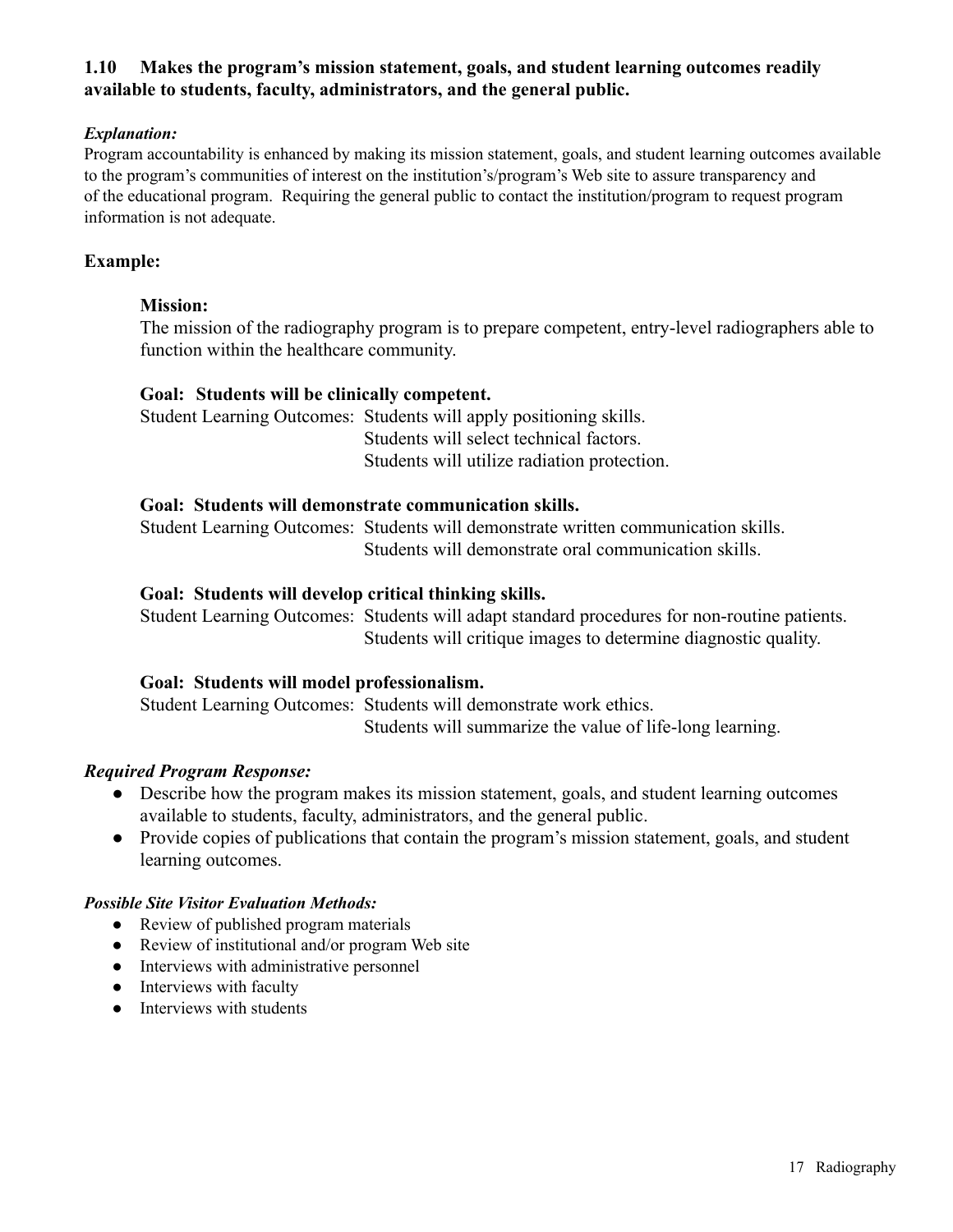**1.10 Makes the program's mission statement, goals, and student learning outcomes readily available to students, faculty, administrators, and the general public.**

***Explanation:***

Program accountability is enhanced by making its mission statement, goals, and student learning outcomes available to the program's communities of interest on the institution's/program's Web site to assure transparency and of the educational program. Requiring the general public to contact the institution/program to request program information is not adequate.

**Example:**

**Mission:**

The mission of the radiography program is to prepare competent, entry-level radiographers able to function within the healthcare community.

**Goal: Students will be clinically competent.**

Student Learning Outcomes:
- Students will apply positioning skills.
- Students will select technical factors.
- Students will utilize radiation protection.

**Goal: Students will demonstrate communication skills.**

Student Learning Outcomes:
- Students will demonstrate written communication skills.
- Students will demonstrate oral communication skills.

**Goal: Students will develop critical thinking skills.**

Student Learning Outcomes:
- Students will adapt standard procedures for non-routine patients.
- Students will critique images to determine diagnostic quality.

**Goal: Students will model professionalism.**

Student Learning Outcomes:
- Students will demonstrate work ethics.
- Students will summarize the value of life-long learning.

***Required Program Response:***

- Describe how the program makes its mission statement, goals, and student learning outcomes available to students, faculty, administrators, and the general public.
- Provide copies of publications that contain the program's mission statement, goals, and student learning outcomes.

***Possible Site Visitor Evaluation Methods:***

- Review of published program materials
- Review of institutional and/or program Web site
- Interviews with administrative personnel
- Interviews with faculty
- Interviews with students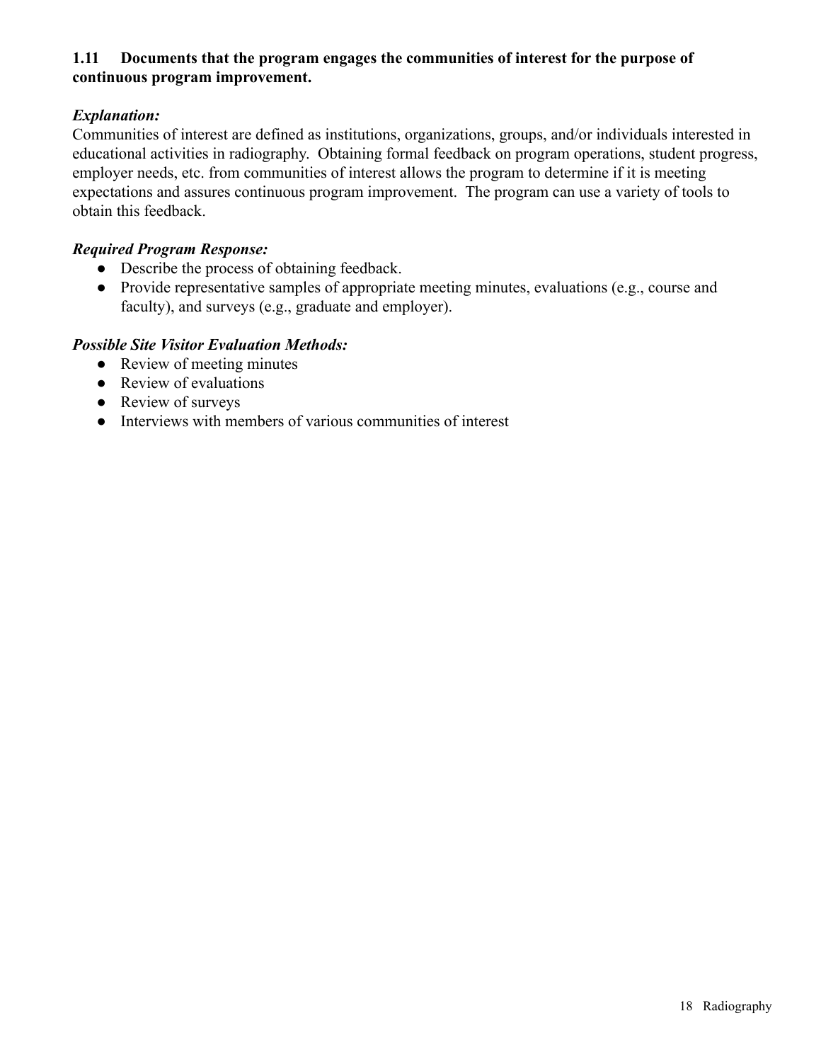**1.11 Documents that the program engages the communities of interest for the purpose of continuous program improvement.**

***Explanation:***

Communities of interest are defined as institutions, organizations, groups, and/or individuals interested in educational activities in radiography. Obtaining formal feedback on program operations, student progress, employer needs, etc. from communities of interest allows the program to determine if it is meeting expectations and assures continuous program improvement. The program can use a variety of tools to obtain this feedback.

***Required Program Response:***

- Describe the process of obtaining feedback.
- Provide representative samples of appropriate meeting minutes, evaluations (e.g., course and faculty), and surveys (e.g., graduate and employer).

***Possible Site Visitor Evaluation Methods:***

- Review of meeting minutes
- Review of evaluations
- Review of surveys
- Interviews with members of various communities of interest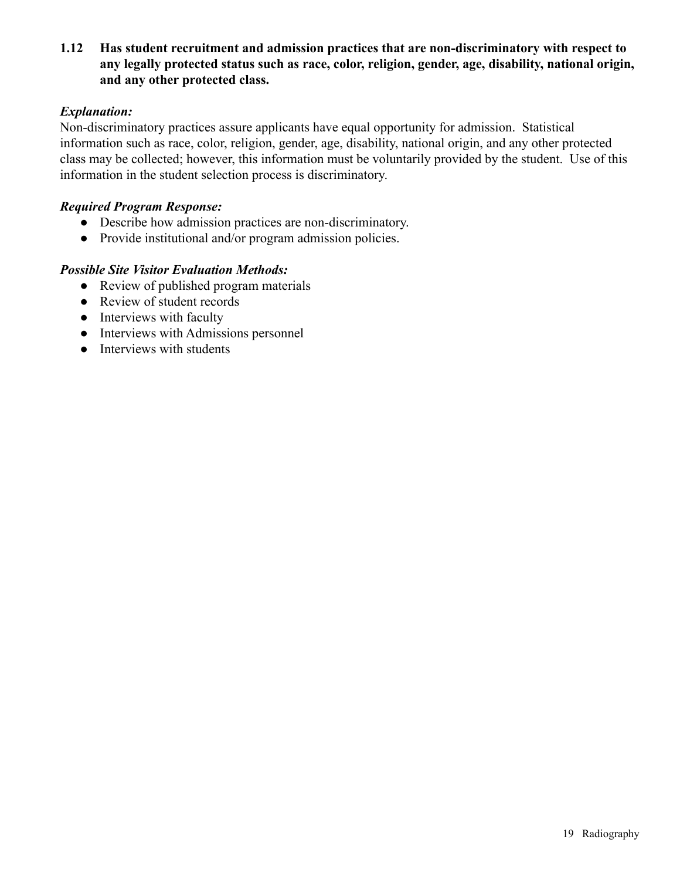**1.12 Has student recruitment and admission practices that are non-discriminatory with respect to any legally protected status such as race, color, religion, gender, age, disability, national origin, and any other protected class.**

***Explanation:***

Non-discriminatory practices assure applicants have equal opportunity for admission. Statistical information such as race, color, religion, gender, age, disability, national origin, and any other protected class may be collected; however, this information must be voluntarily provided by the student. Use of this information in the student selection process is discriminatory.

***Required Program Response:***

- Describe how admission practices are non-discriminatory.
- Provide institutional and/or program admission policies.

***Possible Site Visitor Evaluation Methods:***

- Review of published program materials
- Review of student records
- Interviews with faculty
- Interviews with Admissions personnel
- Interviews with students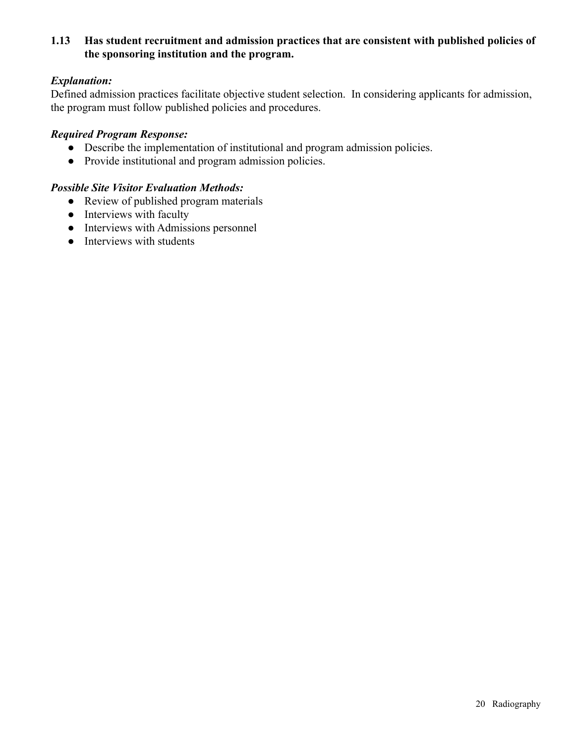**1.13 Has student recruitment and admission practices that are consistent with published policies of the sponsoring institution and the program.**

***Explanation:***

Defined admission practices facilitate objective student selection. In considering applicants for admission, the program must follow published policies and procedures.

***Required Program Response:***

- Describe the implementation of institutional and program admission policies.
- Provide institutional and program admission policies.

***Possible Site Visitor Evaluation Methods:***

- Review of published program materials
- Interviews with faculty
- Interviews with Admissions personnel
- Interviews with students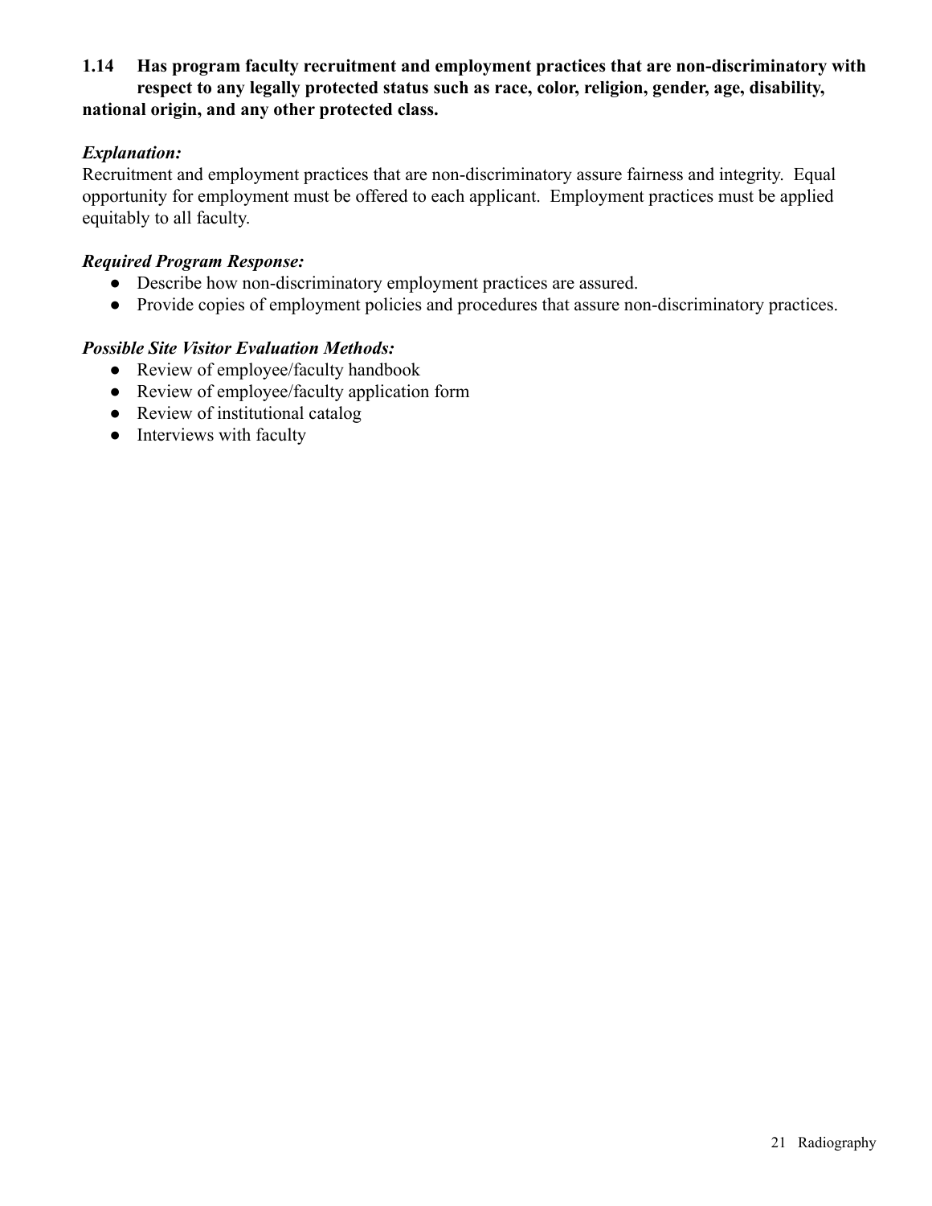**1.14 Has program faculty recruitment and employment practices that are non-discriminatory with respect to any legally protected status such as race, color, religion, gender, age, disability, national origin, and any other protected class.**

***Explanation:***

Recruitment and employment practices that are non-discriminatory assure fairness and integrity. Equal opportunity for employment must be offered to each applicant. Employment practices must be applied equitably to all faculty.

***Required Program Response:***

- Describe how non-discriminatory employment practices are assured.
- Provide copies of employment policies and procedures that assure non-discriminatory practices.

***Possible Site Visitor Evaluation Methods:***

- Review of employee/faculty handbook
- Review of employee/faculty application form
- Review of institutional catalog
- Interviews with faculty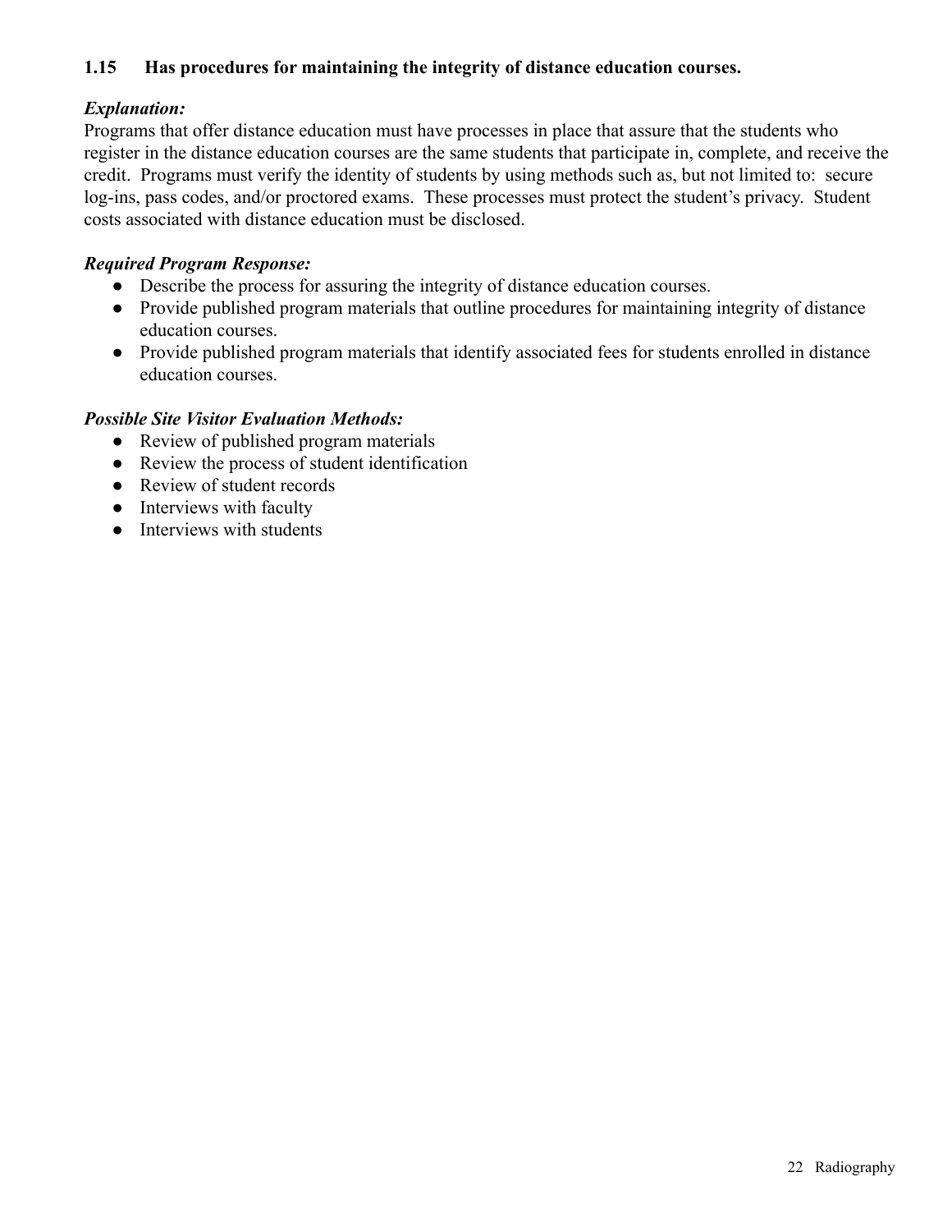**1.15 Has procedures for maintaining the integrity of distance education courses.**

***Explanation:***

Programs that offer distance education must have processes in place that assure that the students who register in the distance education courses are the same students that participate in, complete, and receive the credit. Programs must verify the identity of students by using methods such as, but not limited to: secure log-ins, pass codes, and/or proctored exams. These processes must protect the student's privacy. Student costs associated with distance education must be disclosed.

***Required Program Response:***

- Describe the process for assuring the integrity of distance education courses.
- Provide published program materials that outline procedures for maintaining integrity of distance education courses.
- Provide published program materials that identify associated fees for students enrolled in distance education courses.

***Possible Site Visitor Evaluation Methods:***

- Review of published program materials
- Review the process of student identification
- Review of student records
- Interviews with faculty
- Interviews with students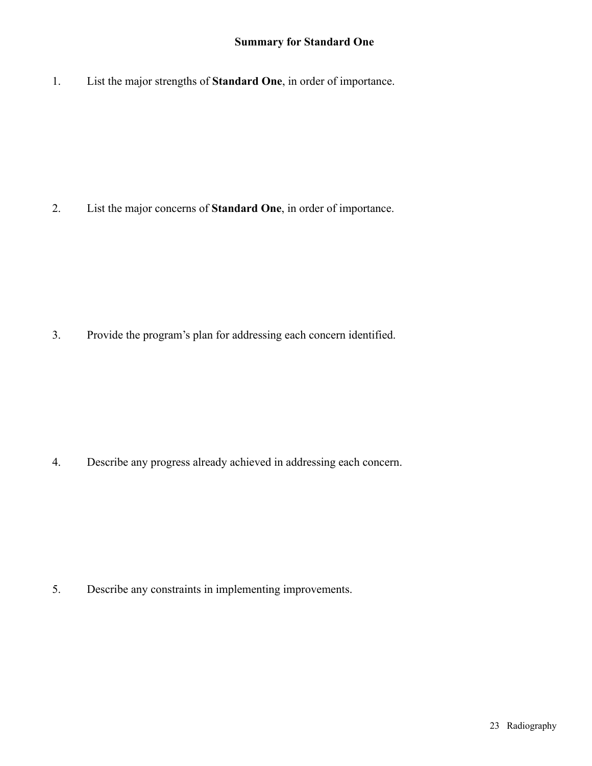## Summary for Standard One

1. List the major strengths of **Standard One**, in order of importance.

2. List the major concerns of **Standard One**, in order of importance.

3. Provide the program's plan for addressing each concern identified.

4. Describe any progress already achieved in addressing each concern.

5. Describe any constraints in implementing improvements.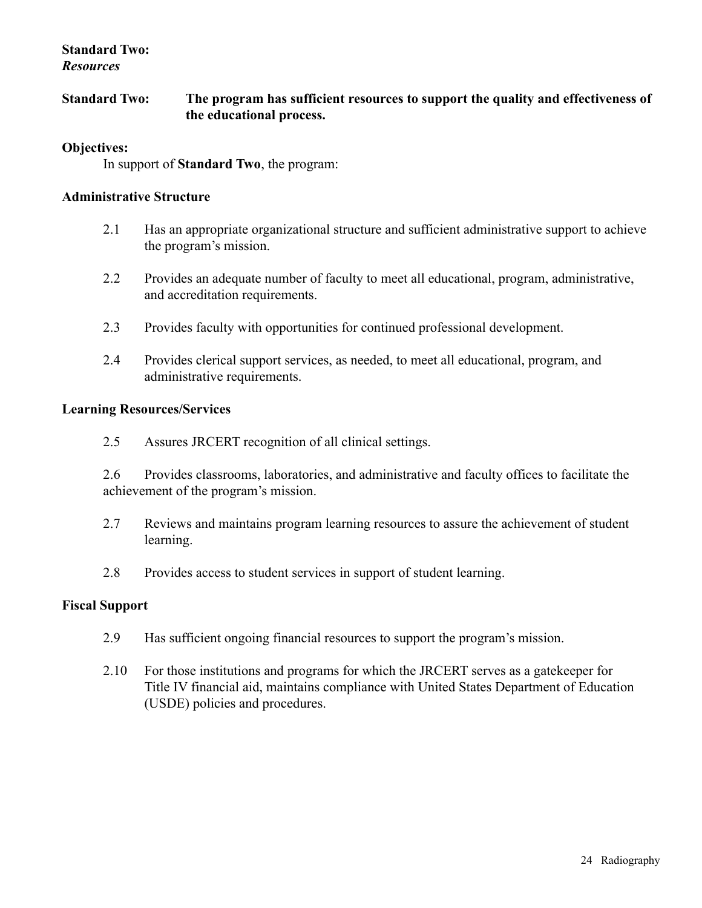**Standard Two:**
***Resources***

**Standard Two: The program has sufficient resources to support the quality and effectiveness of the educational process.**

**Objectives:**

In support of **Standard Two**, the program:

**Administrative Structure**

2.1 Has an appropriate organizational structure and sufficient administrative support to achieve the program's mission.

2.2 Provides an adequate number of faculty to meet all educational, program, administrative, and accreditation requirements.

2.3 Provides faculty with opportunities for continued professional development.

2.4 Provides clerical support services, as needed, to meet all educational, program, and administrative requirements.

**Learning Resources/Services**

2.5 Assures JRCERT recognition of all clinical settings.

2.6 Provides classrooms, laboratories, and administrative and faculty offices to facilitate the achievement of the program's mission.

2.7 Reviews and maintains program learning resources to assure the achievement of student learning.

2.8 Provides access to student services in support of student learning.

**Fiscal Support**

2.9 Has sufficient ongoing financial resources to support the program's mission.

2.10 For those institutions and programs for which the JRCERT serves as a gatekeeper for Title IV financial aid, maintains compliance with United States Department of Education (USDE) policies and procedures.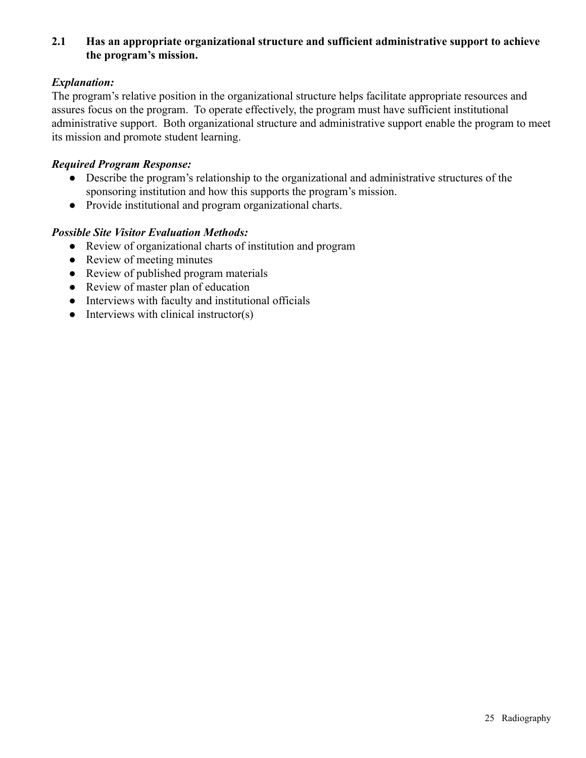**2.1 Has an appropriate organizational structure and sufficient administrative support to achieve the program's mission.**

***Explanation:***

The program's relative position in the organizational structure helps facilitate appropriate resources and assures focus on the program. To operate effectively, the program must have sufficient institutional administrative support. Both organizational structure and administrative support enable the program to meet its mission and promote student learning.

***Required Program Response:***

- Describe the program's relationship to the organizational and administrative structures of the sponsoring institution and how this supports the program's mission.
- Provide institutional and program organizational charts.

***Possible Site Visitor Evaluation Methods:***

- Review of organizational charts of institution and program
- Review of meeting minutes
- Review of published program materials
- Review of master plan of education
- Interviews with faculty and institutional officials
- Interviews with clinical instructor(s)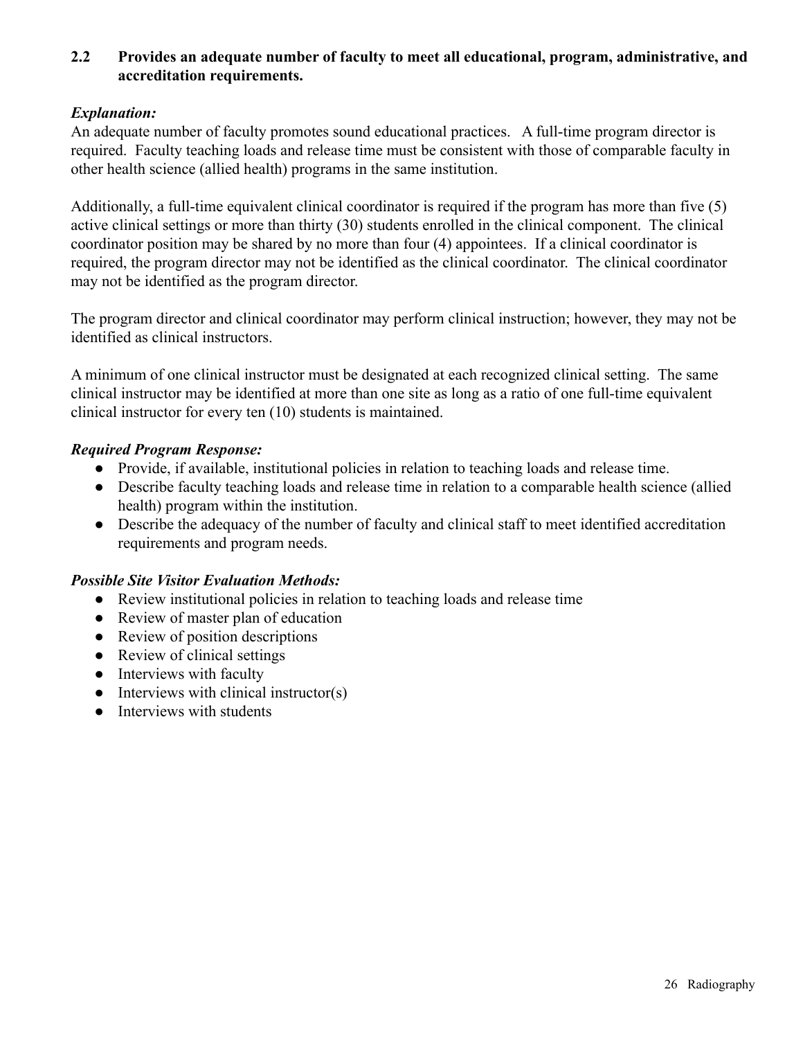**2.2 Provides an adequate number of faculty to meet all educational, program, administrative, and accreditation requirements.**

***Explanation:***

An adequate number of faculty promotes sound educational practices. A full-time program director is required. Faculty teaching loads and release time must be consistent with those of comparable faculty in other health science (allied health) programs in the same institution.

Additionally, a full-time equivalent clinical coordinator is required if the program has more than five (5) active clinical settings or more than thirty (30) students enrolled in the clinical component. The clinical coordinator position may be shared by no more than four (4) appointees. If a clinical coordinator is required, the program director may not be identified as the clinical coordinator. The clinical coordinator may not be identified as the program director.

The program director and clinical coordinator may perform clinical instruction; however, they may not be identified as clinical instructors.

A minimum of one clinical instructor must be designated at each recognized clinical setting. The same clinical instructor may be identified at more than one site as long as a ratio of one full-time equivalent clinical instructor for every ten (10) students is maintained.

***Required Program Response:***

- Provide, if available, institutional policies in relation to teaching loads and release time.
- Describe faculty teaching loads and release time in relation to a comparable health science (allied health) program within the institution.
- Describe the adequacy of the number of faculty and clinical staff to meet identified accreditation requirements and program needs.

***Possible Site Visitor Evaluation Methods:***

- Review institutional policies in relation to teaching loads and release time
- Review of master plan of education
- Review of position descriptions
- Review of clinical settings
- Interviews with faculty
- Interviews with clinical instructor(s)
- Interviews with students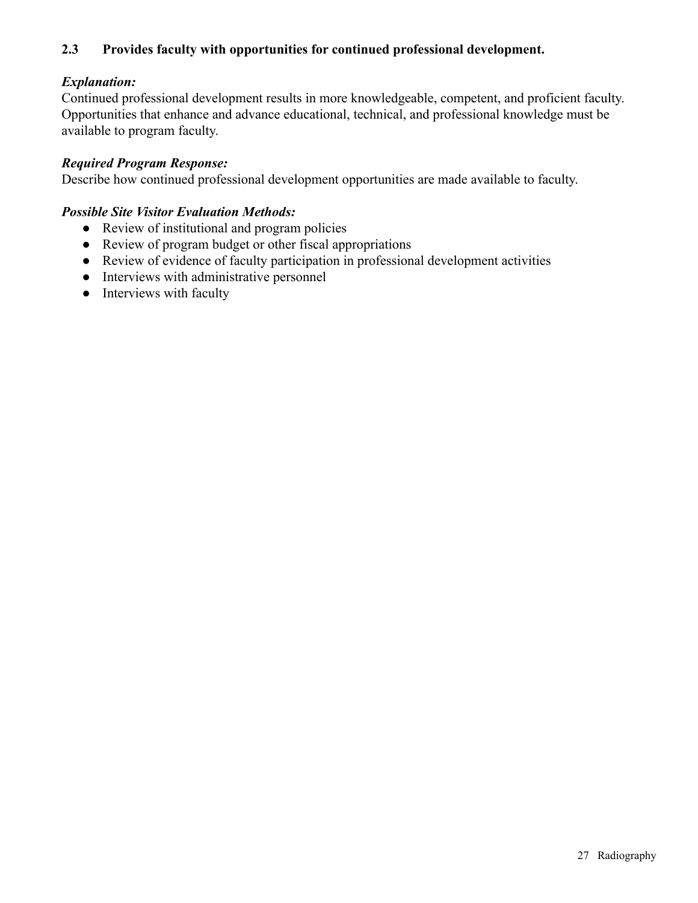**2.3 Provides faculty with opportunities for continued professional development.**

***Explanation:***
Continued professional development results in more knowledgeable, competent, and proficient faculty. Opportunities that enhance and advance educational, technical, and professional knowledge must be available to program faculty.

***Required Program Response:***
Describe how continued professional development opportunities are made available to faculty.

***Possible Site Visitor Evaluation Methods:***
- Review of institutional and program policies
- Review of program budget or other fiscal appropriations
- Review of evidence of faculty participation in professional development activities
- Interviews with administrative personnel
- Interviews with faculty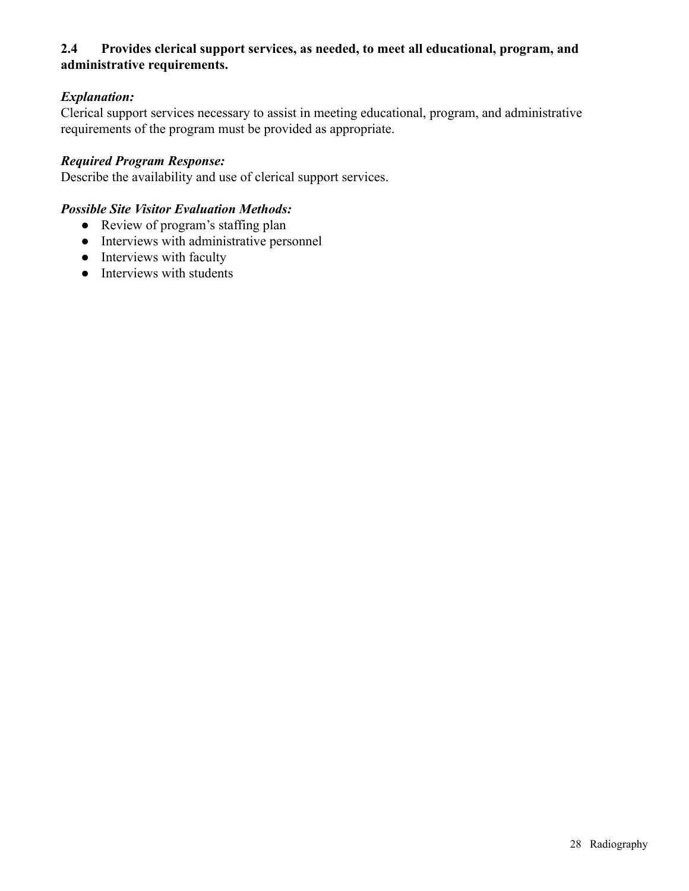**2.4 Provides clerical support services, as needed, to meet all educational, program, and administrative requirements.**

***Explanation:***
Clerical support services necessary to assist in meeting educational, program, and administrative requirements of the program must be provided as appropriate.

***Required Program Response:***
Describe the availability and use of clerical support services.

***Possible Site Visitor Evaluation Methods:***

- Review of program's staffing plan
- Interviews with administrative personnel
- Interviews with faculty
- Interviews with students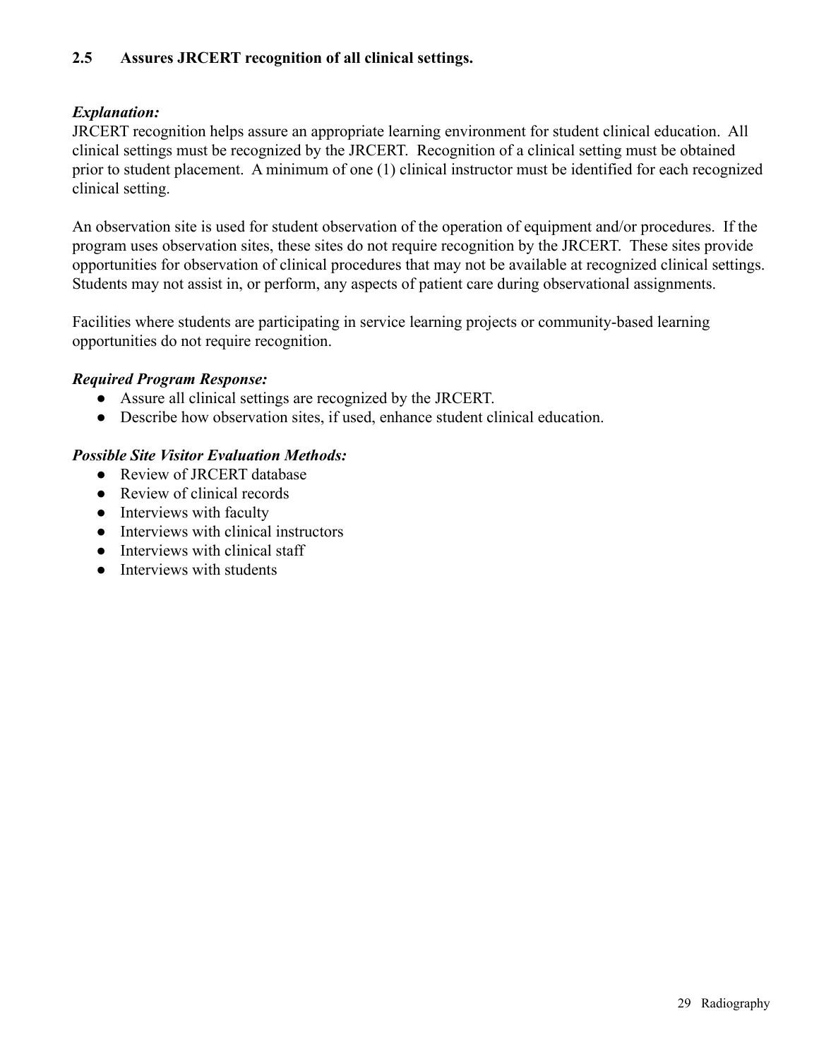**2.5 Assures JRCERT recognition of all clinical settings.**

***Explanation:***
JRCERT recognition helps assure an appropriate learning environment for student clinical education. All clinical settings must be recognized by the JRCERT. Recognition of a clinical setting must be obtained prior to student placement. A minimum of one (1) clinical instructor must be identified for each recognized clinical setting.

An observation site is used for student observation of the operation of equipment and/or procedures. If the program uses observation sites, these sites do not require recognition by the JRCERT. These sites provide opportunities for observation of clinical procedures that may not be available at recognized clinical settings. Students may not assist in, or perform, any aspects of patient care during observational assignments.

Facilities where students are participating in service learning projects or community-based learning opportunities do not require recognition.

***Required Program Response:***

- Assure all clinical settings are recognized by the JRCERT.
- Describe how observation sites, if used, enhance student clinical education.

***Possible Site Visitor Evaluation Methods:***

- Review of JRCERT database
- Review of clinical records
- Interviews with faculty
- Interviews with clinical instructors
- Interviews with clinical staff
- Interviews with students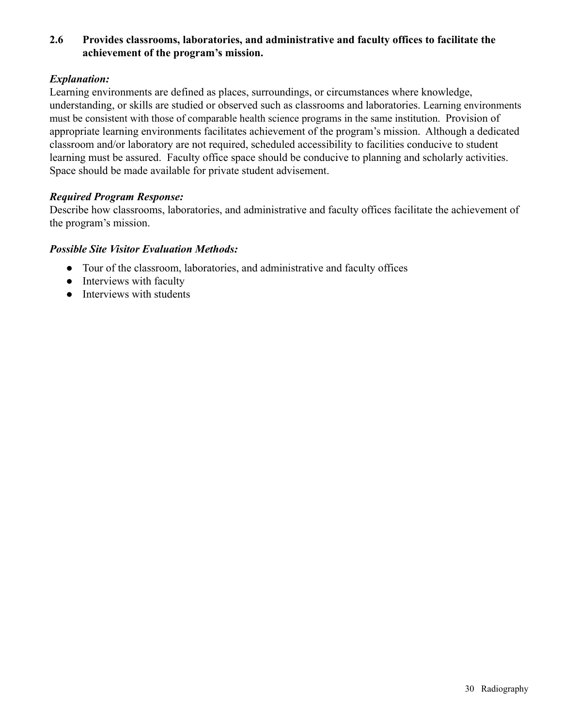**2.6 Provides classrooms, laboratories, and administrative and faculty offices to facilitate the achievement of the program's mission.**

***Explanation:***

Learning environments are defined as places, surroundings, or circumstances where knowledge, understanding, or skills are studied or observed such as classrooms and laboratories. Learning environments must be consistent with those of comparable health science programs in the same institution. Provision of appropriate learning environments facilitates achievement of the program's mission. Although a dedicated classroom and/or laboratory are not required, scheduled accessibility to facilities conducive to student learning must be assured. Faculty office space should be conducive to planning and scholarly activities. Space should be made available for private student advisement.

***Required Program Response:***

Describe how classrooms, laboratories, and administrative and faculty offices facilitate the achievement of the program's mission.

***Possible Site Visitor Evaluation Methods:***

- Tour of the classroom, laboratories, and administrative and faculty offices
- Interviews with faculty
- Interviews with students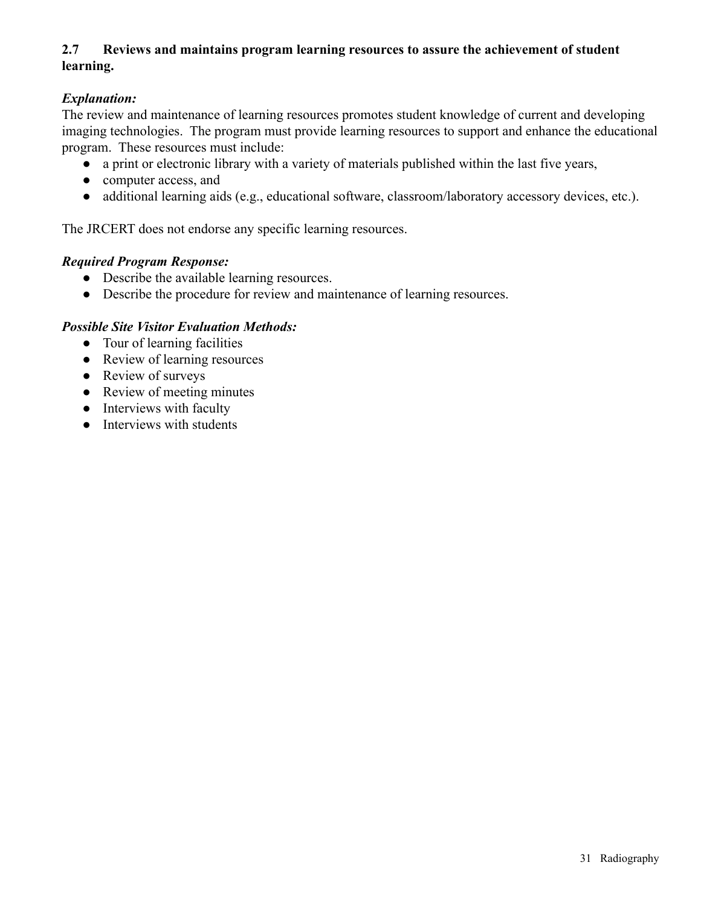**2.7 Reviews and maintains program learning resources to assure the achievement of student learning.**

***Explanation:***

The review and maintenance of learning resources promotes student knowledge of current and developing imaging technologies. The program must provide learning resources to support and enhance the educational program. These resources must include:

- a print or electronic library with a variety of materials published within the last five years,
- computer access, and
- additional learning aids (e.g., educational software, classroom/laboratory accessory devices, etc.).

The JRCERT does not endorse any specific learning resources.

***Required Program Response:***

- Describe the available learning resources.
- Describe the procedure for review and maintenance of learning resources.

***Possible Site Visitor Evaluation Methods:***

- Tour of learning facilities
- Review of learning resources
- Review of surveys
- Review of meeting minutes
- Interviews with faculty
- Interviews with students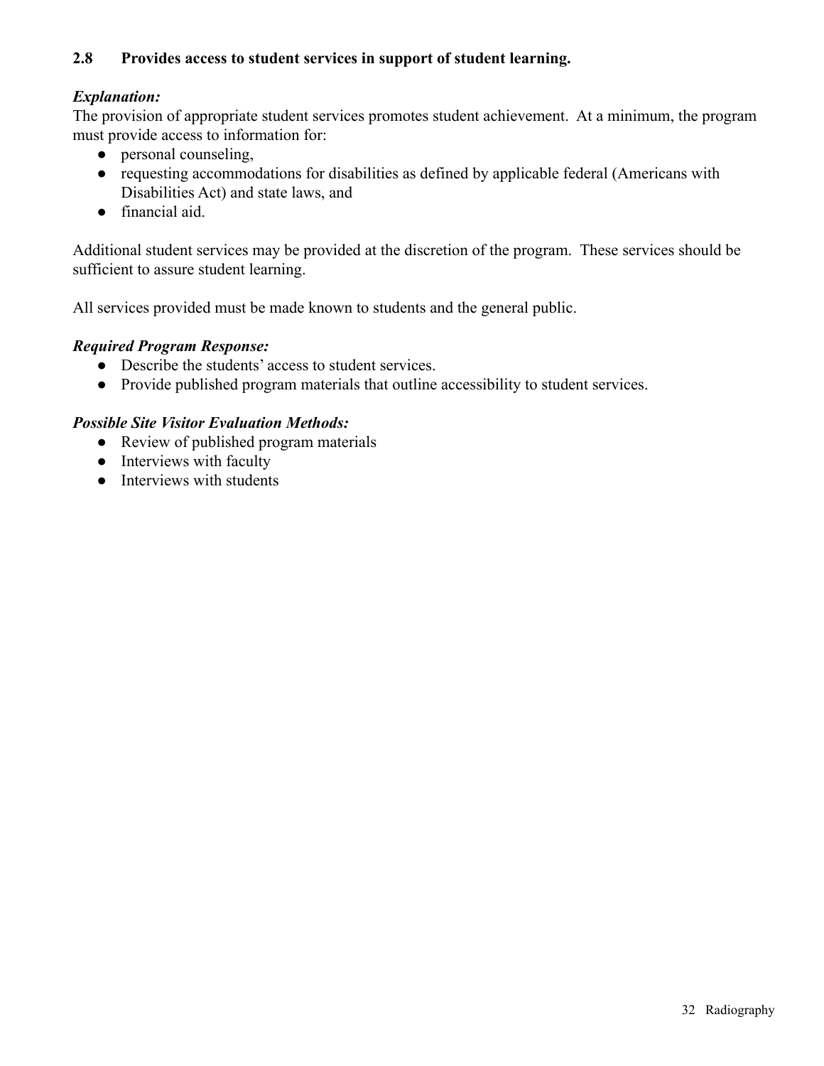**2.8 Provides access to student services in support of student learning.**

***Explanation:***
The provision of appropriate student services promotes student achievement. At a minimum, the program must provide access to information for:

- personal counseling,
- requesting accommodations for disabilities as defined by applicable federal (Americans with Disabilities Act) and state laws, and
- financial aid.

Additional student services may be provided at the discretion of the program. These services should be sufficient to assure student learning.

All services provided must be made known to students and the general public.

***Required Program Response:***

- Describe the students' access to student services.
- Provide published program materials that outline accessibility to student services.

***Possible Site Visitor Evaluation Methods:***

- Review of published program materials
- Interviews with faculty
- Interviews with students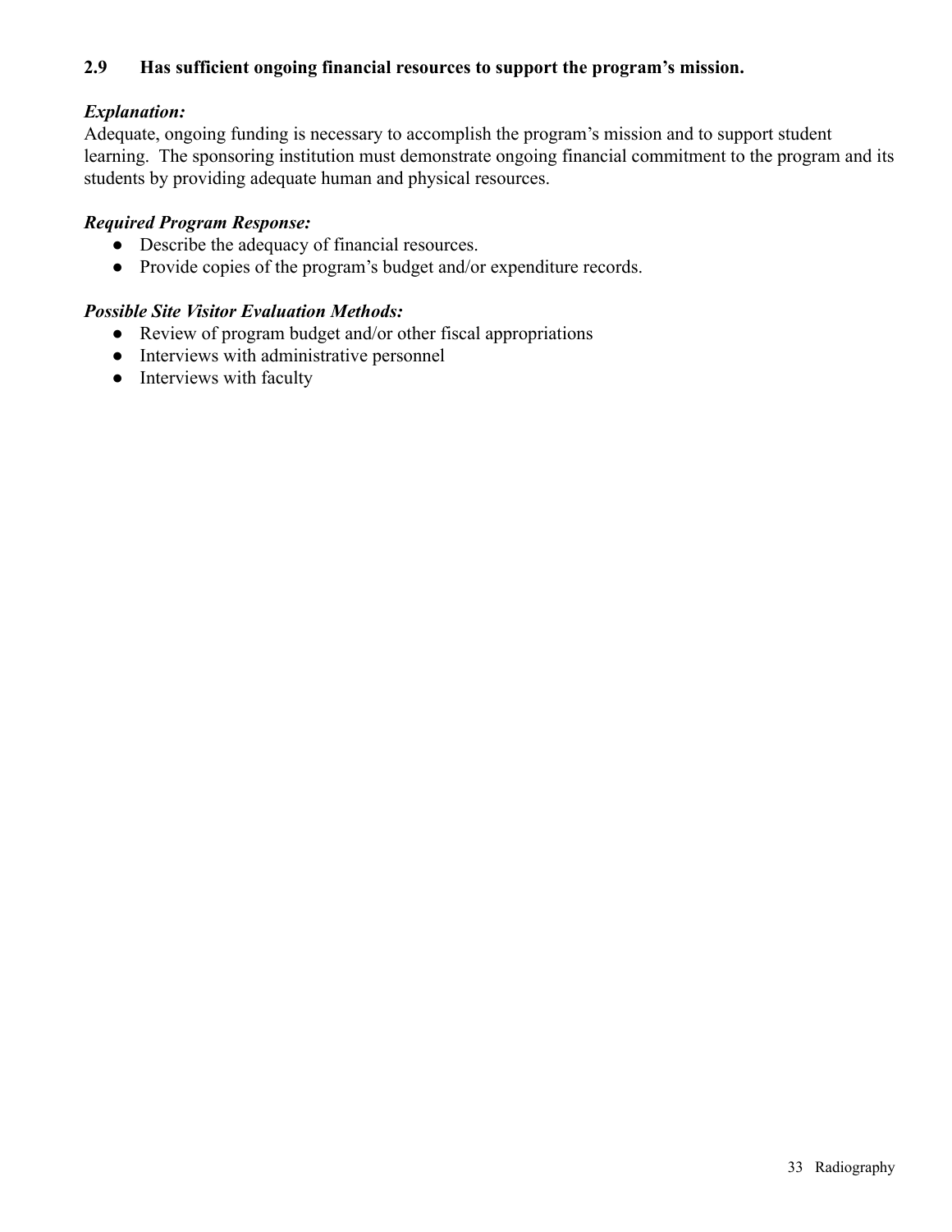**2.9 Has sufficient ongoing financial resources to support the program's mission.**

***Explanation:***
Adequate, ongoing funding is necessary to accomplish the program's mission and to support student learning. The sponsoring institution must demonstrate ongoing financial commitment to the program and its students by providing adequate human and physical resources.

***Required Program Response:***
- Describe the adequacy of financial resources.
- Provide copies of the program's budget and/or expenditure records.

***Possible Site Visitor Evaluation Methods:***
- Review of program budget and/or other fiscal appropriations
- Interviews with administrative personnel
- Interviews with faculty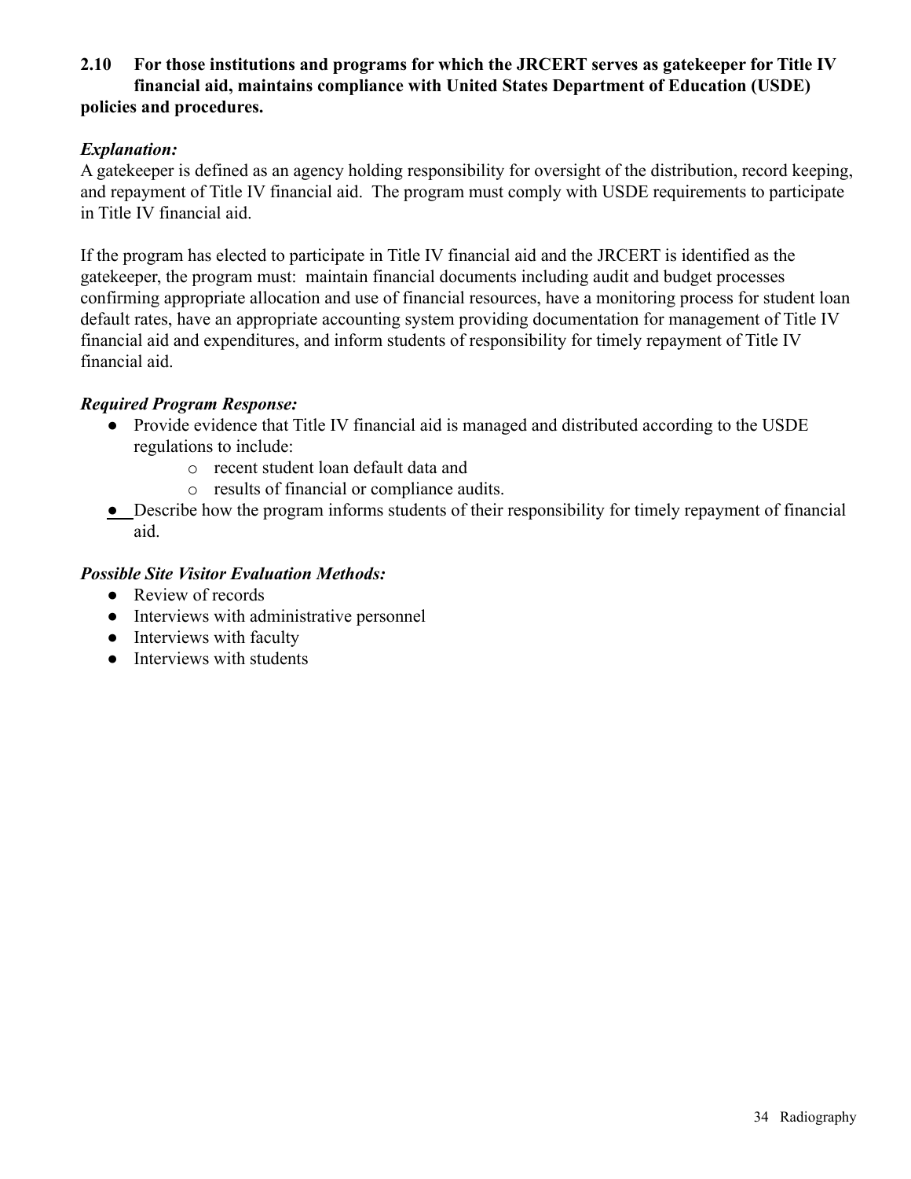**2.10 For those institutions and programs for which the JRCERT serves as gatekeeper for Title IV financial aid, maintains compliance with United States Department of Education (USDE) policies and procedures.**

***Explanation:***

A gatekeeper is defined as an agency holding responsibility for oversight of the distribution, record keeping, and repayment of Title IV financial aid. The program must comply with USDE requirements to participate in Title IV financial aid.

If the program has elected to participate in Title IV financial aid and the JRCERT is identified as the gatekeeper, the program must: maintain financial documents including audit and budget processes confirming appropriate allocation and use of financial resources, have a monitoring process for student loan default rates, have an appropriate accounting system providing documentation for management of Title IV financial aid and expenditures, and inform students of responsibility for timely repayment of Title IV financial aid.

***Required Program Response:***

- Provide evidence that Title IV financial aid is managed and distributed according to the USDE regulations to include:
  - recent student loan default data and
  - results of financial or compliance audits.
- Describe how the program informs students of their responsibility for timely repayment of financial aid.

***Possible Site Visitor Evaluation Methods:***

- Review of records
- Interviews with administrative personnel
- Interviews with faculty
- Interviews with students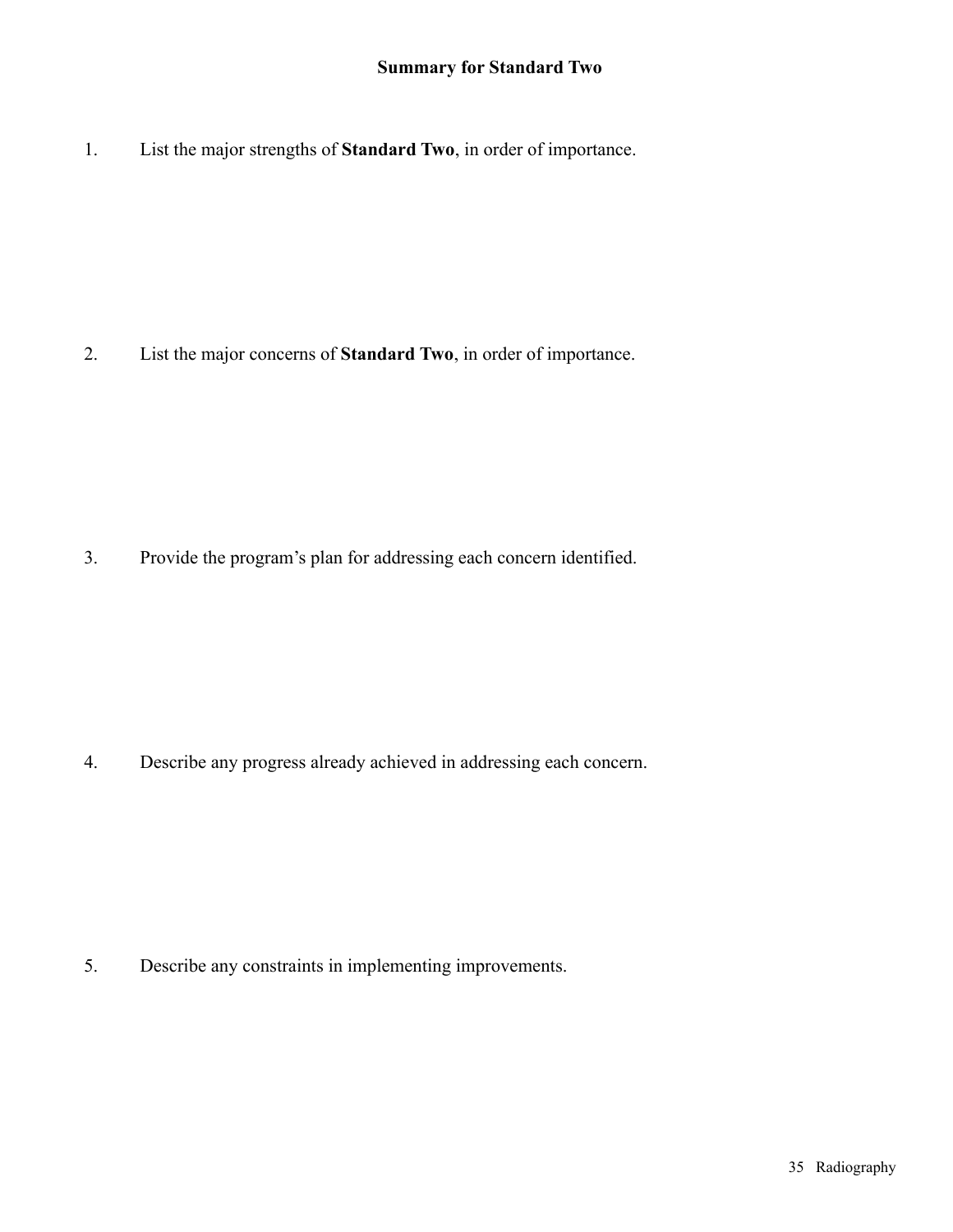## Summary for Standard Two

1. List the major strengths of **Standard Two**, in order of importance.

2. List the major concerns of **Standard Two**, in order of importance.

3. Provide the program's plan for addressing each concern identified.

4. Describe any progress already achieved in addressing each concern.

5. Describe any constraints in implementing improvements.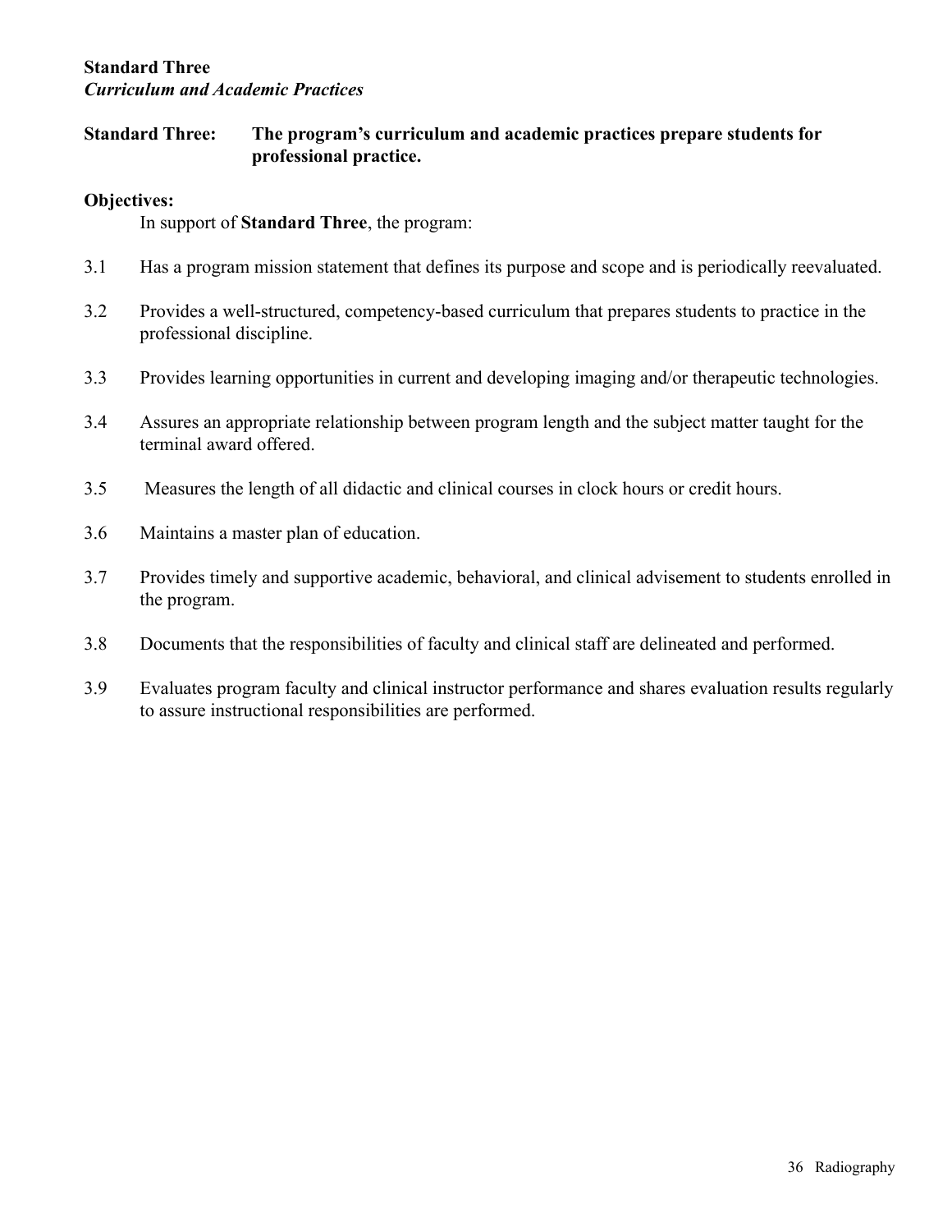**Standard Three**
***Curriculum and Academic Practices***

**Standard Three: The program's curriculum and academic practices prepare students for professional practice.**

**Objectives:**

In support of **Standard Three**, the program:

3.1 Has a program mission statement that defines its purpose and scope and is periodically reevaluated.

3.2 Provides a well-structured, competency-based curriculum that prepares students to practice in the professional discipline.

3.3 Provides learning opportunities in current and developing imaging and/or therapeutic technologies.

3.4 Assures an appropriate relationship between program length and the subject matter taught for the terminal award offered.

3.5 Measures the length of all didactic and clinical courses in clock hours or credit hours.

3.6 Maintains a master plan of education.

3.7 Provides timely and supportive academic, behavioral, and clinical advisement to students enrolled in the program.

3.8 Documents that the responsibilities of faculty and clinical staff are delineated and performed.

3.9 Evaluates program faculty and clinical instructor performance and shares evaluation results regularly to assure instructional responsibilities are performed.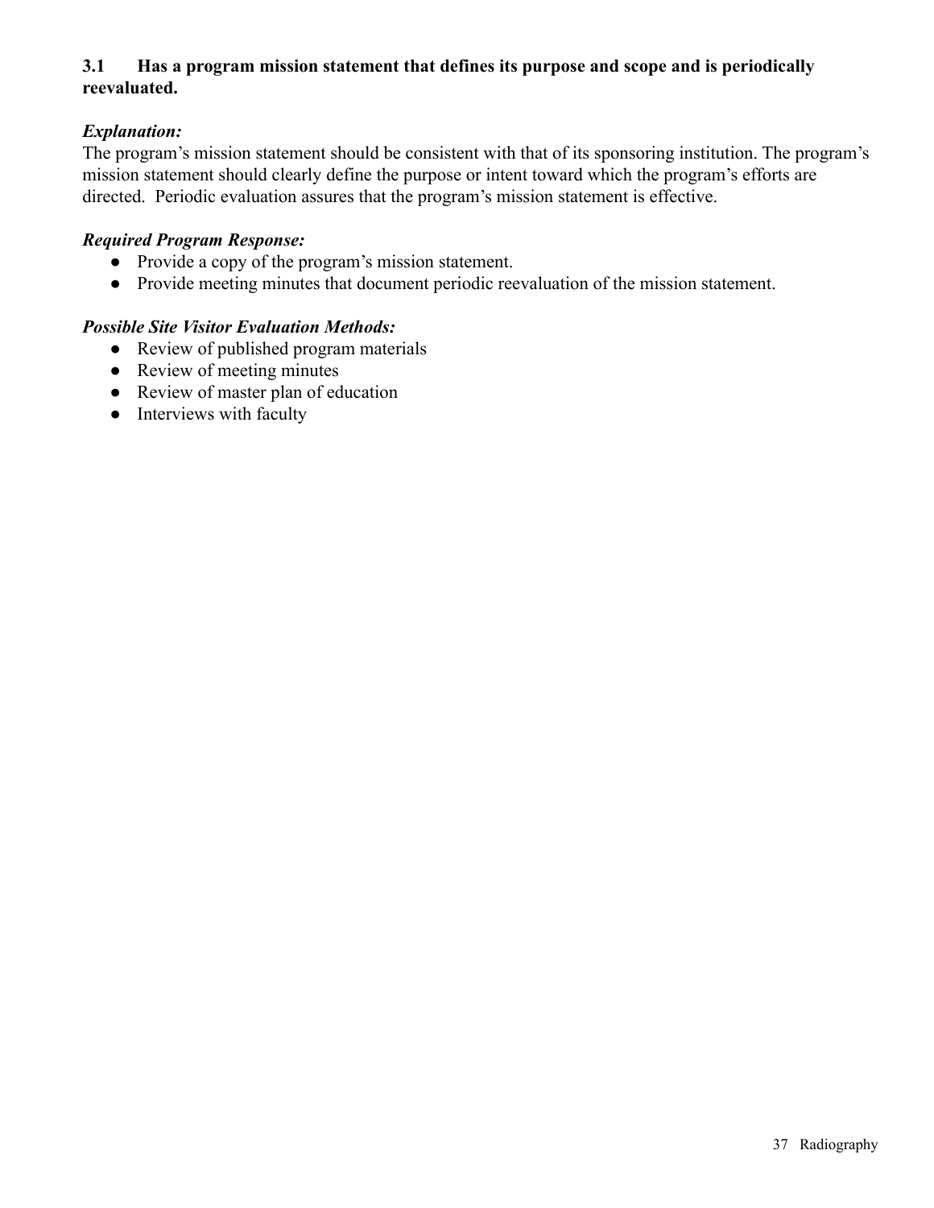**3.1 Has a program mission statement that defines its purpose and scope and is periodically reevaluated.**

***Explanation:***

The program's mission statement should be consistent with that of its sponsoring institution. The program's mission statement should clearly define the purpose or intent toward which the program's efforts are directed. Periodic evaluation assures that the program's mission statement is effective.

***Required Program Response:***

- Provide a copy of the program's mission statement.
- Provide meeting minutes that document periodic reevaluation of the mission statement.

***Possible Site Visitor Evaluation Methods:***

- Review of published program materials
- Review of meeting minutes
- Review of master plan of education
- Interviews with faculty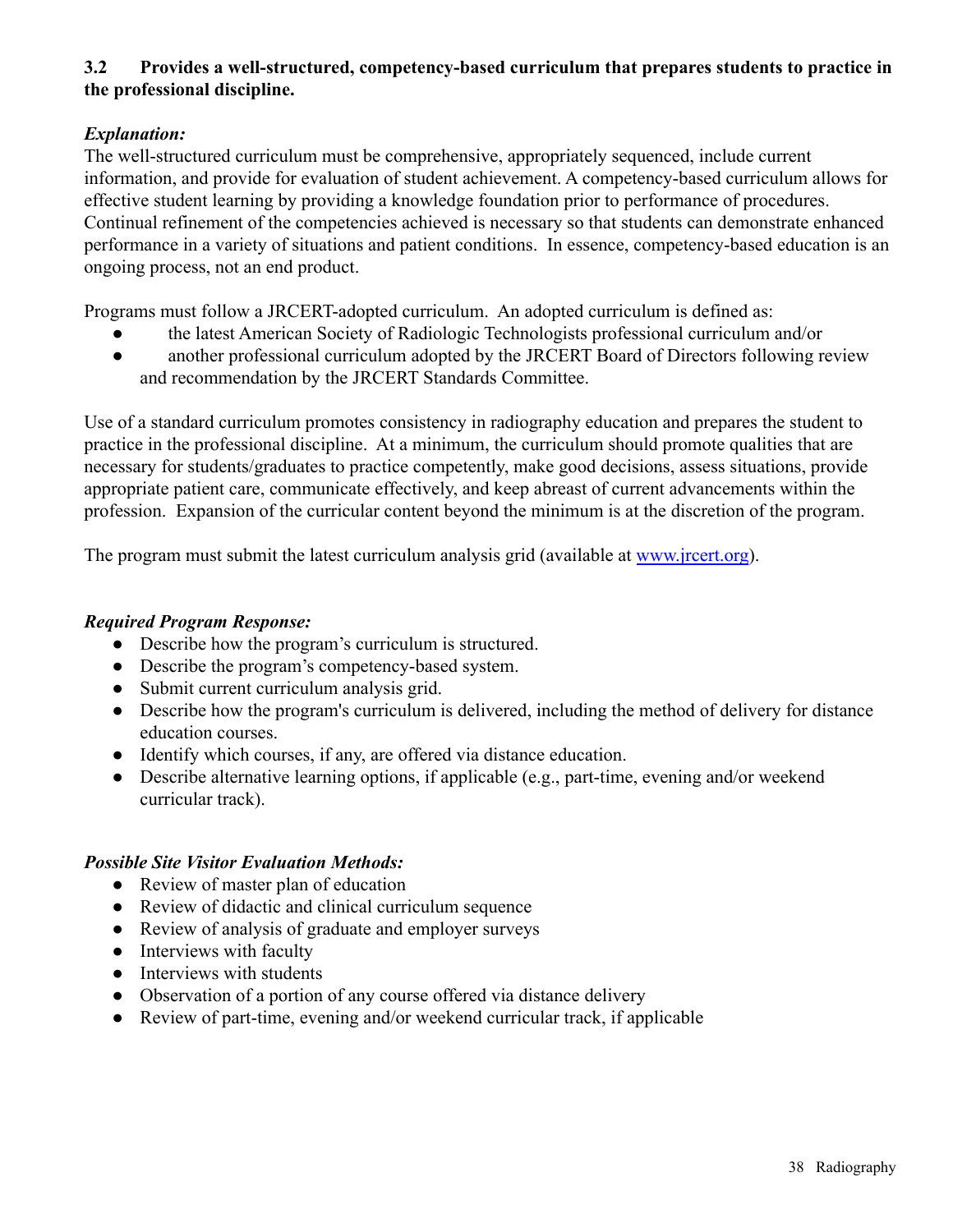**3.2 Provides a well-structured, competency-based curriculum that prepares students to practice in the professional discipline.**

***Explanation:***

The well-structured curriculum must be comprehensive, appropriately sequenced, include current information, and provide for evaluation of student achievement. A competency-based curriculum allows for effective student learning by providing a knowledge foundation prior to performance of procedures. Continual refinement of the competencies achieved is necessary so that students can demonstrate enhanced performance in a variety of situations and patient conditions. In essence, competency-based education is an ongoing process, not an end product.

Programs must follow a JRCERT-adopted curriculum. An adopted curriculum is defined as:

- the latest American Society of Radiologic Technologists professional curriculum and/or
- another professional curriculum adopted by the JRCERT Board of Directors following review and recommendation by the JRCERT Standards Committee.

Use of a standard curriculum promotes consistency in radiography education and prepares the student to practice in the professional discipline. At a minimum, the curriculum should promote qualities that are necessary for students/graduates to practice competently, make good decisions, assess situations, provide appropriate patient care, communicate effectively, and keep abreast of current advancements within the profession. Expansion of the curricular content beyond the minimum is at the discretion of the program.

The program must submit the latest curriculum analysis grid (available at [www.jrcert.org](www.jrcert.org)).

***Required Program Response:***

- Describe how the program's curriculum is structured.
- Describe the program's competency-based system.
- Submit current curriculum analysis grid.
- Describe how the program's curriculum is delivered, including the method of delivery for distance education courses.
- Identify which courses, if any, are offered via distance education.
- Describe alternative learning options, if applicable (e.g., part-time, evening and/or weekend curricular track).

***Possible Site Visitor Evaluation Methods:***

- Review of master plan of education
- Review of didactic and clinical curriculum sequence
- Review of analysis of graduate and employer surveys
- Interviews with faculty
- Interviews with students
- Observation of a portion of any course offered via distance delivery
- Review of part-time, evening and/or weekend curricular track, if applicable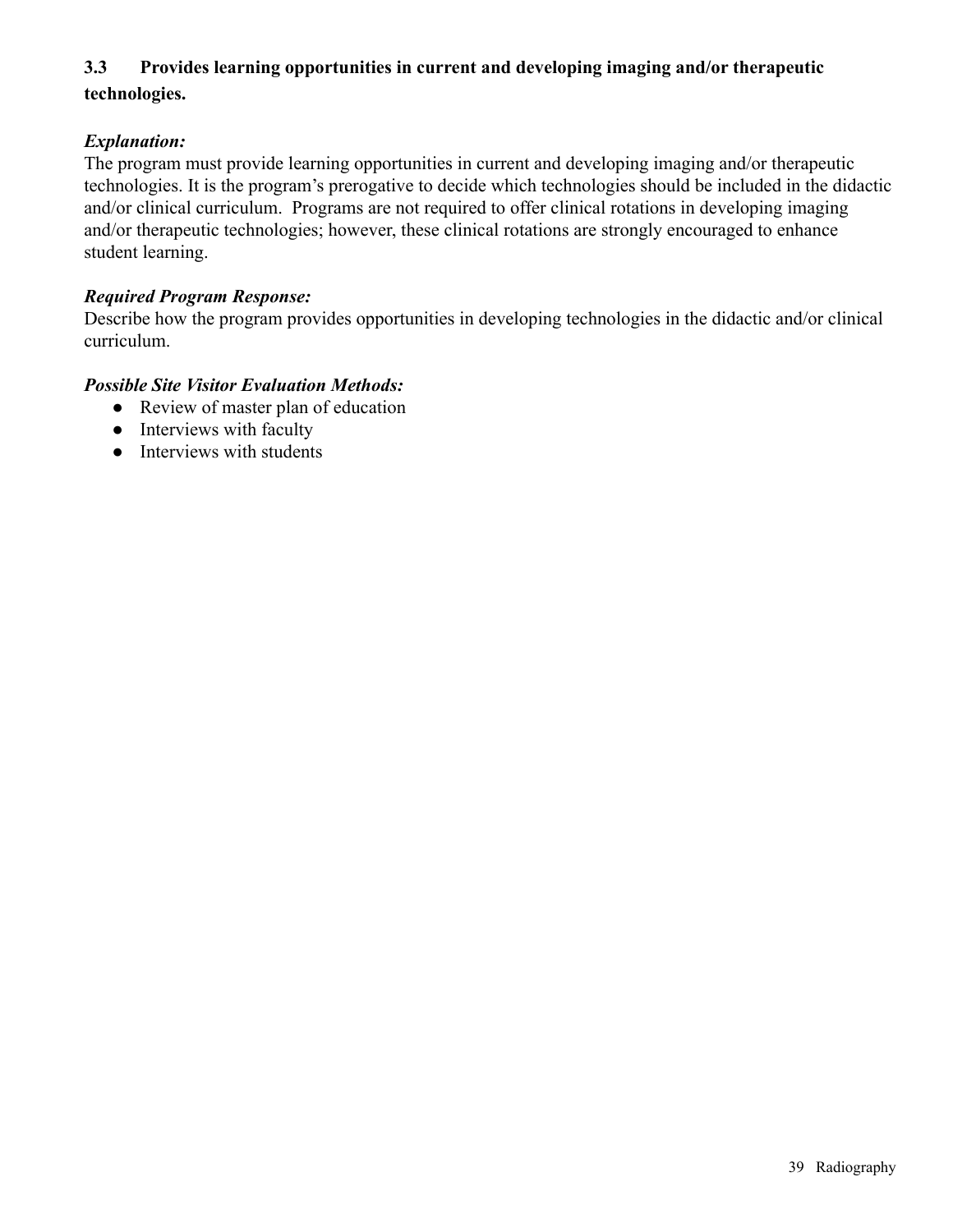### 3.3 Provides learning opportunities in current and developing imaging and/or therapeutic technologies.

***Explanation:***

The program must provide learning opportunities in current and developing imaging and/or therapeutic technologies. It is the program's prerogative to decide which technologies should be included in the didactic and/or clinical curriculum. Programs are not required to offer clinical rotations in developing imaging and/or therapeutic technologies; however, these clinical rotations are strongly encouraged to enhance student learning.

***Required Program Response:***

Describe how the program provides opportunities in developing technologies in the didactic and/or clinical curriculum.

***Possible Site Visitor Evaluation Methods:***

- Review of master plan of education
- Interviews with faculty
- Interviews with students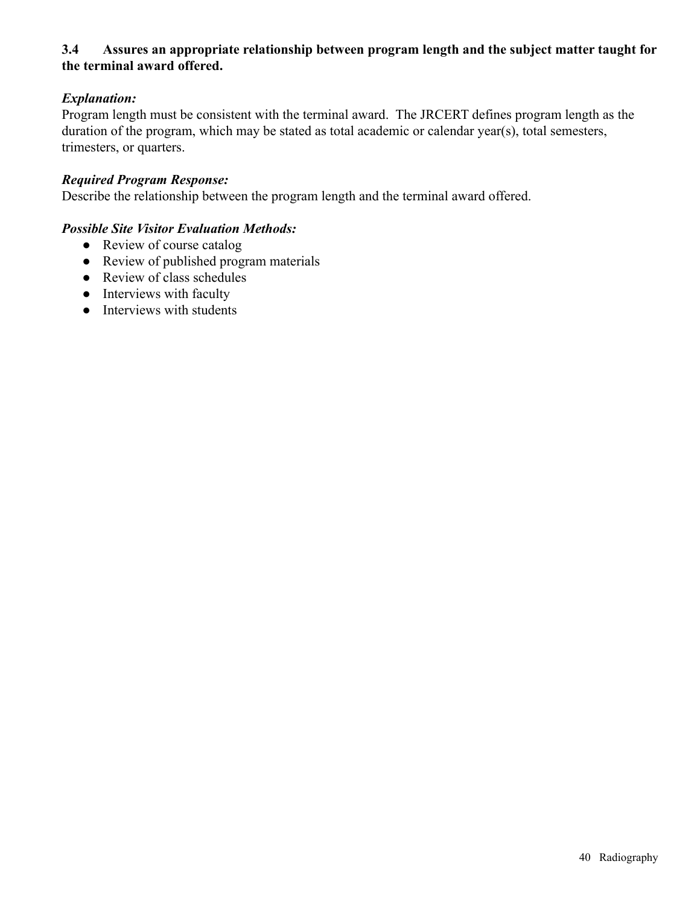**3.4 Assures an appropriate relationship between program length and the subject matter taught for the terminal award offered.**

***Explanation:***
Program length must be consistent with the terminal award. The JRCERT defines program length as the duration of the program, which may be stated as total academic or calendar year(s), total semesters, trimesters, or quarters.

***Required Program Response:***
Describe the relationship between the program length and the terminal award offered.

***Possible Site Visitor Evaluation Methods:***

- Review of course catalog
- Review of published program materials
- Review of class schedules
- Interviews with faculty
- Interviews with students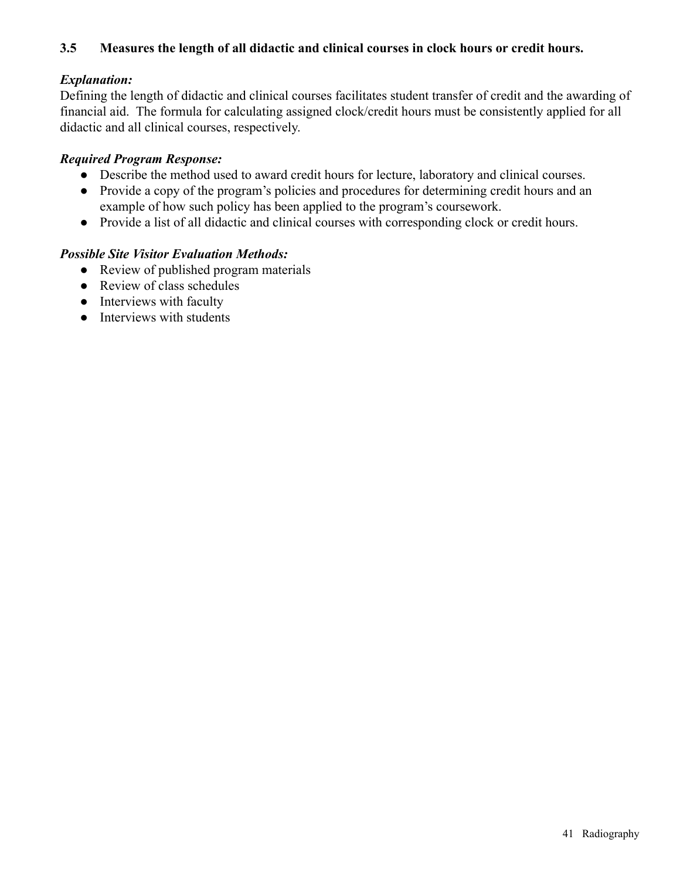### 3.5 Measures the length of all didactic and clinical courses in clock hours or credit hours.

***Explanation:***
Defining the length of didactic and clinical courses facilitates student transfer of credit and the awarding of financial aid. The formula for calculating assigned clock/credit hours must be consistently applied for all didactic and all clinical courses, respectively.

***Required Program Response:***
- Describe the method used to award credit hours for lecture, laboratory and clinical courses.
- Provide a copy of the program's policies and procedures for determining credit hours and an example of how such policy has been applied to the program's coursework.
- Provide a list of all didactic and clinical courses with corresponding clock or credit hours.

***Possible Site Visitor Evaluation Methods:***
- Review of published program materials
- Review of class schedules
- Interviews with faculty
- Interviews with students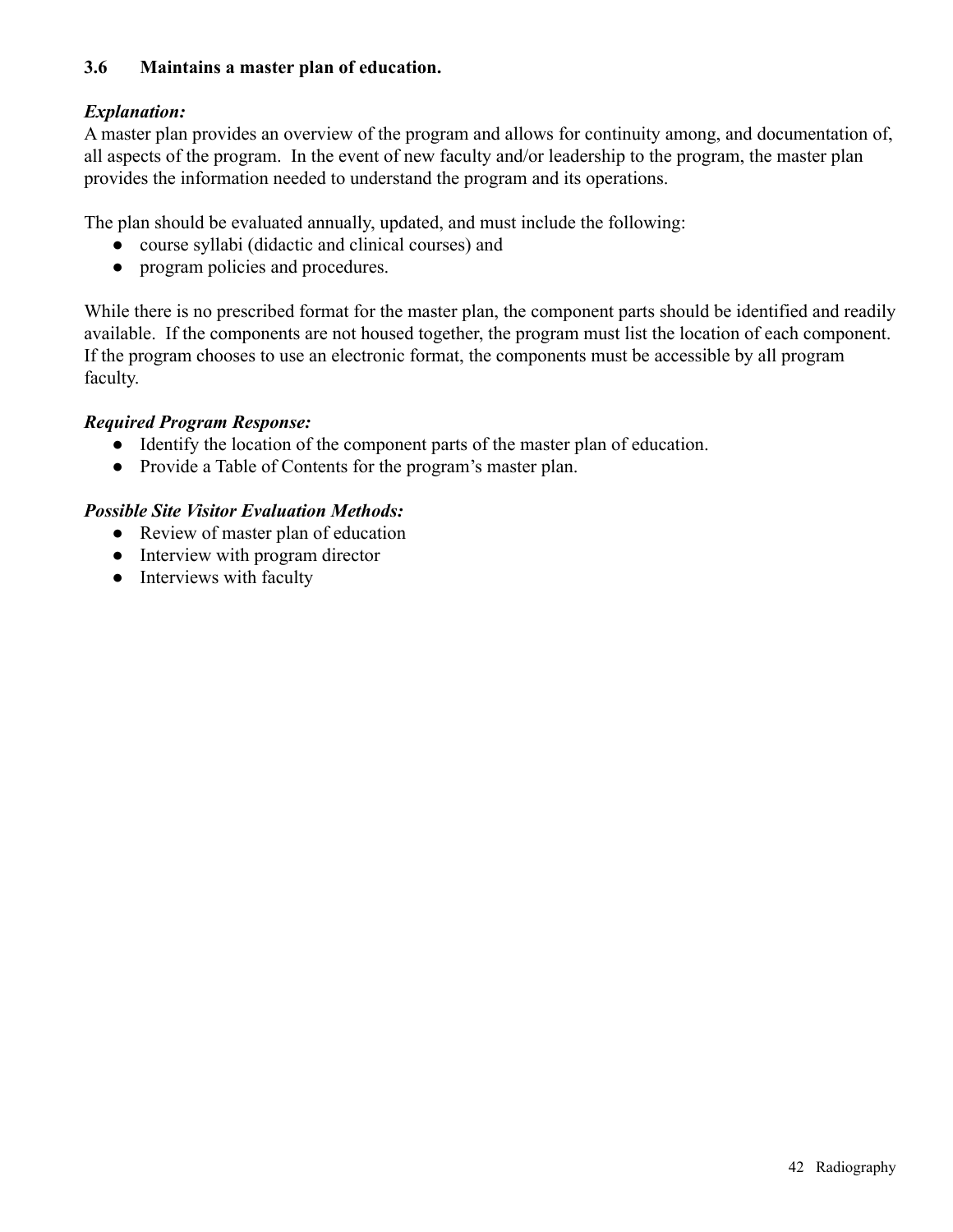### 3.6 Maintains a master plan of education.

***Explanation:***
A master plan provides an overview of the program and allows for continuity among, and documentation of, all aspects of the program. In the event of new faculty and/or leadership to the program, the master plan provides the information needed to understand the program and its operations.

The plan should be evaluated annually, updated, and must include the following:

- course syllabi (didactic and clinical courses) and
- program policies and procedures.

While there is no prescribed format for the master plan, the component parts should be identified and readily available. If the components are not housed together, the program must list the location of each component. If the program chooses to use an electronic format, the components must be accessible by all program faculty.

***Required Program Response:***

- Identify the location of the component parts of the master plan of education.
- Provide a Table of Contents for the program's master plan.

***Possible Site Visitor Evaluation Methods:***

- Review of master plan of education
- Interview with program director
- Interviews with faculty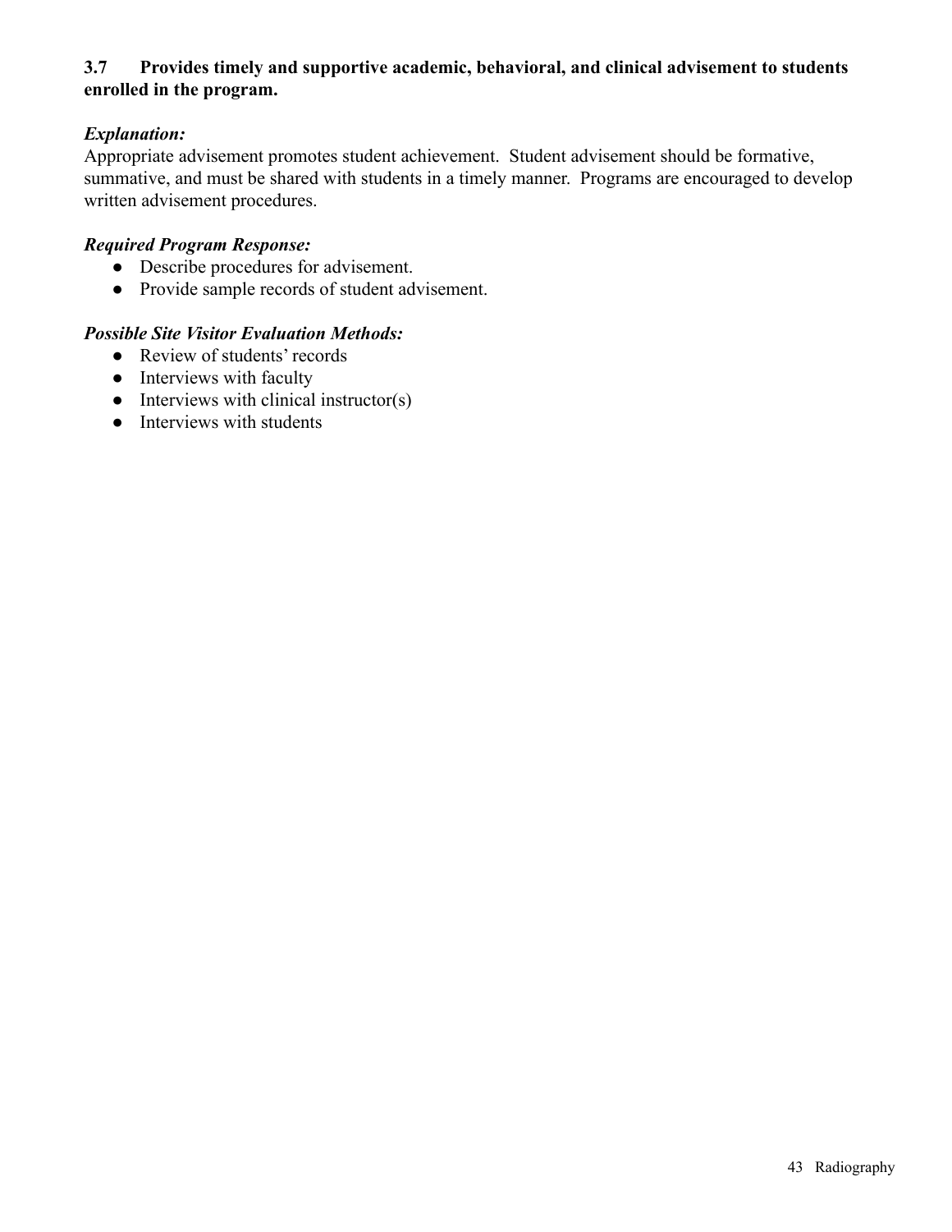**3.7 Provides timely and supportive academic, behavioral, and clinical advisement to students enrolled in the program.**

***Explanation:***

Appropriate advisement promotes student achievement. Student advisement should be formative, summative, and must be shared with students in a timely manner. Programs are encouraged to develop written advisement procedures.

***Required Program Response:***

- Describe procedures for advisement.
- Provide sample records of student advisement.

***Possible Site Visitor Evaluation Methods:***

- Review of students' records
- Interviews with faculty
- Interviews with clinical instructor(s)
- Interviews with students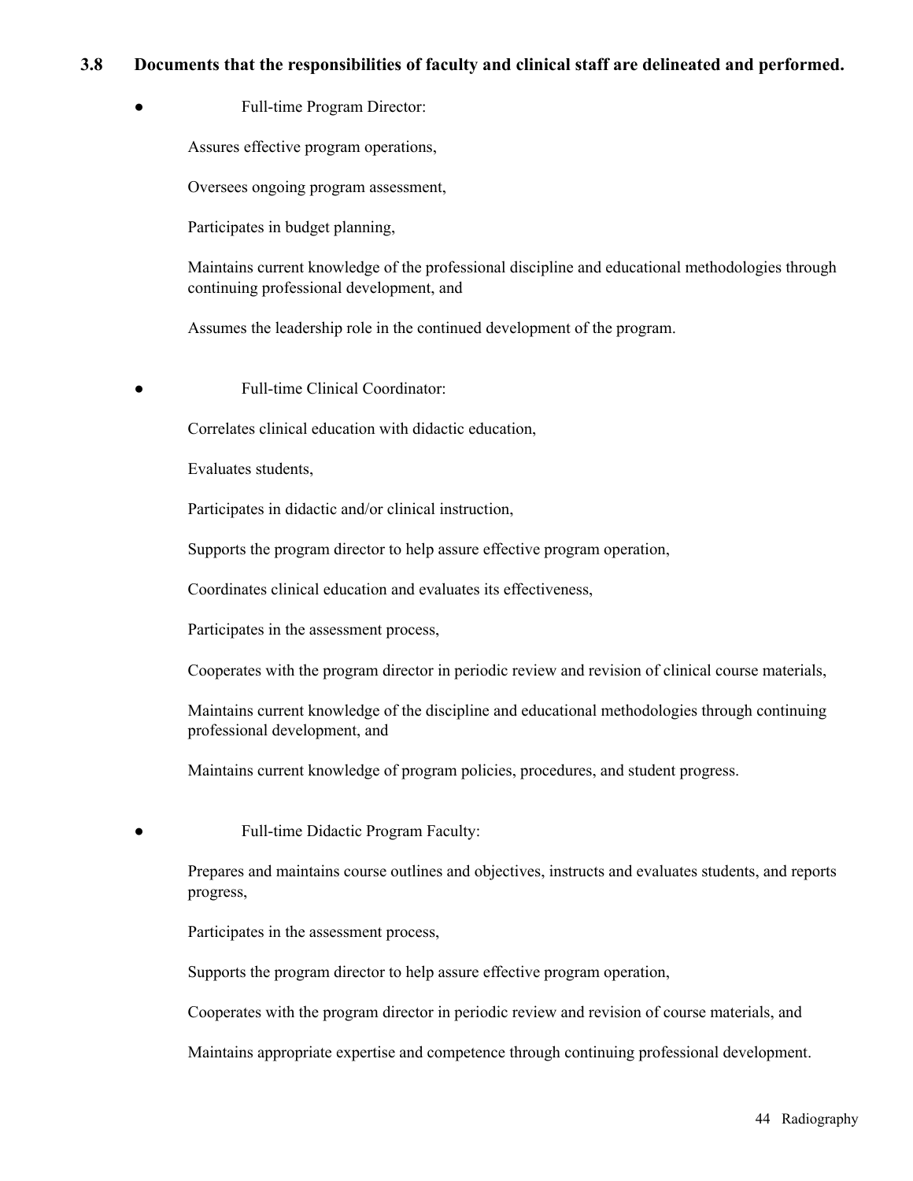### 3.8 Documents that the responsibilities of faculty and clinical staff are delineated and performed.

- Full-time Program Director:

  Assures effective program operations,

  Oversees ongoing program assessment,

  Participates in budget planning,

  Maintains current knowledge of the professional discipline and educational methodologies through continuing professional development, and

  Assumes the leadership role in the continued development of the program.

- Full-time Clinical Coordinator:

  Correlates clinical education with didactic education,

  Evaluates students,

  Participates in didactic and/or clinical instruction,

  Supports the program director to help assure effective program operation,

  Coordinates clinical education and evaluates its effectiveness,

  Participates in the assessment process,

  Cooperates with the program director in periodic review and revision of clinical course materials,

  Maintains current knowledge of the discipline and educational methodologies through continuing professional development, and

  Maintains current knowledge of program policies, procedures, and student progress.

- Full-time Didactic Program Faculty:

  Prepares and maintains course outlines and objectives, instructs and evaluates students, and reports progress,

  Participates in the assessment process,

  Supports the program director to help assure effective program operation,

  Cooperates with the program director in periodic review and revision of course materials, and

  Maintains appropriate expertise and competence through continuing professional development.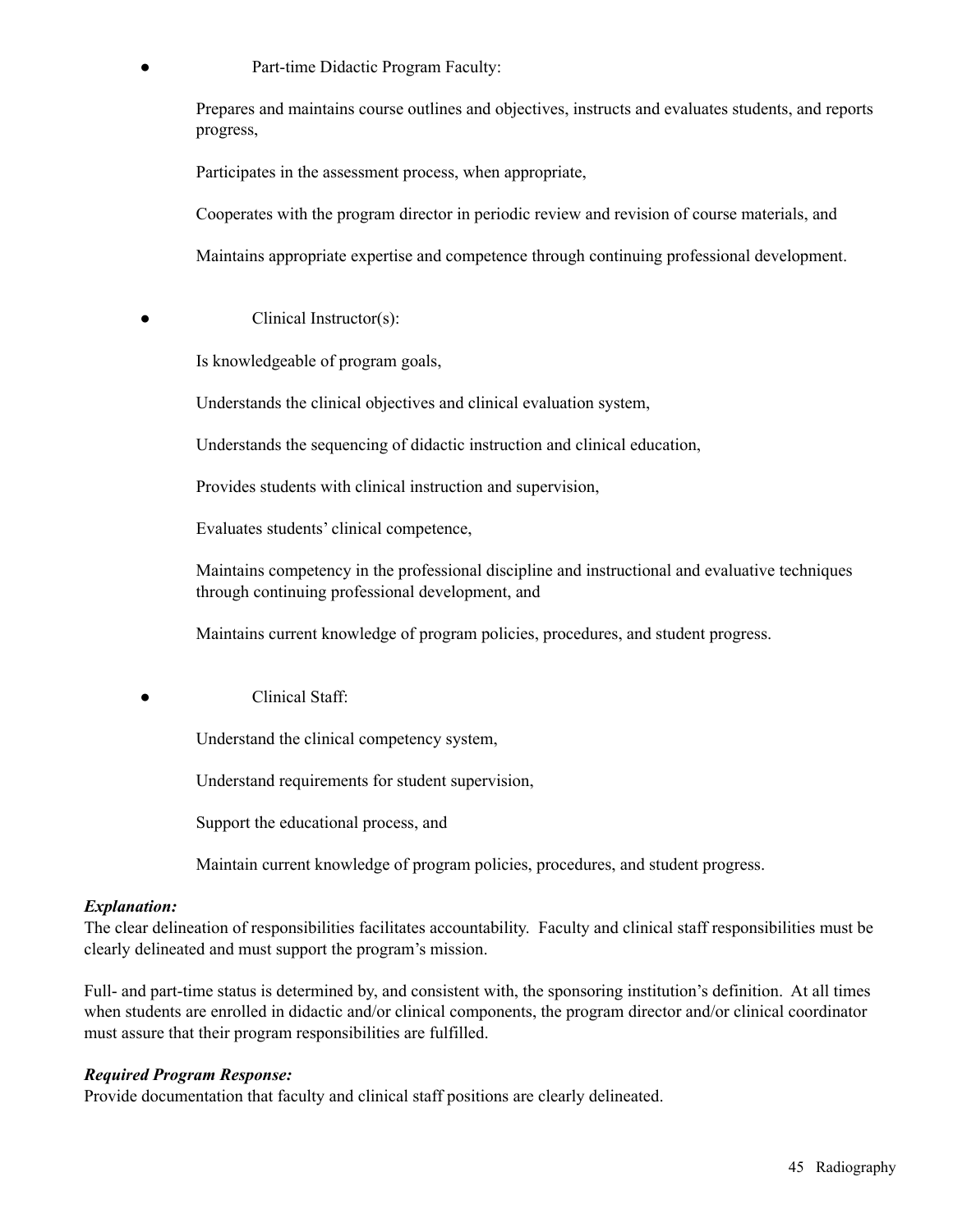- Part-time Didactic Program Faculty:

  Prepares and maintains course outlines and objectives, instructs and evaluates students, and reports progress,

  Participates in the assessment process, when appropriate,

  Cooperates with the program director in periodic review and revision of course materials, and

  Maintains appropriate expertise and competence through continuing professional development.

- Clinical Instructor(s):

  Is knowledgeable of program goals,

  Understands the clinical objectives and clinical evaluation system,

  Understands the sequencing of didactic instruction and clinical education,

  Provides students with clinical instruction and supervision,

  Evaluates students' clinical competence,

  Maintains competency in the professional discipline and instructional and evaluative techniques through continuing professional development, and

  Maintains current knowledge of program policies, procedures, and student progress.

- Clinical Staff:

  Understand the clinical competency system,

  Understand requirements for student supervision,

  Support the educational process, and

  Maintain current knowledge of program policies, procedures, and student progress.

***Explanation:***
The clear delineation of responsibilities facilitates accountability. Faculty and clinical staff responsibilities must be clearly delineated and must support the program's mission.

Full- and part-time status is determined by, and consistent with, the sponsoring institution's definition. At all times when students are enrolled in didactic and/or clinical components, the program director and/or clinical coordinator must assure that their program responsibilities are fulfilled.

***Required Program Response:***
Provide documentation that faculty and clinical staff positions are clearly delineated.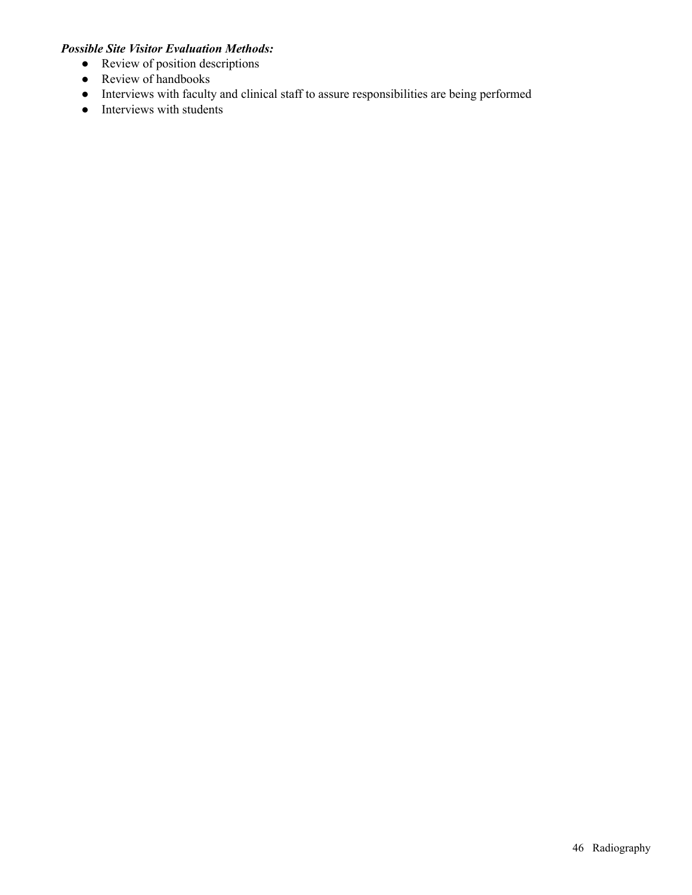***Possible Site Visitor Evaluation Methods:***

- Review of position descriptions
- Review of handbooks
- Interviews with faculty and clinical staff to assure responsibilities are being performed
- Interviews with students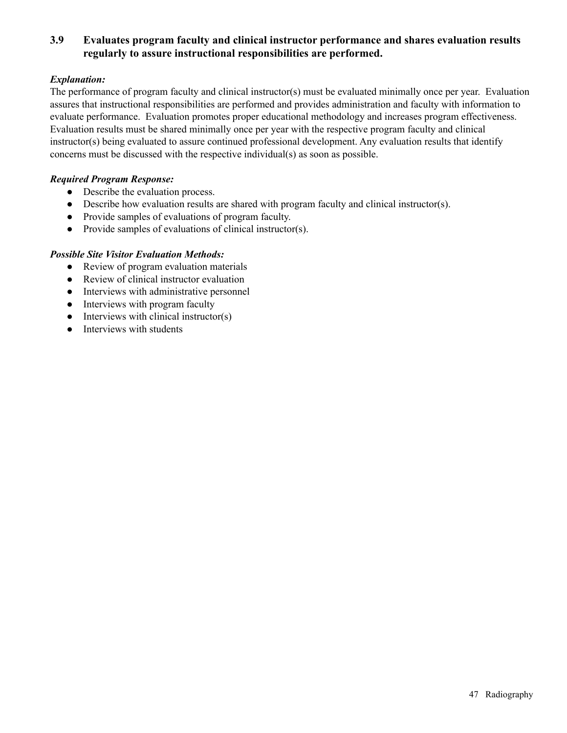### 3.9 Evaluates program faculty and clinical instructor performance and shares evaluation results regularly to assure instructional responsibilities are performed.

***Explanation:***

The performance of program faculty and clinical instructor(s) must be evaluated minimally once per year. Evaluation assures that instructional responsibilities are performed and provides administration and faculty with information to evaluate performance. Evaluation promotes proper educational methodology and increases program effectiveness. Evaluation results must be shared minimally once per year with the respective program faculty and clinical instructor(s) being evaluated to assure continued professional development. Any evaluation results that identify concerns must be discussed with the respective individual(s) as soon as possible.

***Required Program Response:***

- Describe the evaluation process.
- Describe how evaluation results are shared with program faculty and clinical instructor(s).
- Provide samples of evaluations of program faculty.
- Provide samples of evaluations of clinical instructor(s).

***Possible Site Visitor Evaluation Methods:***

- Review of program evaluation materials
- Review of clinical instructor evaluation
- Interviews with administrative personnel
- Interviews with program faculty
- Interviews with clinical instructor(s)
- Interviews with students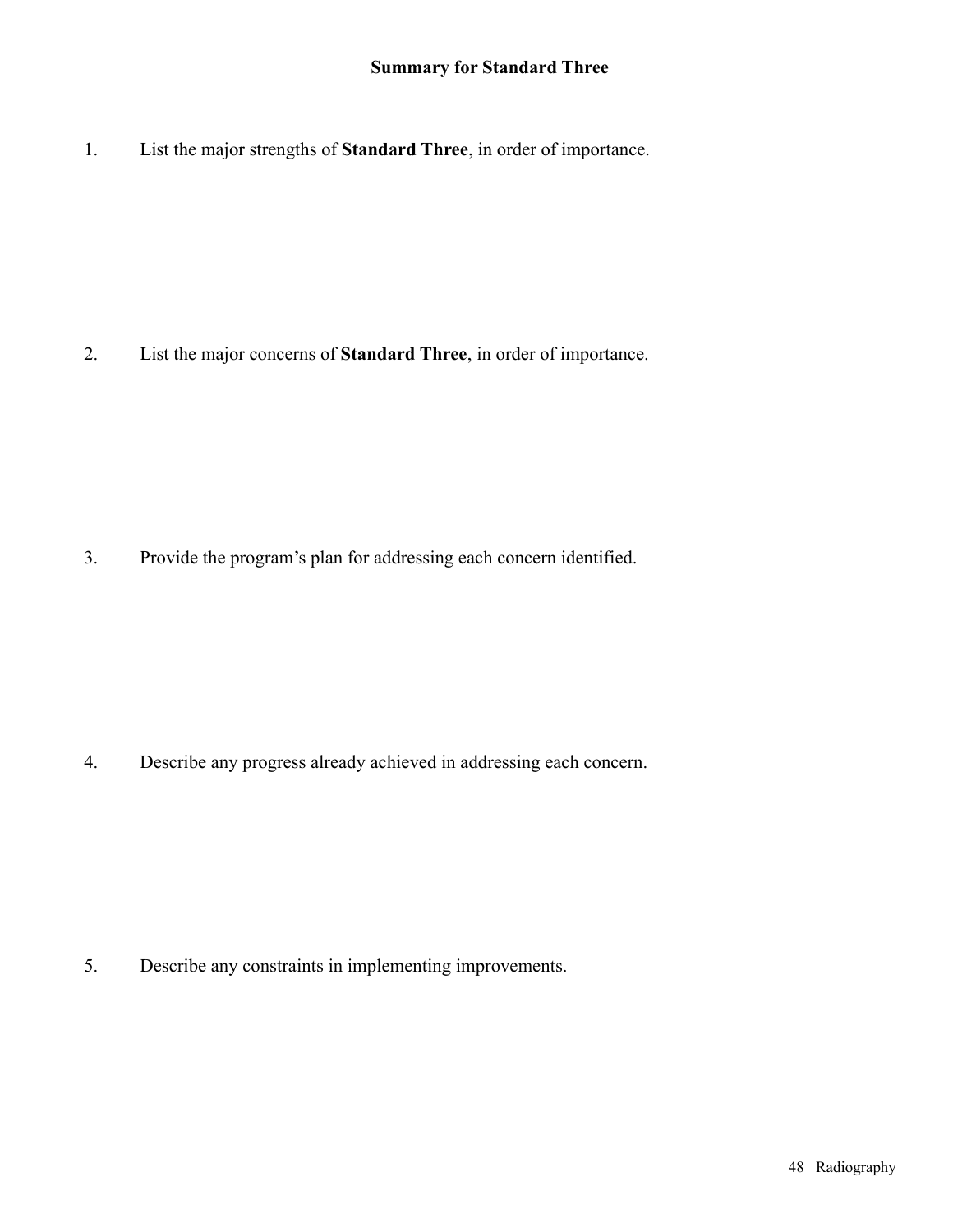## Summary for Standard Three

1. List the major strengths of **Standard Three**, in order of importance.

2. List the major concerns of **Standard Three**, in order of importance.

3. Provide the program's plan for addressing each concern identified.

4. Describe any progress already achieved in addressing each concern.

5. Describe any constraints in implementing improvements.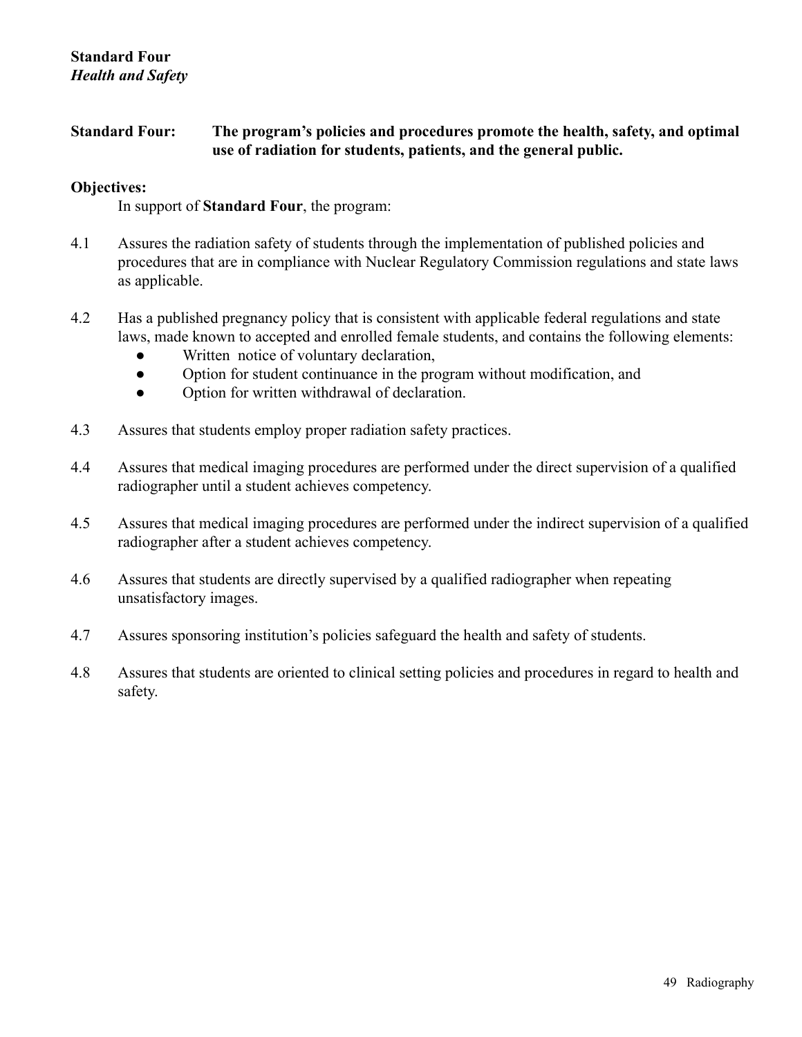**Standard Four**
***Health and Safety***

**Standard Four: The program's policies and procedures promote the health, safety, and optimal use of radiation for students, patients, and the general public.**

**Objectives:**

In support of **Standard Four**, the program:

4.1 Assures the radiation safety of students through the implementation of published policies and procedures that are in compliance with Nuclear Regulatory Commission regulations and state laws as applicable.

4.2 Has a published pregnancy policy that is consistent with applicable federal regulations and state laws, made known to accepted and enrolled female students, and contains the following elements:
- Written notice of voluntary declaration,
- Option for student continuance in the program without modification, and
- Option for written withdrawal of declaration.

4.3 Assures that students employ proper radiation safety practices.

4.4 Assures that medical imaging procedures are performed under the direct supervision of a qualified radiographer until a student achieves competency.

4.5 Assures that medical imaging procedures are performed under the indirect supervision of a qualified radiographer after a student achieves competency.

4.6 Assures that students are directly supervised by a qualified radiographer when repeating unsatisfactory images.

4.7 Assures sponsoring institution's policies safeguard the health and safety of students.

4.8 Assures that students are oriented to clinical setting policies and procedures in regard to health and safety.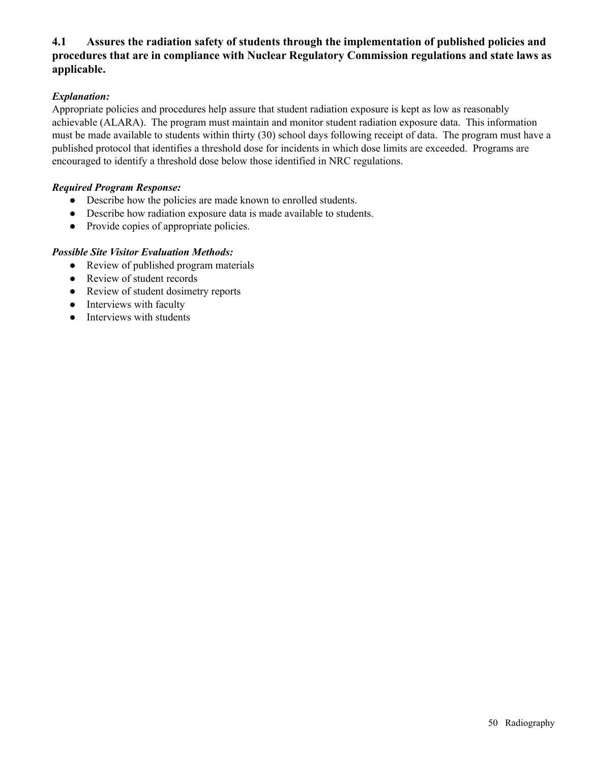**4.1 Assures the radiation safety of students through the implementation of published policies and procedures that are in compliance with Nuclear Regulatory Commission regulations and state laws as applicable.**

***Explanation:***

Appropriate policies and procedures help assure that student radiation exposure is kept as low as reasonably achievable (ALARA). The program must maintain and monitor student radiation exposure data. This information must be made available to students within thirty (30) school days following receipt of data. The program must have a published protocol that identifies a threshold dose for incidents in which dose limits are exceeded. Programs are encouraged to identify a threshold dose below those identified in NRC regulations.

***Required Program Response:***

- Describe how the policies are made known to enrolled students.
- Describe how radiation exposure data is made available to students.
- Provide copies of appropriate policies.

***Possible Site Visitor Evaluation Methods:***

- Review of published program materials
- Review of student records
- Review of student dosimetry reports
- Interviews with faculty
- Interviews with students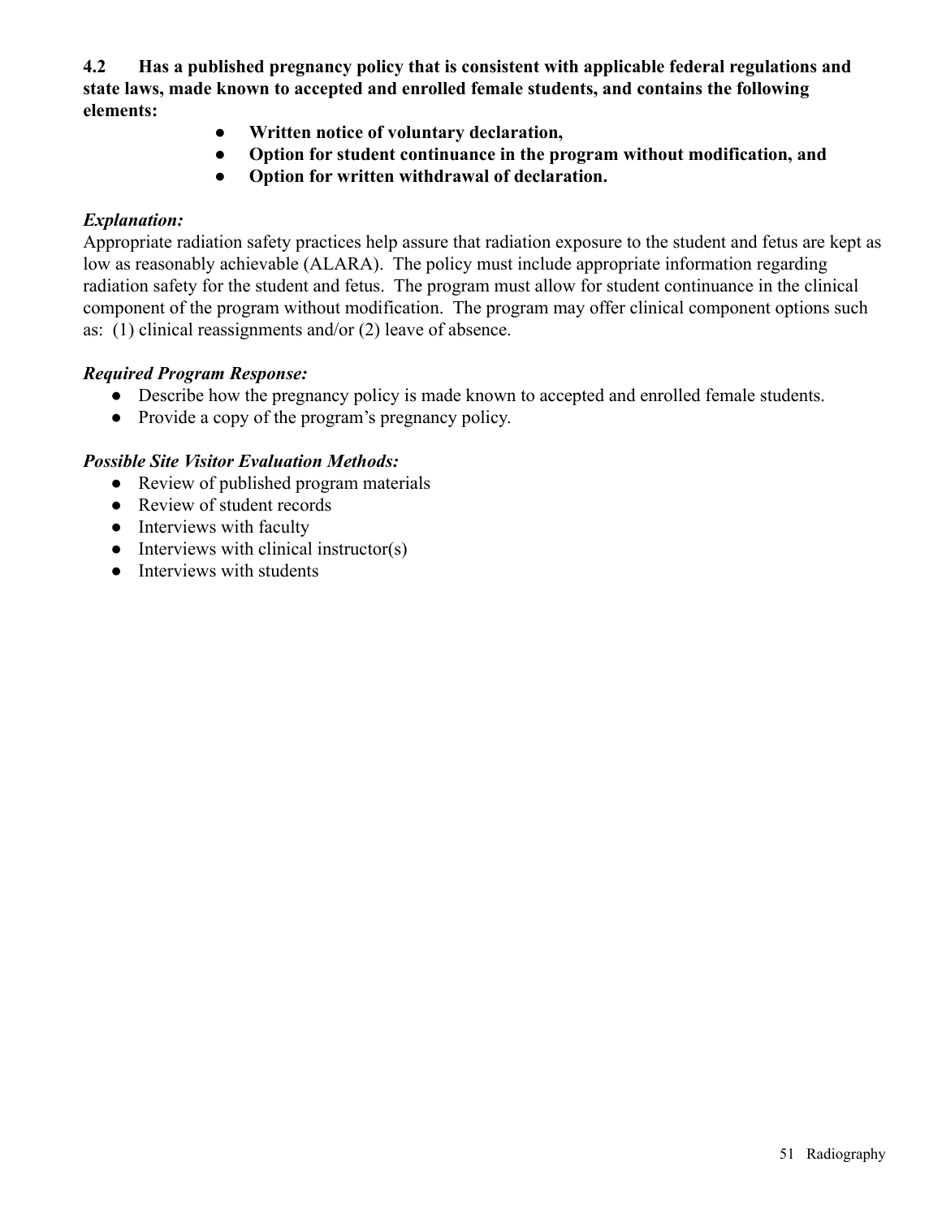**4.2 Has a published pregnancy policy that is consistent with applicable federal regulations and state laws, made known to accepted and enrolled female students, and contains the following elements:**

- **Written notice of voluntary declaration,**
- **Option for student continuance in the program without modification, and**
- **Option for written withdrawal of declaration.**

***Explanation:***

Appropriate radiation safety practices help assure that radiation exposure to the student and fetus are kept as low as reasonably achievable (ALARA). The policy must include appropriate information regarding radiation safety for the student and fetus. The program must allow for student continuance in the clinical component of the program without modification. The program may offer clinical component options such as: (1) clinical reassignments and/or (2) leave of absence.

***Required Program Response:***

- Describe how the pregnancy policy is made known to accepted and enrolled female students.
- Provide a copy of the program's pregnancy policy.

***Possible Site Visitor Evaluation Methods:***

- Review of published program materials
- Review of student records
- Interviews with faculty
- Interviews with clinical instructor(s)
- Interviews with students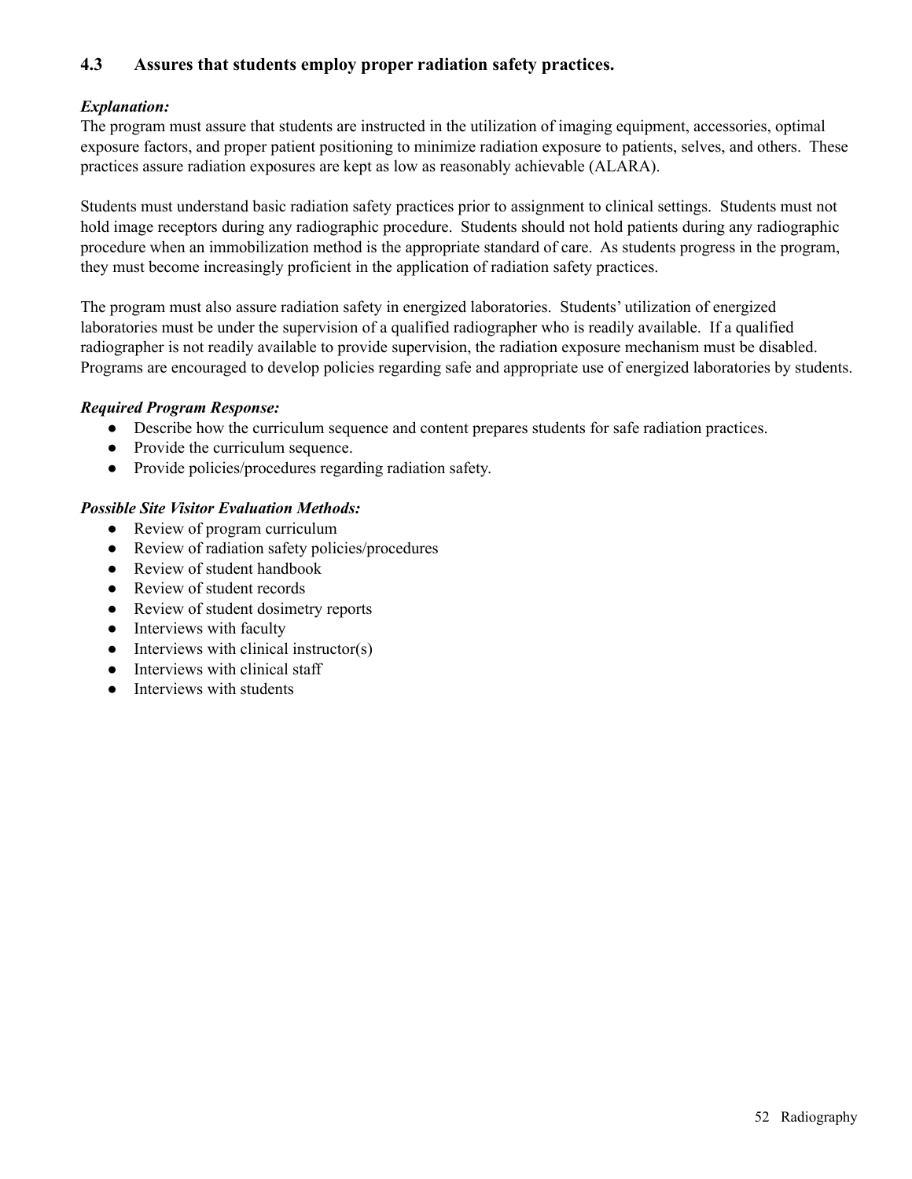### 4.3 Assures that students employ proper radiation safety practices.

***Explanation:***

The program must assure that students are instructed in the utilization of imaging equipment, accessories, optimal exposure factors, and proper patient positioning to minimize radiation exposure to patients, selves, and others. These practices assure radiation exposures are kept as low as reasonably achievable (ALARA).

Students must understand basic radiation safety practices prior to assignment to clinical settings. Students must not hold image receptors during any radiographic procedure. Students should not hold patients during any radiographic procedure when an immobilization method is the appropriate standard of care. As students progress in the program, they must become increasingly proficient in the application of radiation safety practices.

The program must also assure radiation safety in energized laboratories. Students' utilization of energized laboratories must be under the supervision of a qualified radiographer who is readily available. If a qualified radiographer is not readily available to provide supervision, the radiation exposure mechanism must be disabled. Programs are encouraged to develop policies regarding safe and appropriate use of energized laboratories by students.

***Required Program Response:***

- Describe how the curriculum sequence and content prepares students for safe radiation practices.
- Provide the curriculum sequence.
- Provide policies/procedures regarding radiation safety.

***Possible Site Visitor Evaluation Methods:***

- Review of program curriculum
- Review of radiation safety policies/procedures
- Review of student handbook
- Review of student records
- Review of student dosimetry reports
- Interviews with faculty
- Interviews with clinical instructor(s)
- Interviews with clinical staff
- Interviews with students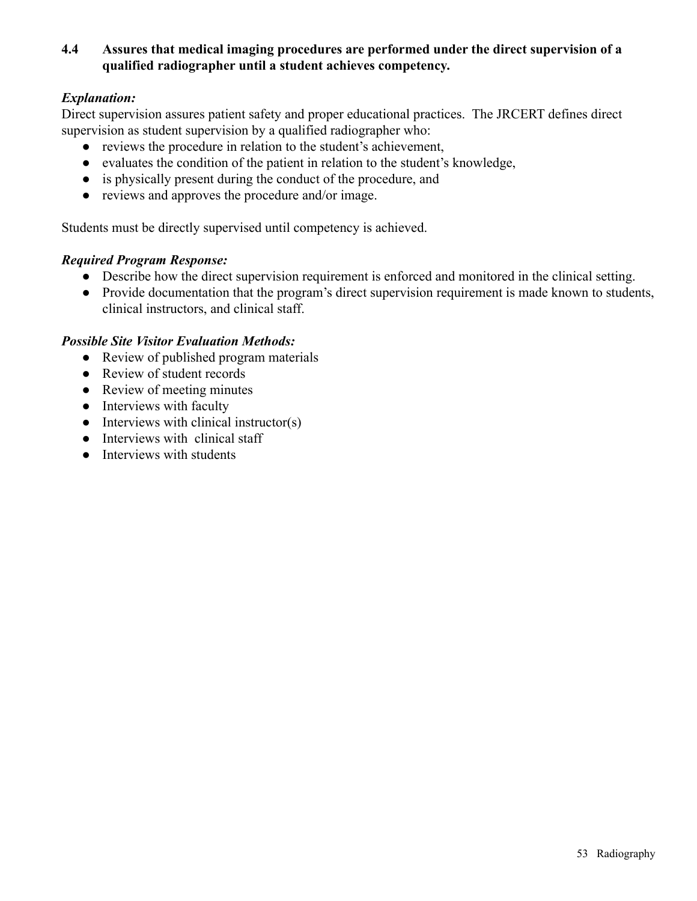**4.4 Assures that medical imaging procedures are performed under the direct supervision of a qualified radiographer until a student achieves competency.**

***Explanation:***

Direct supervision assures patient safety and proper educational practices. The JRCERT defines direct supervision as student supervision by a qualified radiographer who:

- reviews the procedure in relation to the student's achievement,
- evaluates the condition of the patient in relation to the student's knowledge,
- is physically present during the conduct of the procedure, and
- reviews and approves the procedure and/or image.

Students must be directly supervised until competency is achieved.

***Required Program Response:***

- Describe how the direct supervision requirement is enforced and monitored in the clinical setting.
- Provide documentation that the program's direct supervision requirement is made known to students, clinical instructors, and clinical staff.

***Possible Site Visitor Evaluation Methods:***

- Review of published program materials
- Review of student records
- Review of meeting minutes
- Interviews with faculty
- Interviews with clinical instructor(s)
- Interviews with clinical staff
- Interviews with students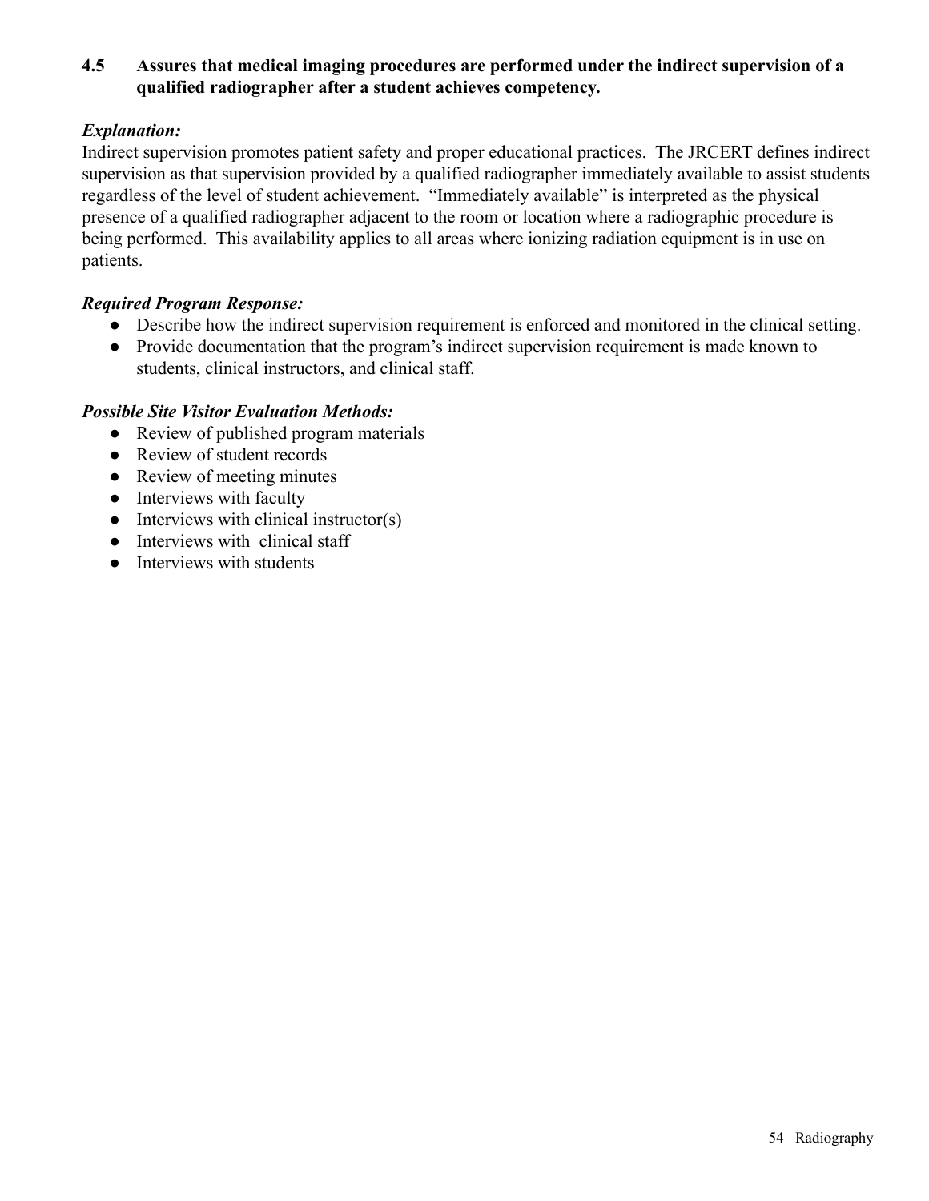**4.5 Assures that medical imaging procedures are performed under the indirect supervision of a qualified radiographer after a student achieves competency.**

***Explanation:***

Indirect supervision promotes patient safety and proper educational practices. The JRCERT defines indirect supervision as that supervision provided by a qualified radiographer immediately available to assist students regardless of the level of student achievement. "Immediately available" is interpreted as the physical presence of a qualified radiographer adjacent to the room or location where a radiographic procedure is being performed. This availability applies to all areas where ionizing radiation equipment is in use on patients.

***Required Program Response:***

- Describe how the indirect supervision requirement is enforced and monitored in the clinical setting.
- Provide documentation that the program's indirect supervision requirement is made known to students, clinical instructors, and clinical staff.

***Possible Site Visitor Evaluation Methods:***

- Review of published program materials
- Review of student records
- Review of meeting minutes
- Interviews with faculty
- Interviews with clinical instructor(s)
- Interviews with clinical staff
- Interviews with students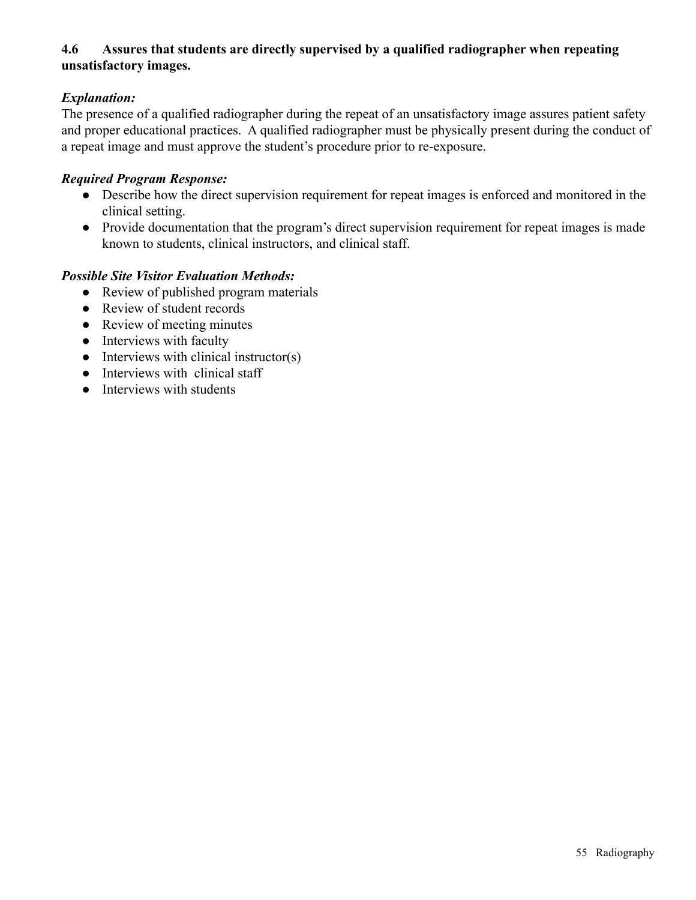**4.6 Assures that students are directly supervised by a qualified radiographer when repeating unsatisfactory images.**

***Explanation:***

The presence of a qualified radiographer during the repeat of an unsatisfactory image assures patient safety and proper educational practices. A qualified radiographer must be physically present during the conduct of a repeat image and must approve the student's procedure prior to re-exposure.

***Required Program Response:***

- Describe how the direct supervision requirement for repeat images is enforced and monitored in the clinical setting.
- Provide documentation that the program's direct supervision requirement for repeat images is made known to students, clinical instructors, and clinical staff.

***Possible Site Visitor Evaluation Methods:***

- Review of published program materials
- Review of student records
- Review of meeting minutes
- Interviews with faculty
- Interviews with clinical instructor(s)
- Interviews with clinical staff
- Interviews with students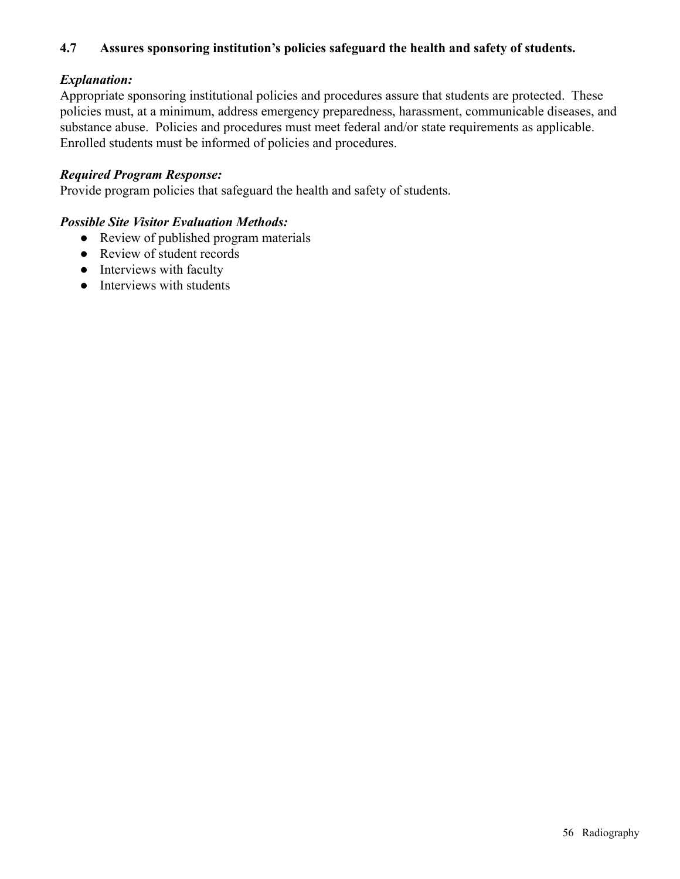**4.7 Assures sponsoring institution's policies safeguard the health and safety of students.**

***Explanation:***
Appropriate sponsoring institutional policies and procedures assure that students are protected. These policies must, at a minimum, address emergency preparedness, harassment, communicable diseases, and substance abuse. Policies and procedures must meet federal and/or state requirements as applicable. Enrolled students must be informed of policies and procedures.

***Required Program Response:***
Provide program policies that safeguard the health and safety of students.

***Possible Site Visitor Evaluation Methods:***

- Review of published program materials
- Review of student records
- Interviews with faculty
- Interviews with students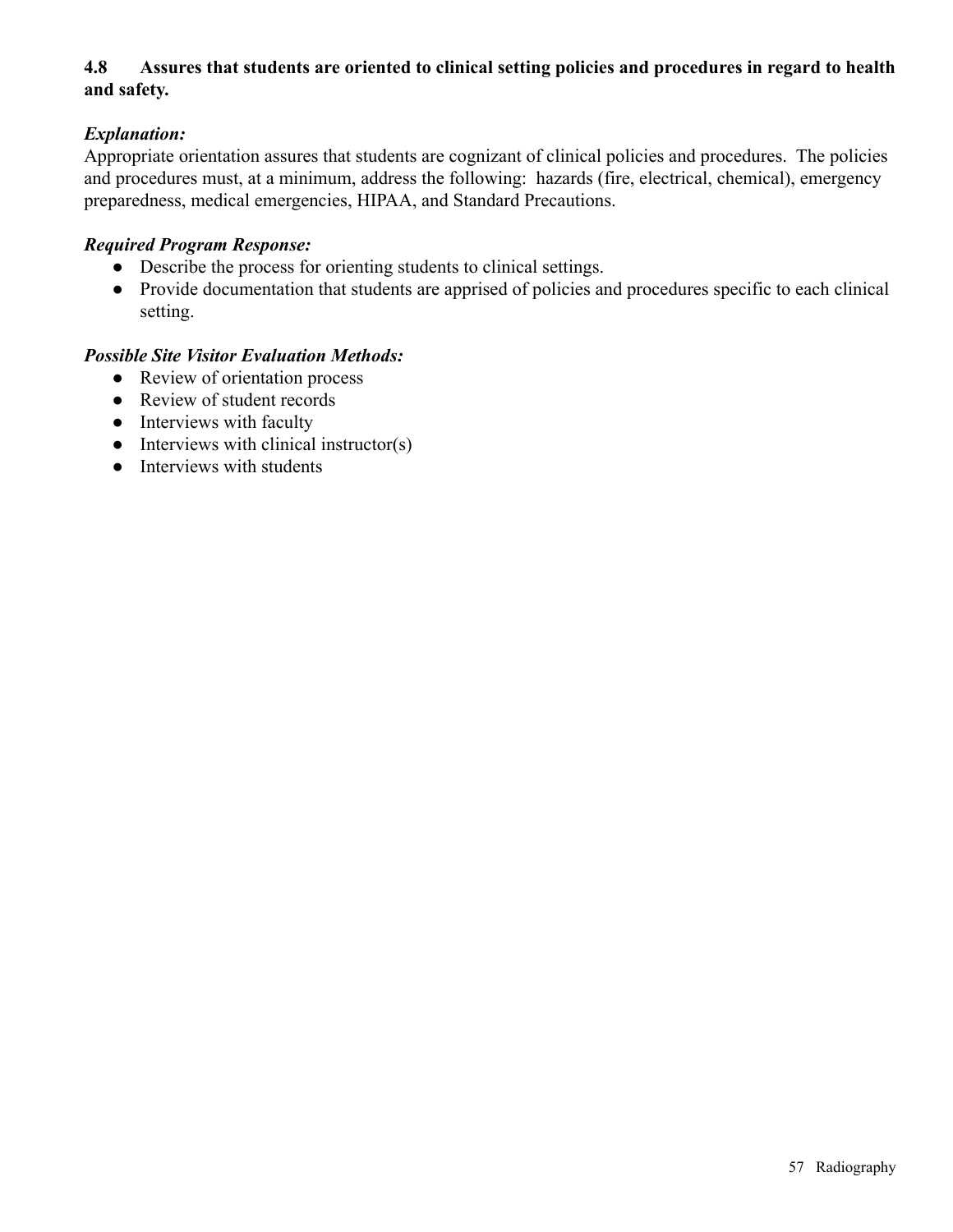**4.8 Assures that students are oriented to clinical setting policies and procedures in regard to health and safety.**

***Explanation:***

Appropriate orientation assures that students are cognizant of clinical policies and procedures. The policies and procedures must, at a minimum, address the following: hazards (fire, electrical, chemical), emergency preparedness, medical emergencies, HIPAA, and Standard Precautions.

***Required Program Response:***

- Describe the process for orienting students to clinical settings.
- Provide documentation that students are apprised of policies and procedures specific to each clinical setting.

***Possible Site Visitor Evaluation Methods:***

- Review of orientation process
- Review of student records
- Interviews with faculty
- Interviews with clinical instructor(s)
- Interviews with students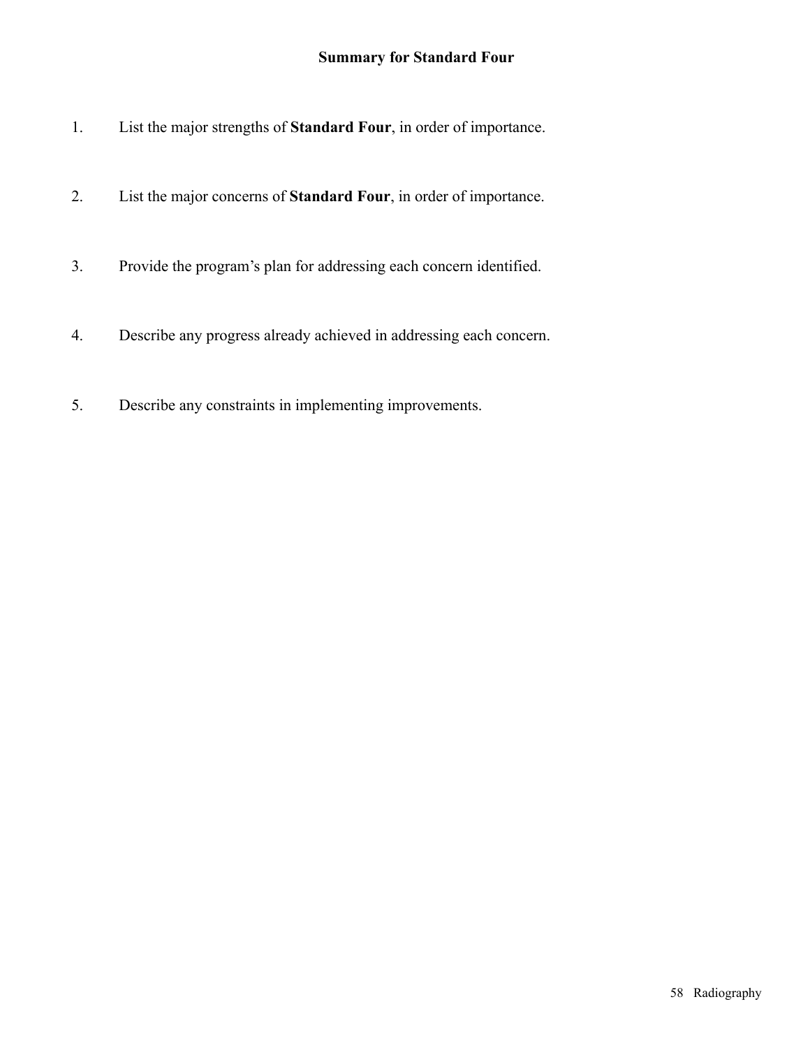## Summary for Standard Four

1. List the major strengths of **Standard Four**, in order of importance.

2. List the major concerns of **Standard Four**, in order of importance.

3. Provide the program's plan for addressing each concern identified.

4. Describe any progress already achieved in addressing each concern.

5. Describe any constraints in implementing improvements.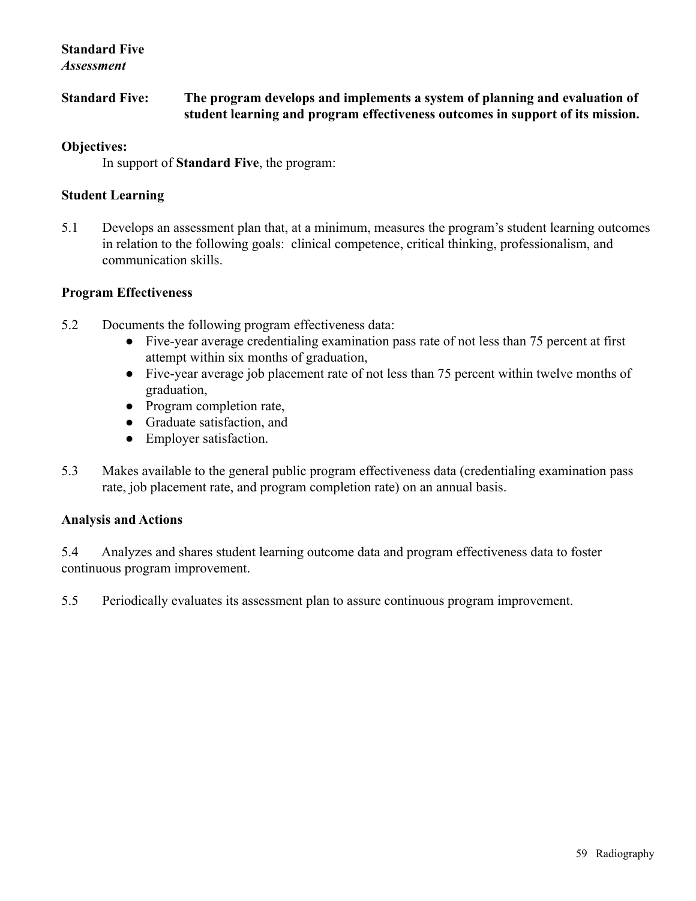**Standard Five**
*Assessment*

**Standard Five: The program develops and implements a system of planning and evaluation of student learning and program effectiveness outcomes in support of its mission.**

**Objectives:**

In support of **Standard Five**, the program:

**Student Learning**

5.1 Develops an assessment plan that, at a minimum, measures the program's student learning outcomes in relation to the following goals: clinical competence, critical thinking, professionalism, and communication skills.

**Program Effectiveness**

5.2 Documents the following program effectiveness data:

- Five-year average credentialing examination pass rate of not less than 75 percent at first attempt within six months of graduation,
- Five-year average job placement rate of not less than 75 percent within twelve months of graduation,
- Program completion rate,
- Graduate satisfaction, and
- Employer satisfaction.

5.3 Makes available to the general public program effectiveness data (credentialing examination pass rate, job placement rate, and program completion rate) on an annual basis.

**Analysis and Actions**

5.4 Analyzes and shares student learning outcome data and program effectiveness data to foster continuous program improvement.

5.5 Periodically evaluates its assessment plan to assure continuous program improvement.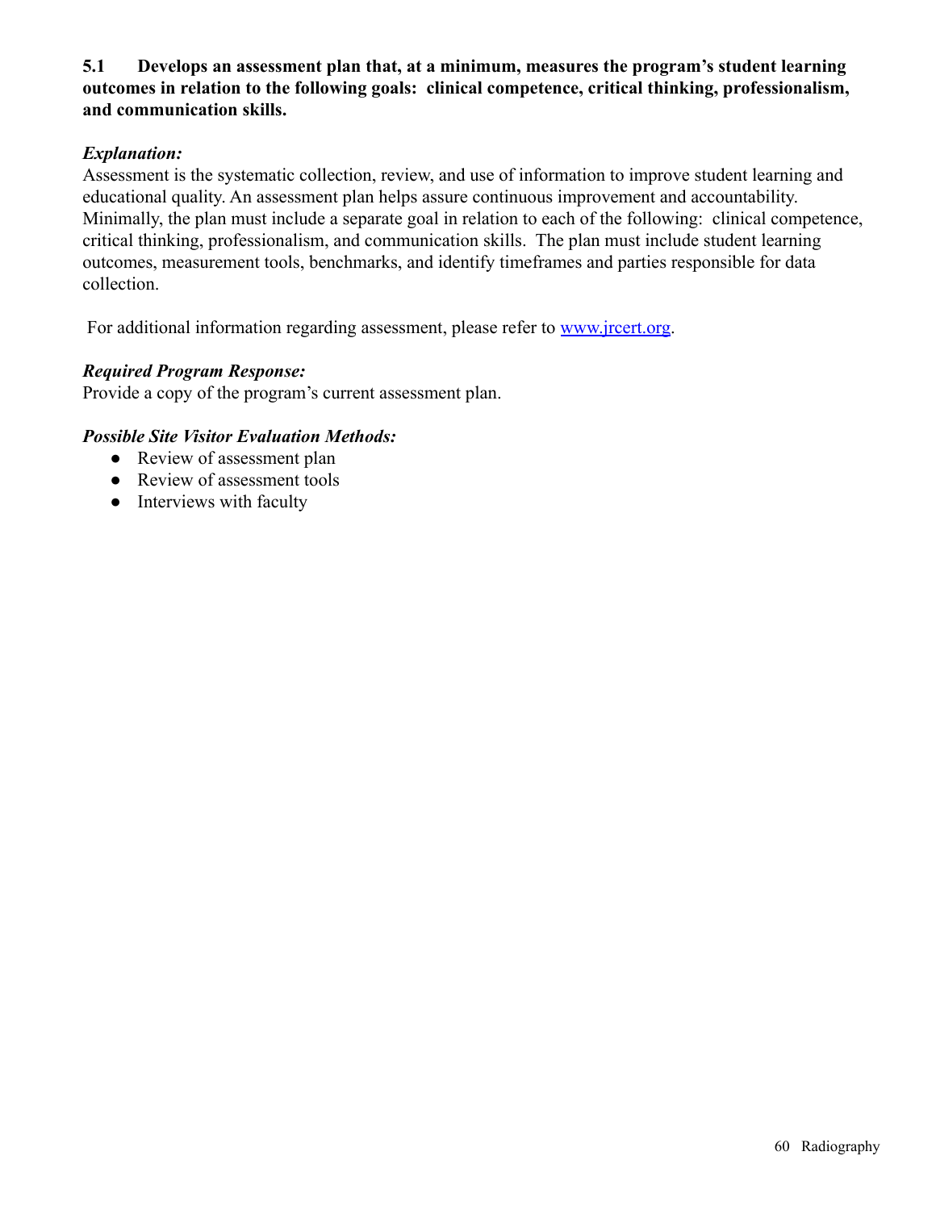**5.1 Develops an assessment plan that, at a minimum, measures the program's student learning outcomes in relation to the following goals: clinical competence, critical thinking, professionalism, and communication skills.**

***Explanation:***
Assessment is the systematic collection, review, and use of information to improve student learning and educational quality. An assessment plan helps assure continuous improvement and accountability. Minimally, the plan must include a separate goal in relation to each of the following: clinical competence, critical thinking, professionalism, and communication skills. The plan must include student learning outcomes, measurement tools, benchmarks, and identify timeframes and parties responsible for data collection.

For additional information regarding assessment, please refer to [www.jrcert.org](http://www.jrcert.org).

***Required Program Response:***
Provide a copy of the program's current assessment plan.

***Possible Site Visitor Evaluation Methods:***
- Review of assessment plan
- Review of assessment tools
- Interviews with faculty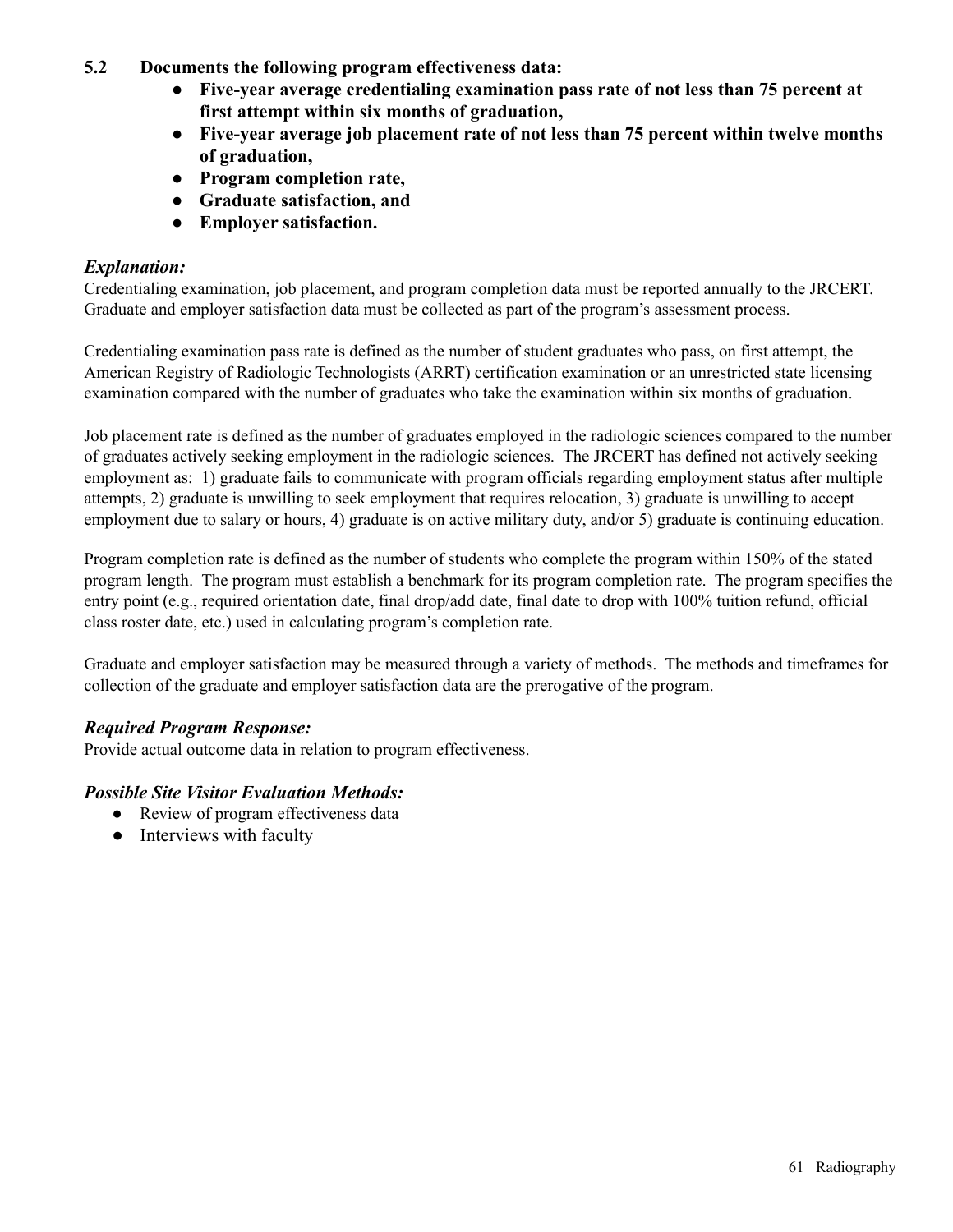**5.2 Documents the following program effectiveness data:**

- **Five-year average credentialing examination pass rate of not less than 75 percent at first attempt within six months of graduation,**
- **Five-year average job placement rate of not less than 75 percent within twelve months of graduation,**
- **Program completion rate,**
- **Graduate satisfaction, and**
- **Employer satisfaction.**

### *Explanation:*

Credentialing examination, job placement, and program completion data must be reported annually to the JRCERT. Graduate and employer satisfaction data must be collected as part of the program's assessment process.

Credentialing examination pass rate is defined as the number of student graduates who pass, on first attempt, the American Registry of Radiologic Technologists (ARRT) certification examination or an unrestricted state licensing examination compared with the number of graduates who take the examination within six months of graduation.

Job placement rate is defined as the number of graduates employed in the radiologic sciences compared to the number of graduates actively seeking employment in the radiologic sciences. The JRCERT has defined not actively seeking employment as: 1) graduate fails to communicate with program officials regarding employment status after multiple attempts, 2) graduate is unwilling to seek employment that requires relocation, 3) graduate is unwilling to accept employment due to salary or hours, 4) graduate is on active military duty, and/or 5) graduate is continuing education.

Program completion rate is defined as the number of students who complete the program within 150% of the stated program length. The program must establish a benchmark for its program completion rate. The program specifies the entry point (e.g., required orientation date, final drop/add date, final date to drop with 100% tuition refund, official class roster date, etc.) used in calculating program's completion rate.

Graduate and employer satisfaction may be measured through a variety of methods. The methods and timeframes for collection of the graduate and employer satisfaction data are the prerogative of the program.

### *Required Program Response:*

Provide actual outcome data in relation to program effectiveness.

### *Possible Site Visitor Evaluation Methods:*

- Review of program effectiveness data
- Interviews with faculty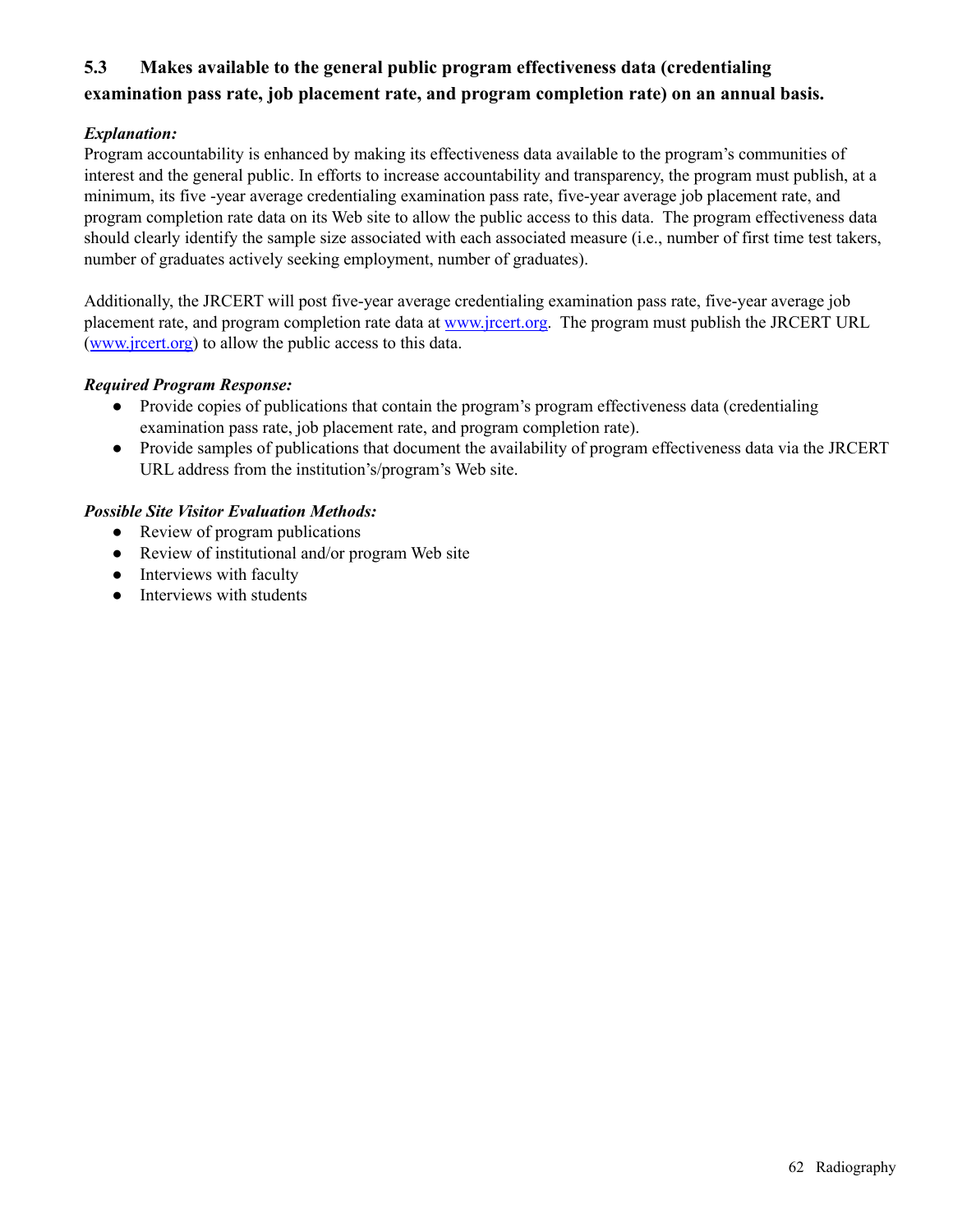### 5.3 Makes available to the general public program effectiveness data (credentialing examination pass rate, job placement rate, and program completion rate) on an annual basis.

***Explanation:***

Program accountability is enhanced by making its effectiveness data available to the program's communities of interest and the general public. In efforts to increase accountability and transparency, the program must publish, at a minimum, its five -year average credentialing examination pass rate, five-year average job placement rate, and program completion rate data on its Web site to allow the public access to this data. The program effectiveness data should clearly identify the sample size associated with each associated measure (i.e., number of first time test takers, number of graduates actively seeking employment, number of graduates).

Additionally, the JRCERT will post five-year average credentialing examination pass rate, five-year average job placement rate, and program completion rate data at [www.jrcert.org](http://www.jrcert.org). The program must publish the JRCERT URL ([www.jrcert.org](http://www.jrcert.org)) to allow the public access to this data.

***Required Program Response:***

- Provide copies of publications that contain the program's program effectiveness data (credentialing examination pass rate, job placement rate, and program completion rate).
- Provide samples of publications that document the availability of program effectiveness data via the JRCERT URL address from the institution's/program's Web site.

***Possible Site Visitor Evaluation Methods:***

- Review of program publications
- Review of institutional and/or program Web site
- Interviews with faculty
- Interviews with students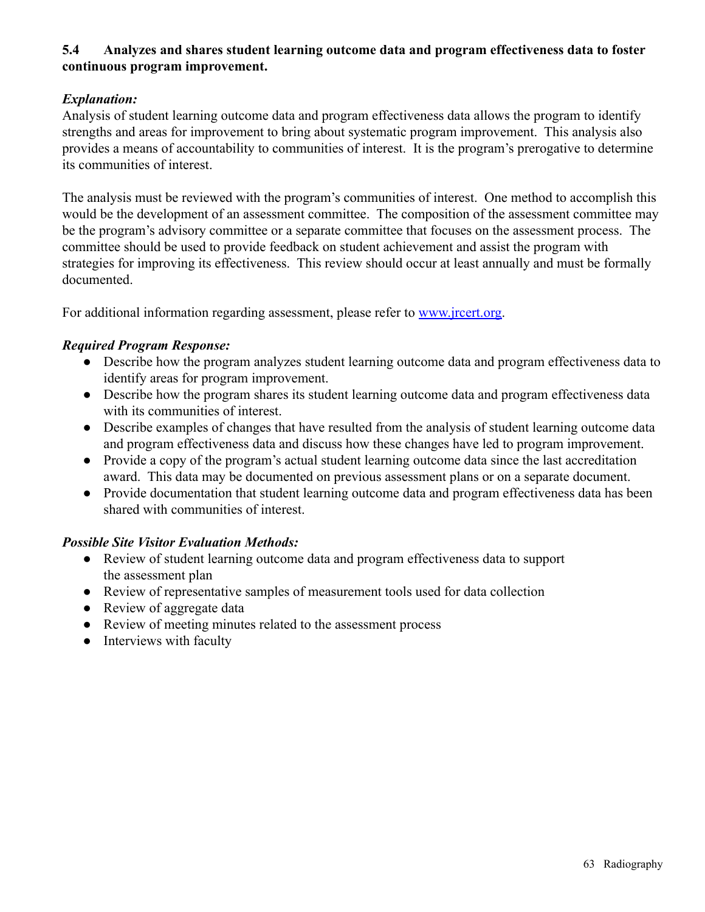**5.4 Analyzes and shares student learning outcome data and program effectiveness data to foster continuous program improvement.**

***Explanation:***

Analysis of student learning outcome data and program effectiveness data allows the program to identify strengths and areas for improvement to bring about systematic program improvement. This analysis also provides a means of accountability to communities of interest. It is the program's prerogative to determine its communities of interest.

The analysis must be reviewed with the program's communities of interest. One method to accomplish this would be the development of an assessment committee. The composition of the assessment committee may be the program's advisory committee or a separate committee that focuses on the assessment process. The committee should be used to provide feedback on student achievement and assist the program with strategies for improving its effectiveness. This review should occur at least annually and must be formally documented.

For additional information regarding assessment, please refer to [www.jrcert.org](http://www.jrcert.org).

***Required Program Response:***

- Describe how the program analyzes student learning outcome data and program effectiveness data to identify areas for program improvement.
- Describe how the program shares its student learning outcome data and program effectiveness data with its communities of interest.
- Describe examples of changes that have resulted from the analysis of student learning outcome data and program effectiveness data and discuss how these changes have led to program improvement.
- Provide a copy of the program's actual student learning outcome data since the last accreditation award. This data may be documented on previous assessment plans or on a separate document.
- Provide documentation that student learning outcome data and program effectiveness data has been shared with communities of interest.

***Possible Site Visitor Evaluation Methods:***

- Review of student learning outcome data and program effectiveness data to support the assessment plan
- Review of representative samples of measurement tools used for data collection
- Review of aggregate data
- Review of meeting minutes related to the assessment process
- Interviews with faculty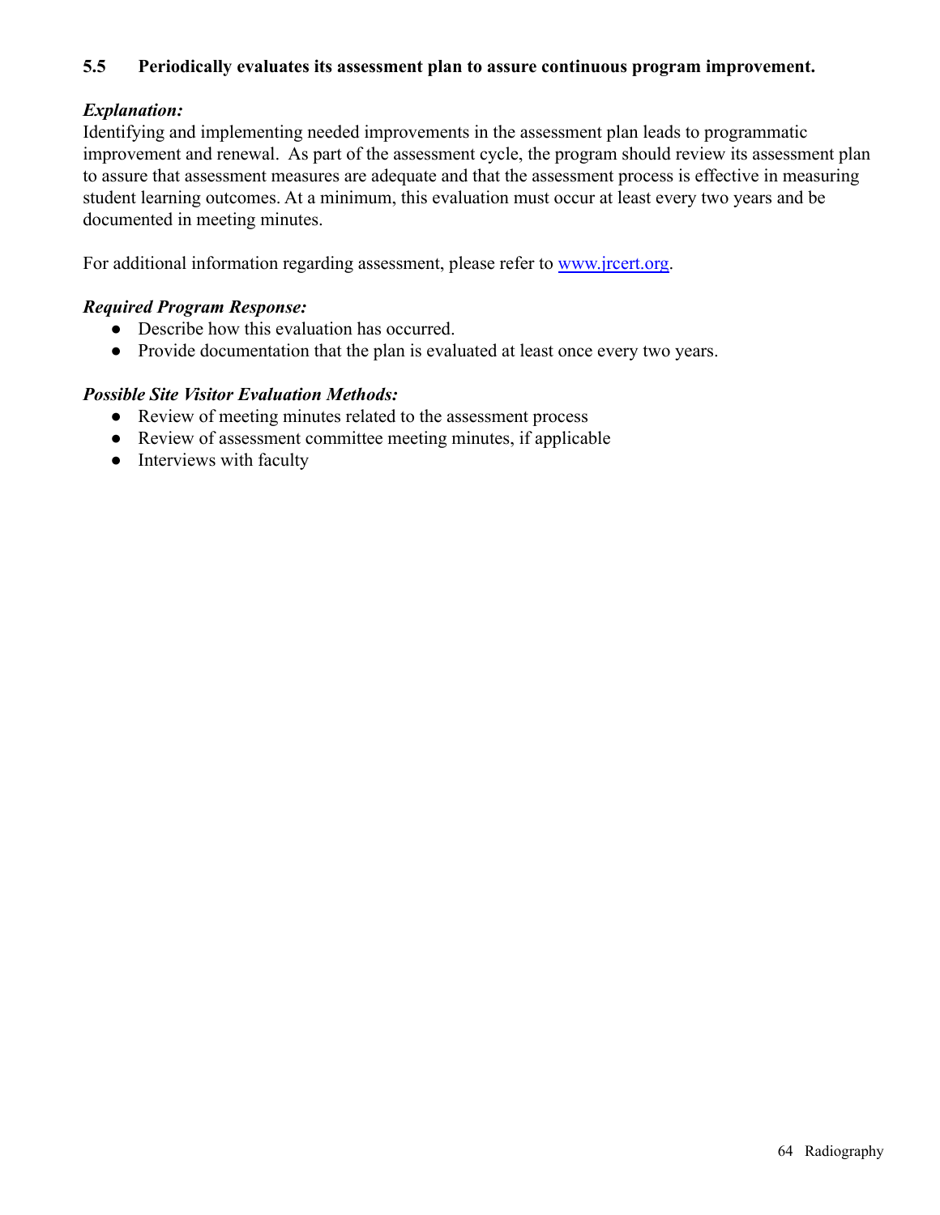**5.5 Periodically evaluates its assessment plan to assure continuous program improvement.**

***Explanation:***

Identifying and implementing needed improvements in the assessment plan leads to programmatic improvement and renewal. As part of the assessment cycle, the program should review its assessment plan to assure that assessment measures are adequate and that the assessment process is effective in measuring student learning outcomes. At a minimum, this evaluation must occur at least every two years and be documented in meeting minutes.

For additional information regarding assessment, please refer to [www.jrcert.org](http://www.jrcert.org).

***Required Program Response:***

- Describe how this evaluation has occurred.
- Provide documentation that the plan is evaluated at least once every two years.

***Possible Site Visitor Evaluation Methods:***

- Review of meeting minutes related to the assessment process
- Review of assessment committee meeting minutes, if applicable
- Interviews with faculty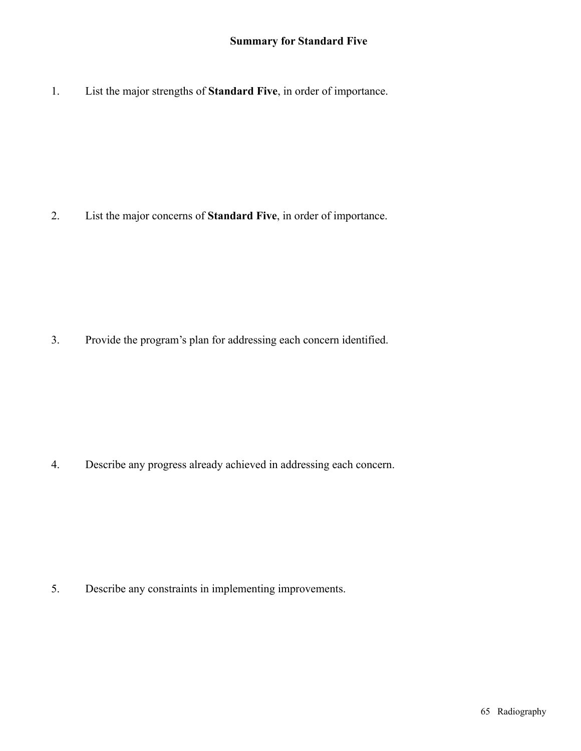## Summary for Standard Five

1. List the major strengths of **Standard Five**, in order of importance.

2. List the major concerns of **Standard Five**, in order of importance.

3. Provide the program's plan for addressing each concern identified.

4. Describe any progress already achieved in addressing each concern.

5. Describe any constraints in implementing improvements.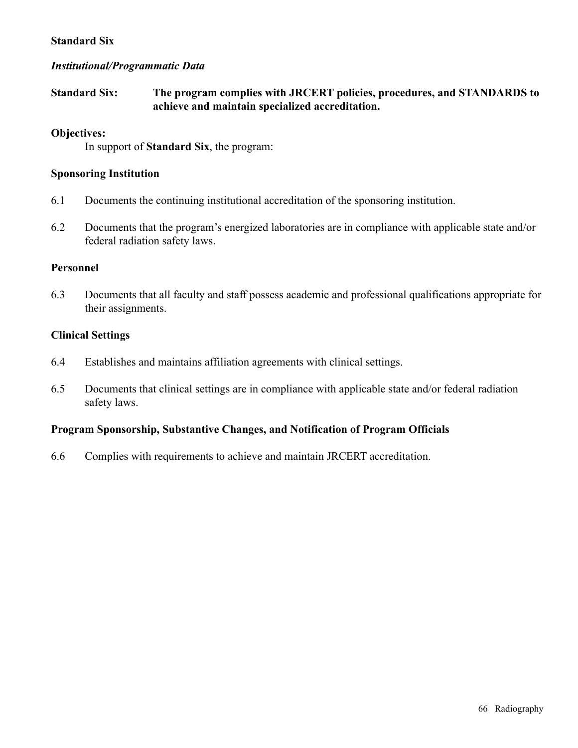**Standard Six**

***Institutional/Programmatic Data***

**Standard Six:** **The program complies with JRCERT policies, procedures, and STANDARDS to achieve and maintain specialized accreditation.**

**Objectives:**

In support of **Standard Six**, the program:

**Sponsoring Institution**

6.1 Documents the continuing institutional accreditation of the sponsoring institution.

6.2 Documents that the program's energized laboratories are in compliance with applicable state and/or federal radiation safety laws.

**Personnel**

6.3 Documents that all faculty and staff possess academic and professional qualifications appropriate for their assignments.

**Clinical Settings**

6.4 Establishes and maintains affiliation agreements with clinical settings.

6.5 Documents that clinical settings are in compliance with applicable state and/or federal radiation safety laws.

**Program Sponsorship, Substantive Changes, and Notification of Program Officials**

6.6 Complies with requirements to achieve and maintain JRCERT accreditation.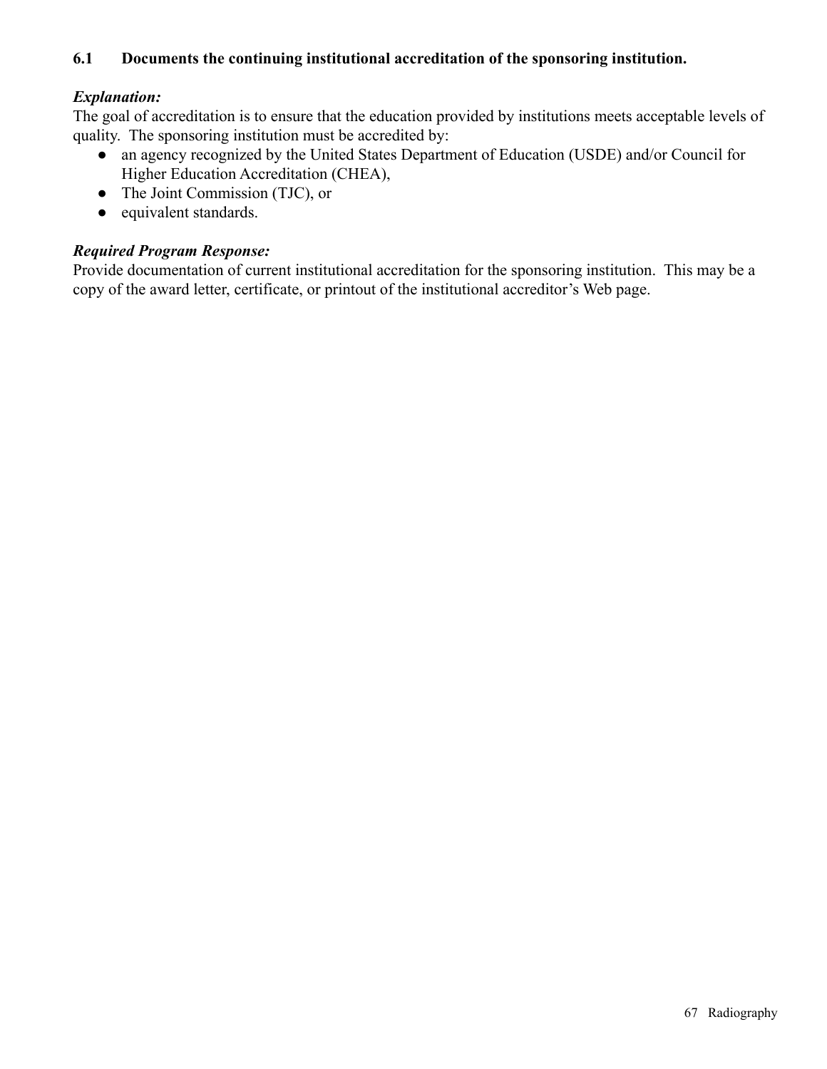**6.1 Documents the continuing institutional accreditation of the sponsoring institution.**

***Explanation:***

The goal of accreditation is to ensure that the education provided by institutions meets acceptable levels of quality. The sponsoring institution must be accredited by:

- an agency recognized by the United States Department of Education (USDE) and/or Council for Higher Education Accreditation (CHEA),
- The Joint Commission (TJC), or
- equivalent standards.

***Required Program Response:***

Provide documentation of current institutional accreditation for the sponsoring institution. This may be a copy of the award letter, certificate, or printout of the institutional accreditor's Web page.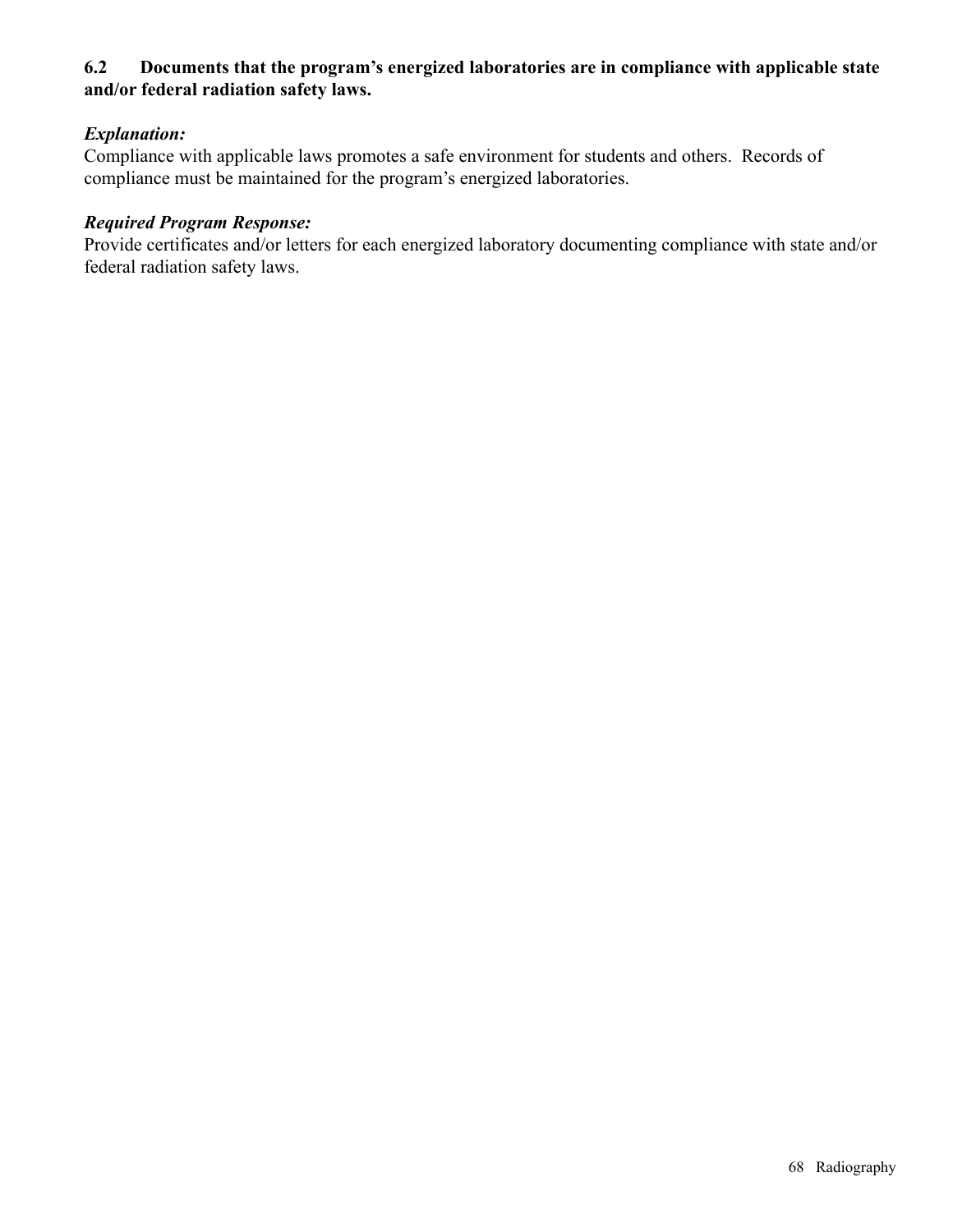**6.2 Documents that the program's energized laboratories are in compliance with applicable state and/or federal radiation safety laws.**

***Explanation:***
Compliance with applicable laws promotes a safe environment for students and others. Records of compliance must be maintained for the program's energized laboratories.

***Required Program Response:***
Provide certificates and/or letters for each energized laboratory documenting compliance with state and/or federal radiation safety laws.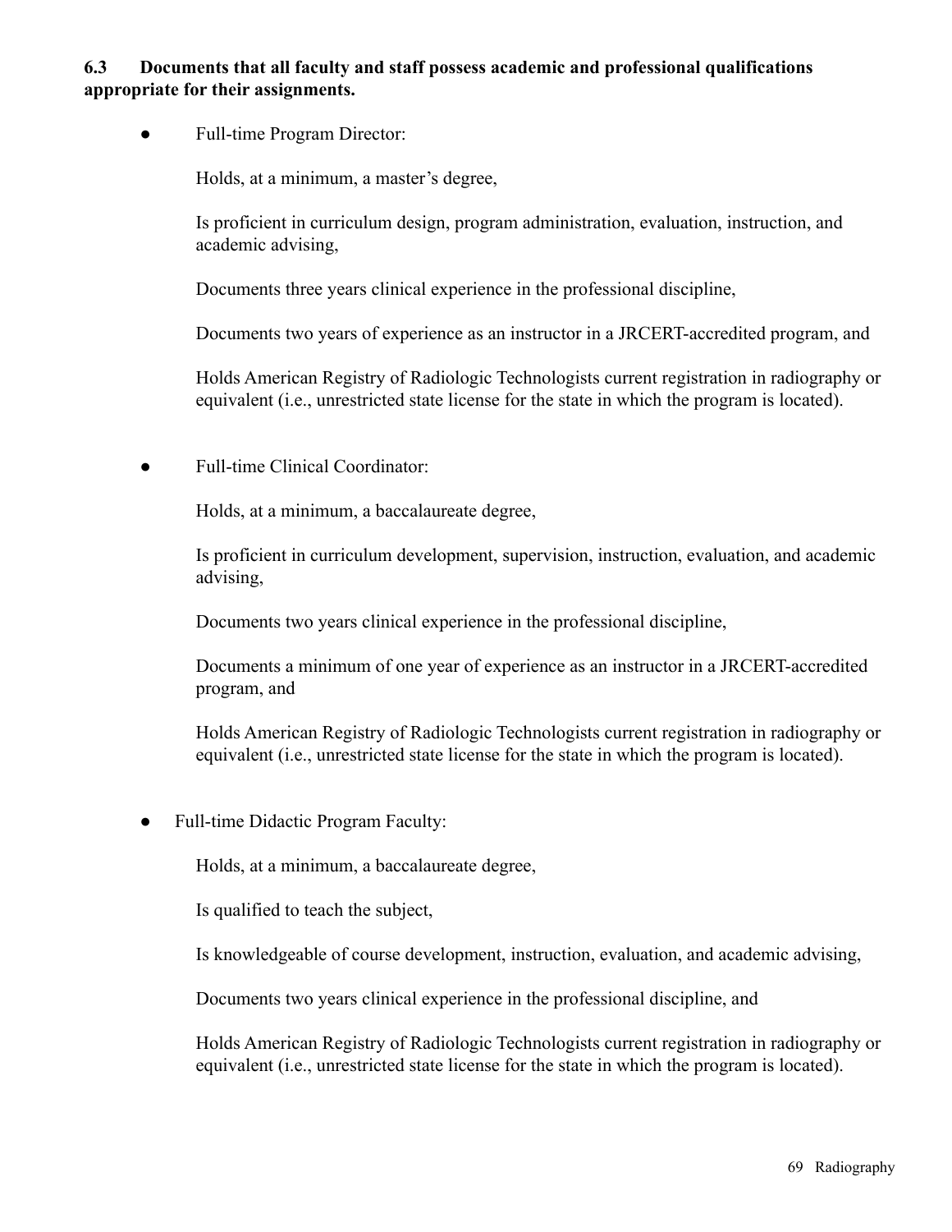**6.3 Documents that all faculty and staff possess academic and professional qualifications appropriate for their assignments.**

- Full-time Program Director:

  Holds, at a minimum, a master's degree,

  Is proficient in curriculum design, program administration, evaluation, instruction, and academic advising,

  Documents three years clinical experience in the professional discipline,

  Documents two years of experience as an instructor in a JRCERT-accredited program, and

  Holds American Registry of Radiologic Technologists current registration in radiography or equivalent (i.e., unrestricted state license for the state in which the program is located).

- Full-time Clinical Coordinator:

  Holds, at a minimum, a baccalaureate degree,

  Is proficient in curriculum development, supervision, instruction, evaluation, and academic advising,

  Documents two years clinical experience in the professional discipline,

  Documents a minimum of one year of experience as an instructor in a JRCERT-accredited program, and

  Holds American Registry of Radiologic Technologists current registration in radiography or equivalent (i.e., unrestricted state license for the state in which the program is located).

- Full-time Didactic Program Faculty:

  Holds, at a minimum, a baccalaureate degree,

  Is qualified to teach the subject,

  Is knowledgeable of course development, instruction, evaluation, and academic advising,

  Documents two years clinical experience in the professional discipline, and

  Holds American Registry of Radiologic Technologists current registration in radiography or equivalent (i.e., unrestricted state license for the state in which the program is located).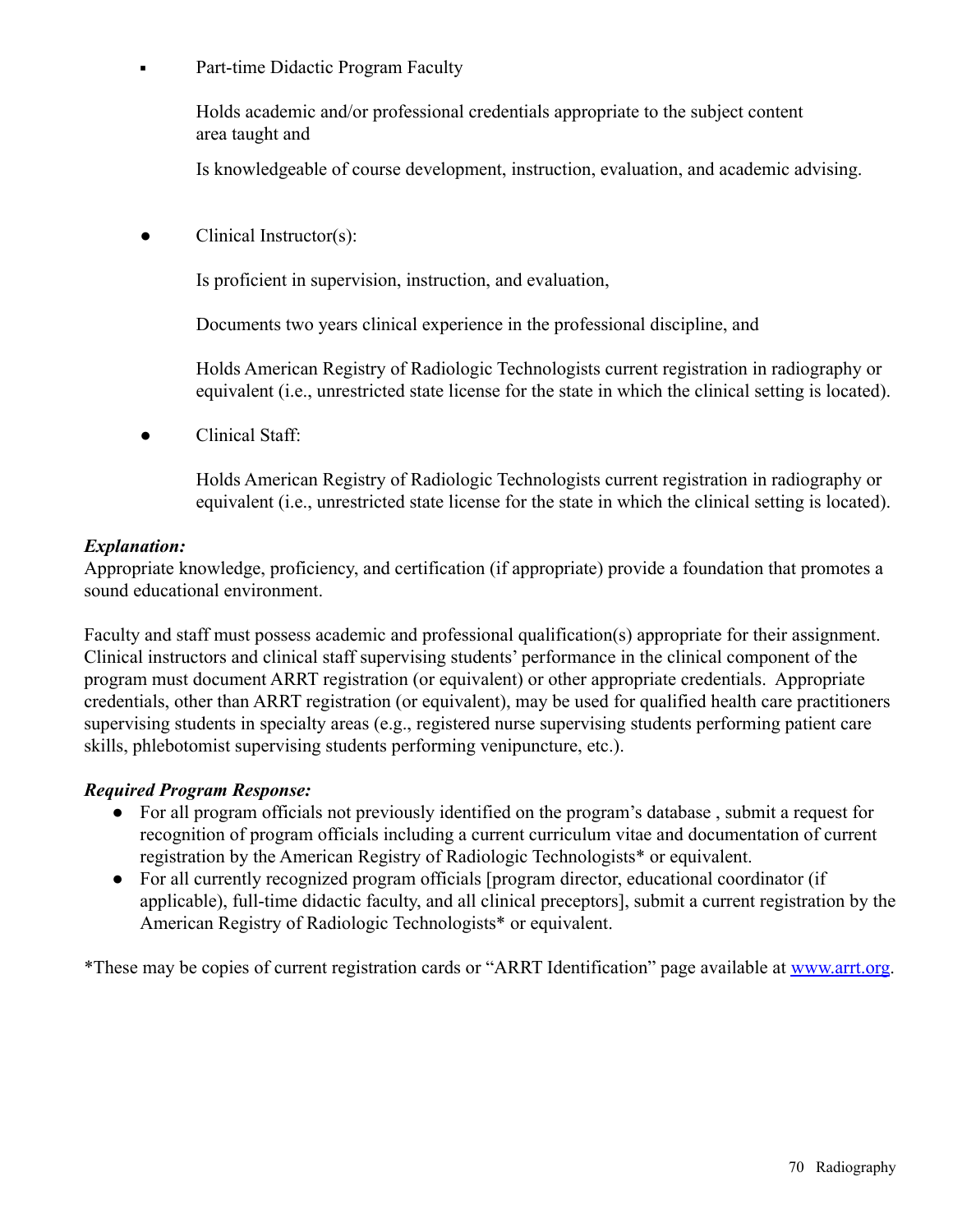- Part-time Didactic Program Faculty

  Holds academic and/or professional credentials appropriate to the subject content area taught and

  Is knowledgeable of course development, instruction, evaluation, and academic advising.

- Clinical Instructor(s):

  Is proficient in supervision, instruction, and evaluation,

  Documents two years clinical experience in the professional discipline, and

  Holds American Registry of Radiologic Technologists current registration in radiography or equivalent (i.e., unrestricted state license for the state in which the clinical setting is located).

- Clinical Staff:

  Holds American Registry of Radiologic Technologists current registration in radiography or equivalent (i.e., unrestricted state license for the state in which the clinical setting is located).

***Explanation:***

Appropriate knowledge, proficiency, and certification (if appropriate) provide a foundation that promotes a sound educational environment.

Faculty and staff must possess academic and professional qualification(s) appropriate for their assignment. Clinical instructors and clinical staff supervising students' performance in the clinical component of the program must document ARRT registration (or equivalent) or other appropriate credentials. Appropriate credentials, other than ARRT registration (or equivalent), may be used for qualified health care practitioners supervising students in specialty areas (e.g., registered nurse supervising students performing patient care skills, phlebotomist supervising students performing venipuncture, etc.).

***Required Program Response:***

- For all program officials not previously identified on the program's database , submit a request for recognition of program officials including a current curriculum vitae and documentation of current registration by the American Registry of Radiologic Technologists* or equivalent.
- For all currently recognized program officials [program director, educational coordinator (if applicable), full-time didactic faculty, and all clinical preceptors], submit a current registration by the American Registry of Radiologic Technologists* or equivalent.

*These may be copies of current registration cards or "ARRT Identification" page available at [www.arrt.org](http://www.arrt.org).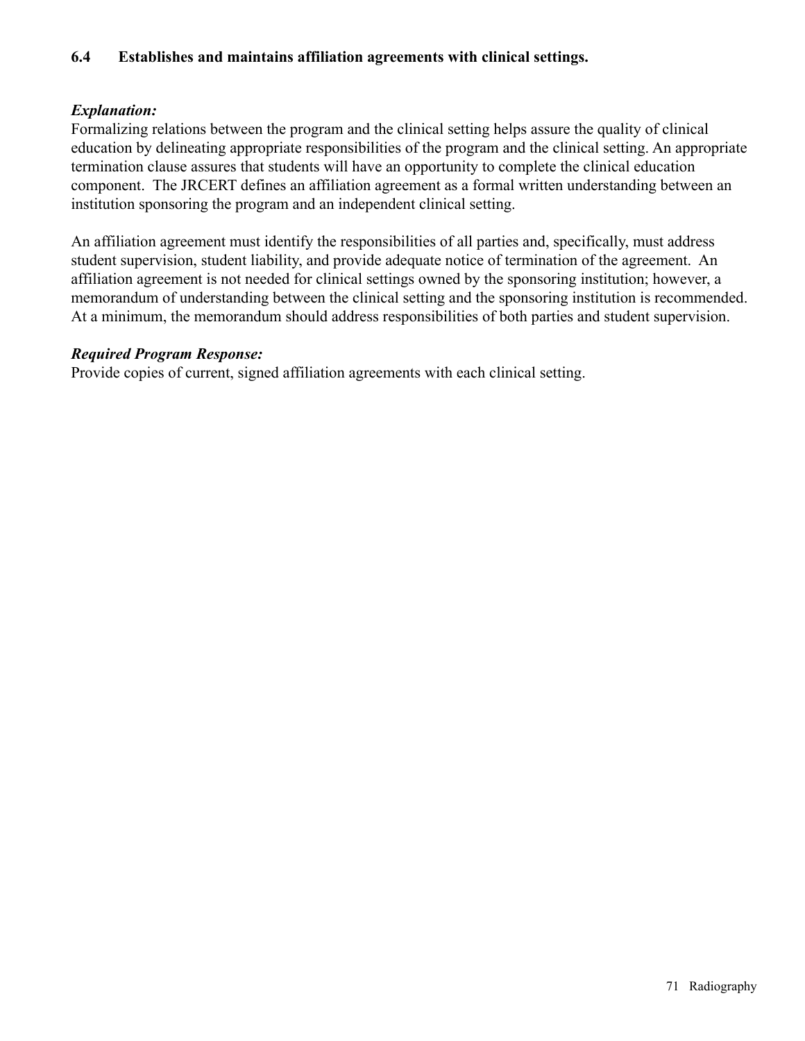**6.4 Establishes and maintains affiliation agreements with clinical settings.**

***Explanation:***

Formalizing relations between the program and the clinical setting helps assure the quality of clinical education by delineating appropriate responsibilities of the program and the clinical setting. An appropriate termination clause assures that students will have an opportunity to complete the clinical education component. The JRCERT defines an affiliation agreement as a formal written understanding between an institution sponsoring the program and an independent clinical setting.

An affiliation agreement must identify the responsibilities of all parties and, specifically, must address student supervision, student liability, and provide adequate notice of termination of the agreement. An affiliation agreement is not needed for clinical settings owned by the sponsoring institution; however, a memorandum of understanding between the clinical setting and the sponsoring institution is recommended. At a minimum, the memorandum should address responsibilities of both parties and student supervision.

***Required Program Response:***

Provide copies of current, signed affiliation agreements with each clinical setting.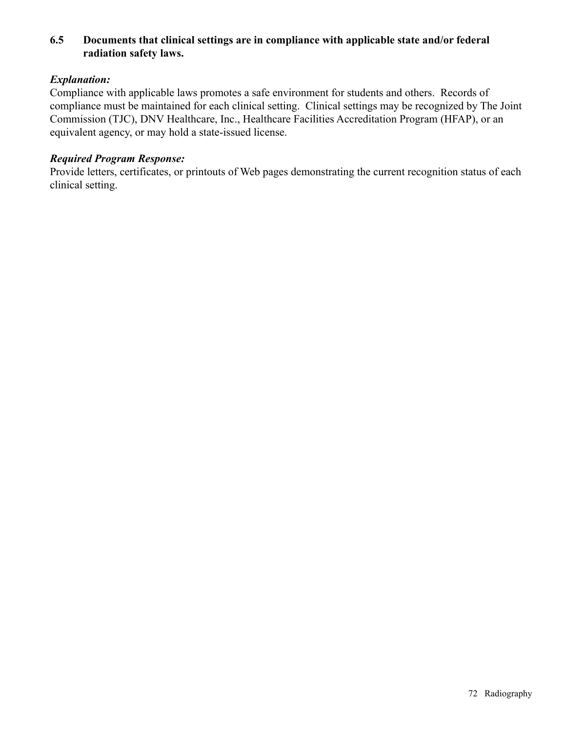**6.5 Documents that clinical settings are in compliance with applicable state and/or federal radiation safety laws.**

***Explanation:***

Compliance with applicable laws promotes a safe environment for students and others. Records of compliance must be maintained for each clinical setting. Clinical settings may be recognized by The Joint Commission (TJC), DNV Healthcare, Inc., Healthcare Facilities Accreditation Program (HFAP), or an equivalent agency, or may hold a state-issued license.

***Required Program Response:***

Provide letters, certificates, or printouts of Web pages demonstrating the current recognition status of each clinical setting.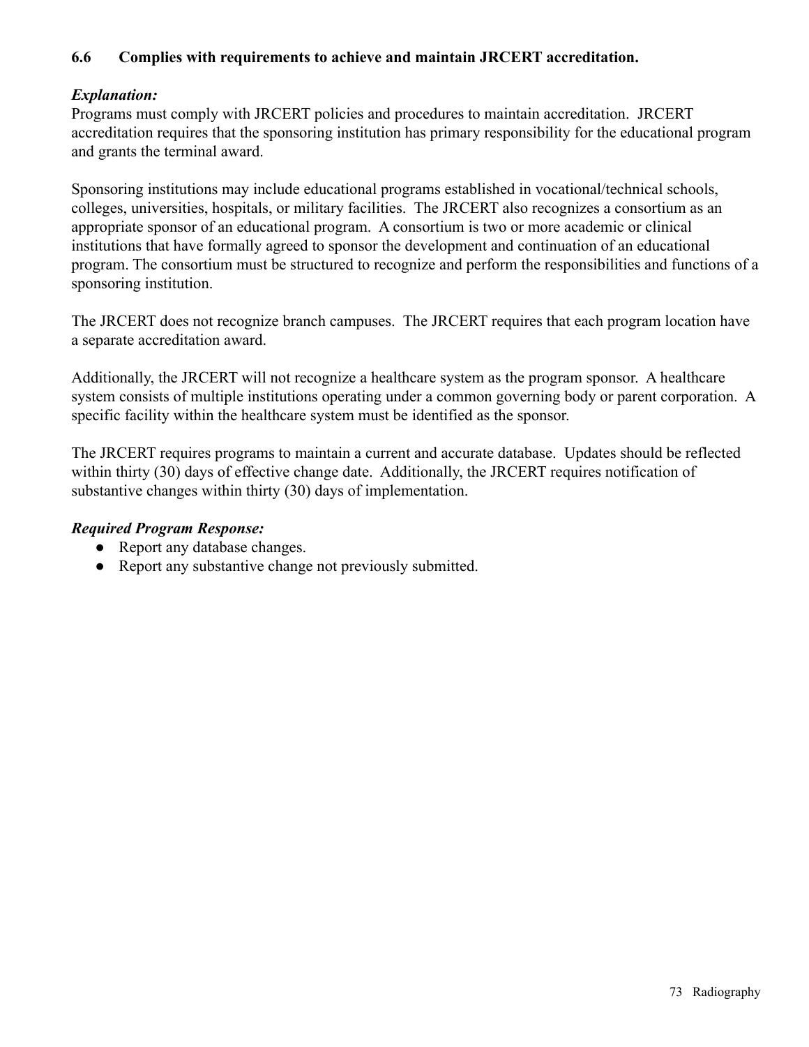### 6.6 Complies with requirements to achieve and maintain JRCERT accreditation.

***Explanation:***
Programs must comply with JRCERT policies and procedures to maintain accreditation. JRCERT accreditation requires that the sponsoring institution has primary responsibility for the educational program and grants the terminal award.

Sponsoring institutions may include educational programs established in vocational/technical schools, colleges, universities, hospitals, or military facilities. The JRCERT also recognizes a consortium as an appropriate sponsor of an educational program. A consortium is two or more academic or clinical institutions that have formally agreed to sponsor the development and continuation of an educational program. The consortium must be structured to recognize and perform the responsibilities and functions of a sponsoring institution.

The JRCERT does not recognize branch campuses. The JRCERT requires that each program location have a separate accreditation award.

Additionally, the JRCERT will not recognize a healthcare system as the program sponsor. A healthcare system consists of multiple institutions operating under a common governing body or parent corporation. A specific facility within the healthcare system must be identified as the sponsor.

The JRCERT requires programs to maintain a current and accurate database. Updates should be reflected within thirty (30) days of effective change date. Additionally, the JRCERT requires notification of substantive changes within thirty (30) days of implementation.

***Required Program Response:***

- Report any database changes.
- Report any substantive change not previously submitted.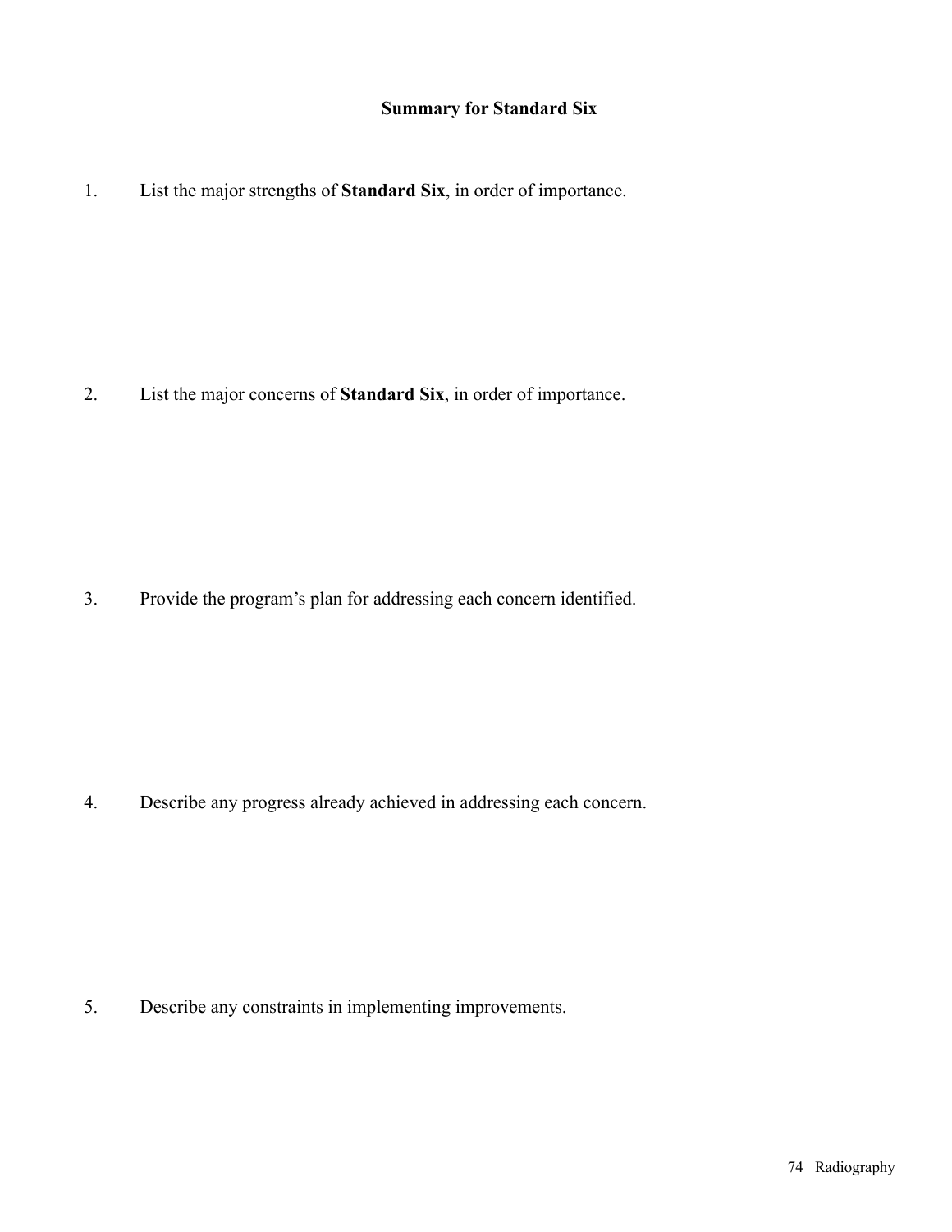## Summary for Standard Six

1. List the major strengths of **Standard Six**, in order of importance.

2. List the major concerns of **Standard Six**, in order of importance.

3. Provide the program's plan for addressing each concern identified.

4. Describe any progress already achieved in addressing each concern.

5. Describe any constraints in implementing improvements.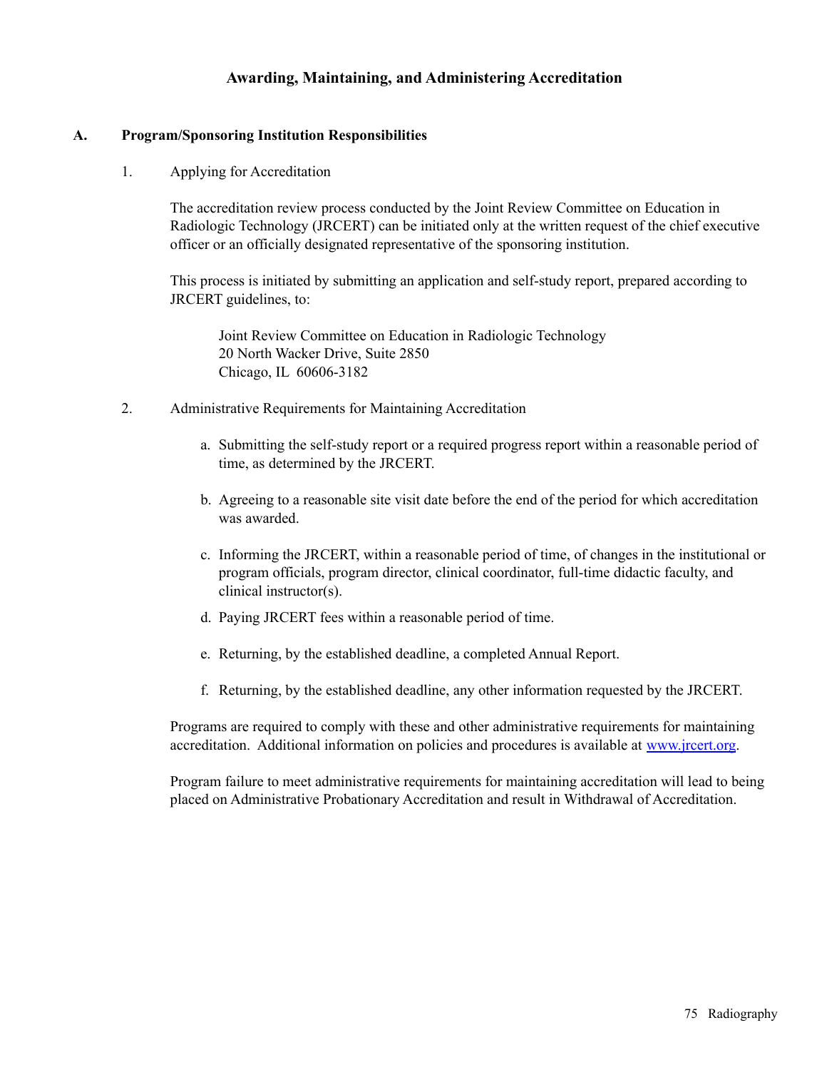# Awarding, Maintaining, and Administering Accreditation

## A. Program/Sponsoring Institution Responsibilities

1. Applying for Accreditation

   The accreditation review process conducted by the Joint Review Committee on Education in Radiologic Technology (JRCERT) can be initiated only at the written request of the chief executive officer or an officially designated representative of the sponsoring institution.

   This process is initiated by submitting an application and self-study report, prepared according to JRCERT guidelines, to:

   > Joint Review Committee on Education in Radiologic Technology
   > 20 North Wacker Drive, Suite 2850
   > Chicago, IL 60606-3182

2. Administrative Requirements for Maintaining Accreditation

   a. Submitting the self-study report or a required progress report within a reasonable period of time, as determined by the JRCERT.

   b. Agreeing to a reasonable site visit date before the end of the period for which accreditation was awarded.

   c. Informing the JRCERT, within a reasonable period of time, of changes in the institutional or program officials, program director, clinical coordinator, full-time didactic faculty, and clinical instructor(s).

   d. Paying JRCERT fees within a reasonable period of time.

   e. Returning, by the established deadline, a completed Annual Report.

   f. Returning, by the established deadline, any other information requested by the JRCERT.

   Programs are required to comply with these and other administrative requirements for maintaining accreditation. Additional information on policies and procedures is available at [www.jrcert.org](http://www.jrcert.org).

   Program failure to meet administrative requirements for maintaining accreditation will lead to being placed on Administrative Probationary Accreditation and result in Withdrawal of Accreditation.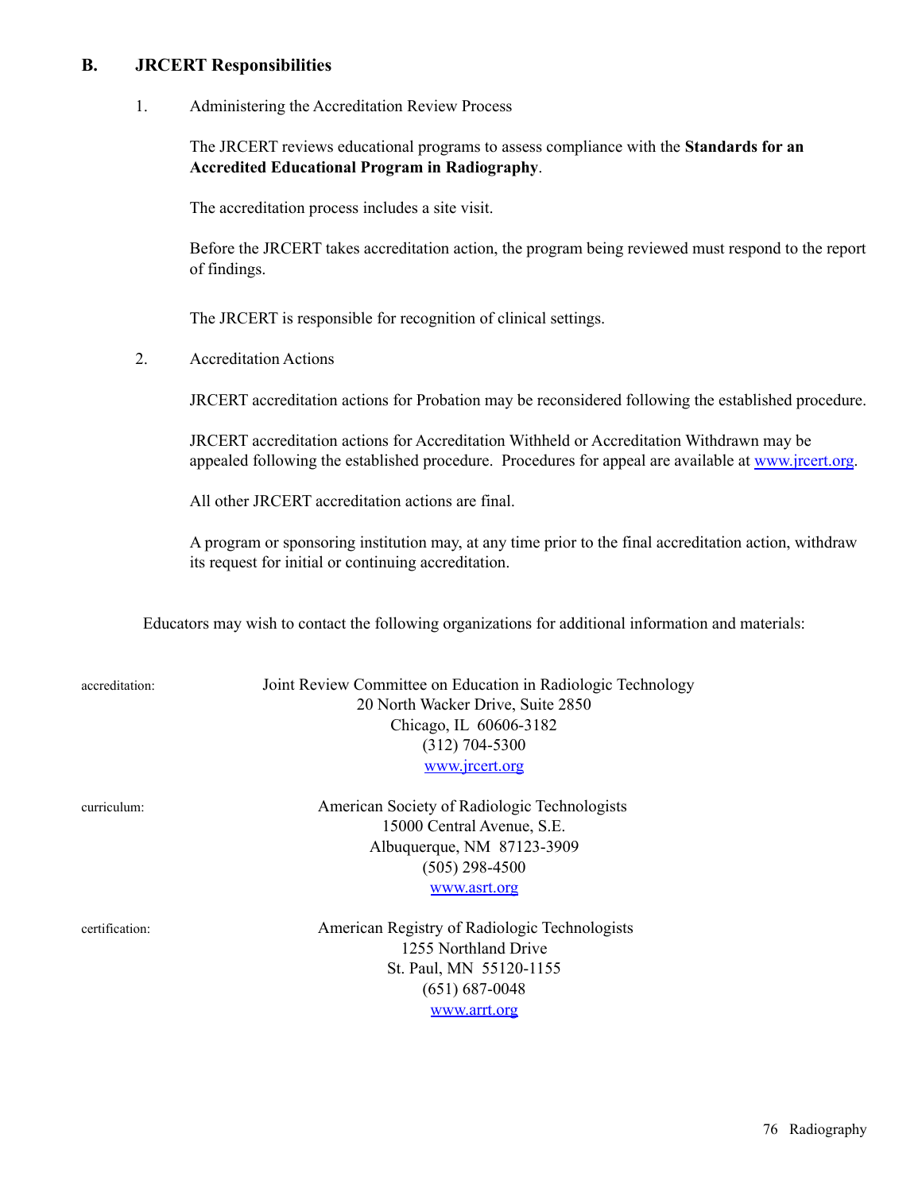## B. JRCERT Responsibilities

1. Administering the Accreditation Review Process

   The JRCERT reviews educational programs to assess compliance with the **Standards for an Accredited Educational Program in Radiography**.

   The accreditation process includes a site visit.

   Before the JRCERT takes accreditation action, the program being reviewed must respond to the report of findings.

   The JRCERT is responsible for recognition of clinical settings.

2. Accreditation Actions

   JRCERT accreditation actions for Probation may be reconsidered following the established procedure.

   JRCERT accreditation actions for Accreditation Withheld or Accreditation Withdrawn may be appealed following the established procedure. Procedures for appeal are available at www.jrcert.org.

   All other JRCERT accreditation actions are final.

   A program or sponsoring institution may, at any time prior to the final accreditation action, withdraw its request for initial or continuing accreditation.

Educators may wish to contact the following organizations for additional information and materials:

accreditation:

Joint Review Committee on Education in Radiologic Technology
20 North Wacker Drive, Suite 2850
Chicago, IL 60606-3182
(312) 704-5300
www.jrcert.org

curriculum:

American Society of Radiologic Technologists
15000 Central Avenue, S.E.
Albuquerque, NM 87123-3909
(505) 298-4500
www.asrt.org

certification:

American Registry of Radiologic Technologists
1255 Northland Drive
St. Paul, MN 55120-1155
(651) 687-0048
www.arrt.org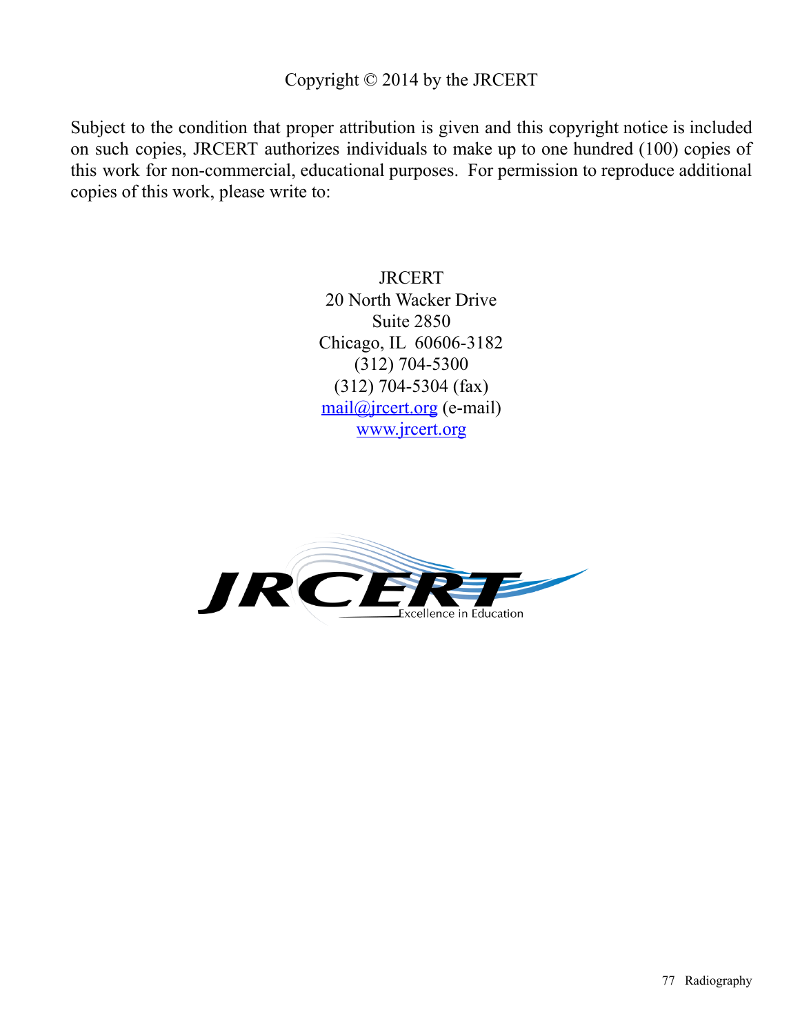Copyright © 2014 by the JRCERT

Subject to the condition that proper attribution is given and this copyright notice is included on such copies, JRCERT authorizes individuals to make up to one hundred (100) copies of this work for non-commercial, educational purposes. For permission to reproduce additional copies of this work, please write to:

JRCERT  
20 North Wacker Drive  
Suite 2850  
Chicago, IL 60606-3182  
(312) 704-5300  
(312) 704-5304 (fax)  
mail@jrcert.org (e-mail)  
www.jrcert.org

JRCERT  
Excellence in Education